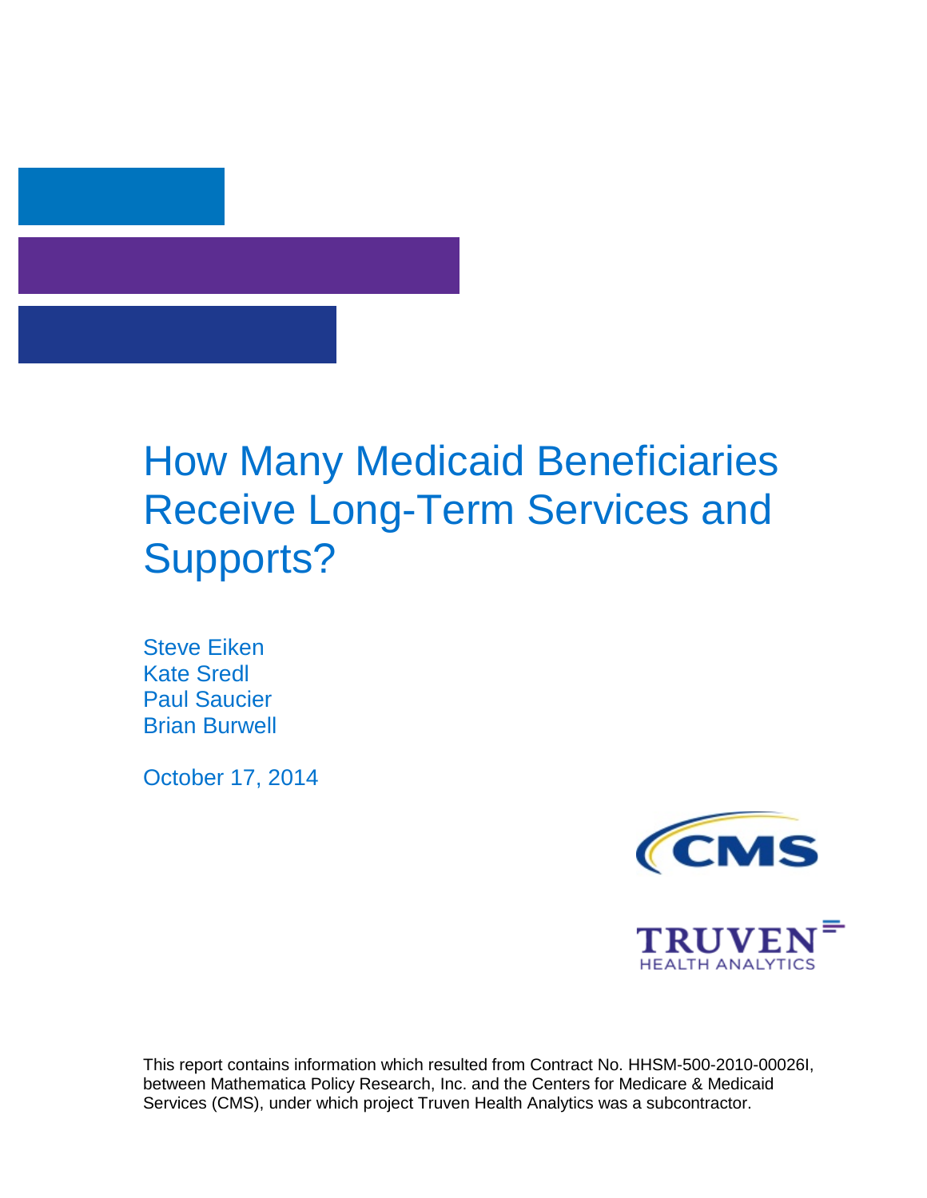# How Many Medicaid Beneficiaries Receive Long-Term Services and Supports?

Steve Eiken
Kate Sredl
Paul Saucier
Brian Burwell

October 17, 2014

This report contains information which resulted from Contract No. HHSM-500-2010-00026I, between Mathematica Policy Research, Inc. and the Centers for Medicare & Medicaid Services (CMS), under which project Truven Health Analytics was a subcontractor.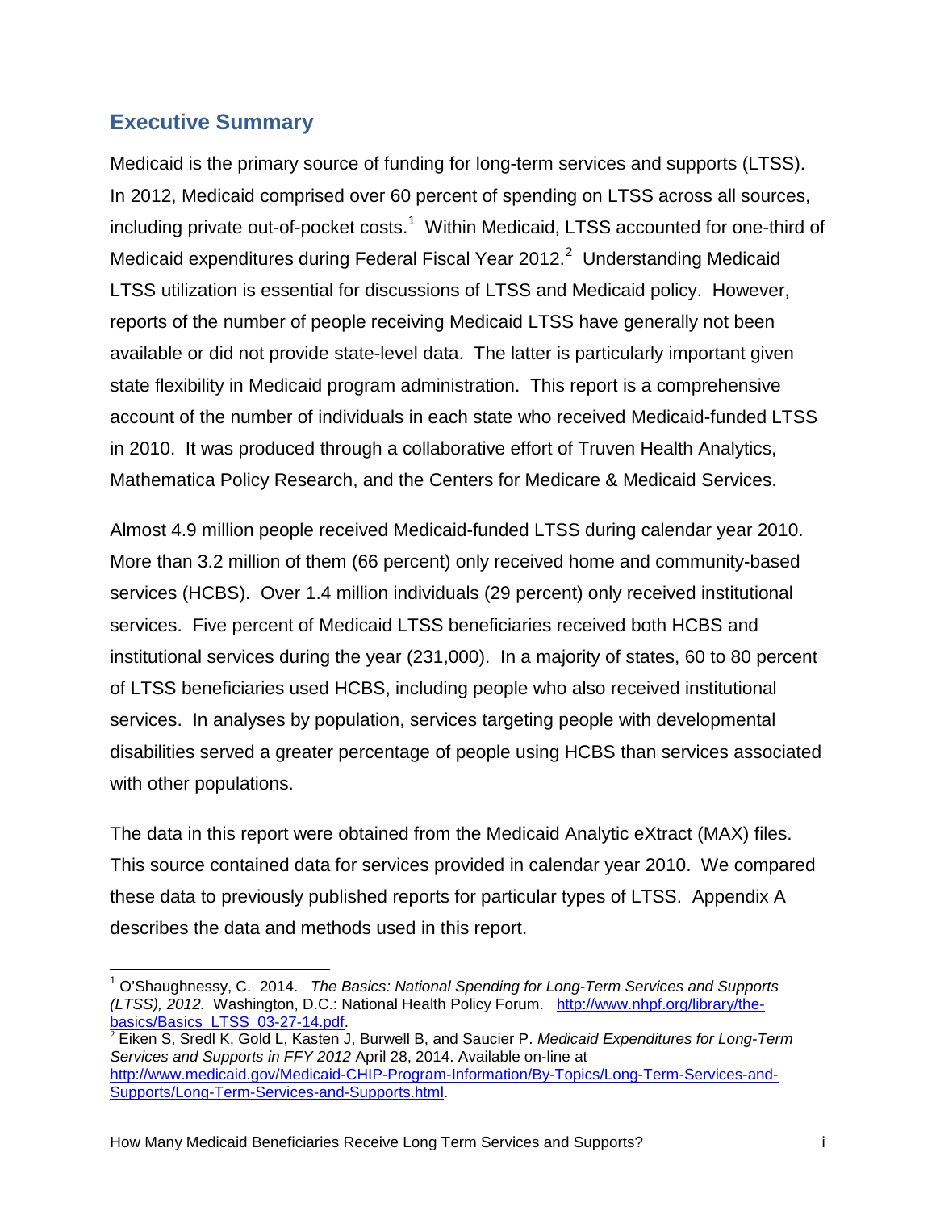## Executive Summary

Medicaid is the primary source of funding for long-term services and supports (LTSS). In 2012, Medicaid comprised over 60 percent of spending on LTSS across all sources, including private out-of-pocket costs.[1] Within Medicaid, LTSS accounted for one-third of Medicaid expenditures during Federal Fiscal Year 2012.[2] Understanding Medicaid LTSS utilization is essential for discussions of LTSS and Medicaid policy. However, reports of the number of people receiving Medicaid LTSS have generally not been available or did not provide state-level data. The latter is particularly important given state flexibility in Medicaid program administration. This report is a comprehensive account of the number of individuals in each state who received Medicaid-funded LTSS in 2010. It was produced through a collaborative effort of Truven Health Analytics, Mathematica Policy Research, and the Centers for Medicare & Medicaid Services.

Almost 4.9 million people received Medicaid-funded LTSS during calendar year 2010. More than 3.2 million of them (66 percent) only received home and community-based services (HCBS). Over 1.4 million individuals (29 percent) only received institutional services. Five percent of Medicaid LTSS beneficiaries received both HCBS and institutional services during the year (231,000). In a majority of states, 60 to 80 percent of LTSS beneficiaries used HCBS, including people who also received institutional services. In analyses by population, services targeting people with developmental disabilities served a greater percentage of people using HCBS than services associated with other populations.

The data in this report were obtained from the Medicaid Analytic eXtract (MAX) files. This source contained data for services provided in calendar year 2010. We compared these data to previously published reports for particular types of LTSS. Appendix A describes the data and methods used in this report.

---

[1] O'Shaughnessy, C. 2014. *The Basics: National Spending for Long-Term Services and Supports (LTSS), 2012.* Washington, D.C.: National Health Policy Forum. http://www.nhpf.org/library/the-basics/Basics_LTSS_03-27-14.pdf.

[2] Eiken S, Sredl K, Gold L, Kasten J, Burwell B, and Saucier P. *Medicaid Expenditures for Long-Term Services and Supports in FFY 2012* April 28, 2014. Available on-line at http://www.medicaid.gov/Medicaid-CHIP-Program-Information/By-Topics/Long-Term-Services-and-Supports/Long-Term-Services-and-Supports.html.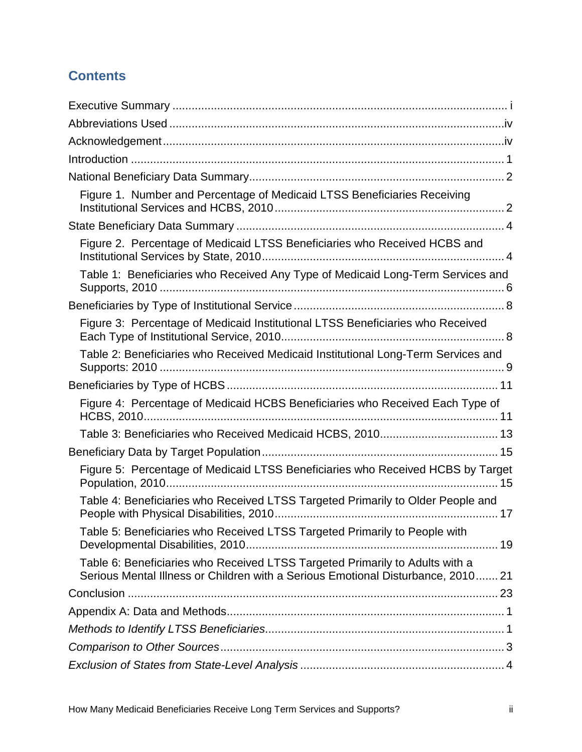## Contents

Executive Summary ........................................................................................................ i

Abbreviations Used ........................................................................................................iv

Acknowledgement ..........................................................................................................iv

Introduction .................................................................................................................... 1

National Beneficiary Data Summary ............................................................................... 2

- Figure 1. Number and Percentage of Medicaid LTSS Beneficiaries Receiving Institutional Services and HCBS, 2010 ....................................................................... 2

State Beneficiary Data Summary ................................................................................... 4

- Figure 2. Percentage of Medicaid LTSS Beneficiaries who Received HCBS and Institutional Services by State, 2010 ........................................................................... 4
- Table 1: Beneficiaries who Received Any Type of Medicaid Long-Term Services and Supports, 2010 .......................................................................................................... 6

Beneficiaries by Type of Institutional Service ................................................................. 8

- Figure 3: Percentage of Medicaid Institutional LTSS Beneficiaries who Received Each Type of Institutional Service, 2010 ..................................................................... 8
- Table 2: Beneficiaries who Received Medicaid Institutional Long-Term Services and Supports: 2010 ........................................................................................................... 9

Beneficiaries by Type of HCBS .................................................................................... 11

- Figure 4: Percentage of Medicaid HCBS Beneficiaries who Received Each Type of HCBS, 2010 .............................................................................................................. 11
- Table 3: Beneficiaries who Received Medicaid HCBS, 2010 .................................... 13

Beneficiary Data by Target Population ......................................................................... 15

- Figure 5: Percentage of Medicaid LTSS Beneficiaries who Received HCBS by Target Population, 2010 ....................................................................................................... 15
- Table 4: Beneficiaries who Received LTSS Targeted Primarily to Older People and People with Physical Disabilities, 2010 ..................................................................... 17
- Table 5: Beneficiaries who Received LTSS Targeted Primarily to People with Developmental Disabilities, 2010 .............................................................................. 19
- Table 6: Beneficiaries who Received LTSS Targeted Primarily to Adults with a Serious Mental Illness or Children with a Serious Emotional Disturbance, 2010 ....... 21

Conclusion .................................................................................................................... 23

Appendix A: Data and Methods ...................................................................................... 1

*Methods to Identify LTSS Beneficiaries* .......................................................................... 1

*Comparison to Other Sources* ......................................................................................... 3

*Exclusion of States from State-Level Analysis* ............................................................... 4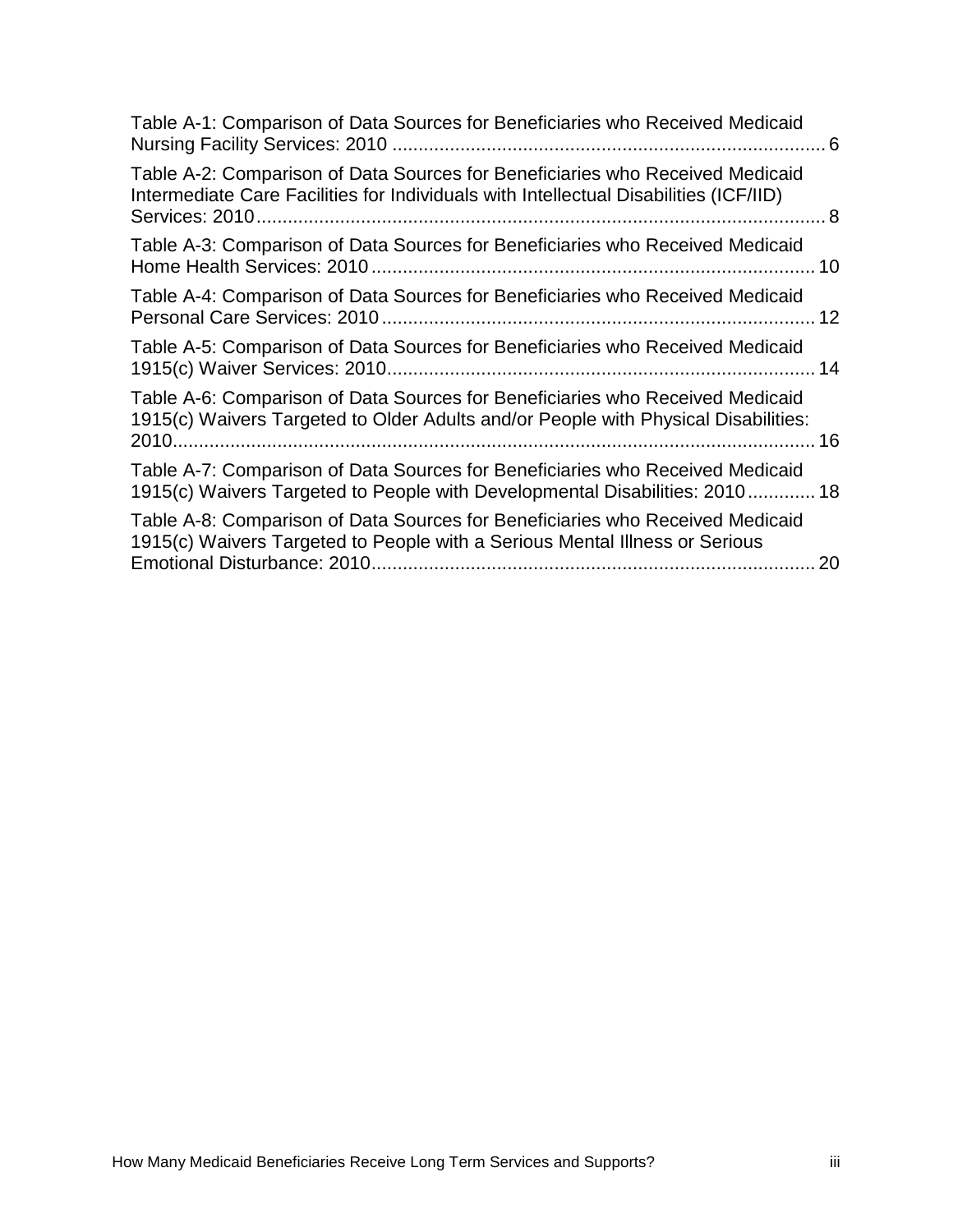Table A-1: Comparison of Data Sources for Beneficiaries who Received Medicaid Nursing Facility Services: 2010 .... 6

Table A-2: Comparison of Data Sources for Beneficiaries who Received Medicaid Intermediate Care Facilities for Individuals with Intellectual Disabilities (ICF/IID) Services: 2010 .... 8

Table A-3: Comparison of Data Sources for Beneficiaries who Received Medicaid Home Health Services: 2010 .... 10

Table A-4: Comparison of Data Sources for Beneficiaries who Received Medicaid Personal Care Services: 2010 .... 12

Table A-5: Comparison of Data Sources for Beneficiaries who Received Medicaid 1915(c) Waiver Services: 2010 .... 14

Table A-6: Comparison of Data Sources for Beneficiaries who Received Medicaid 1915(c) Waivers Targeted to Older Adults and/or People with Physical Disabilities: 2010 .... 16

Table A-7: Comparison of Data Sources for Beneficiaries who Received Medicaid 1915(c) Waivers Targeted to People with Developmental Disabilities: 2010 .... 18

Table A-8: Comparison of Data Sources for Beneficiaries who Received Medicaid 1915(c) Waivers Targeted to People with a Serious Mental Illness or Serious Emotional Disturbance: 2010 .... 20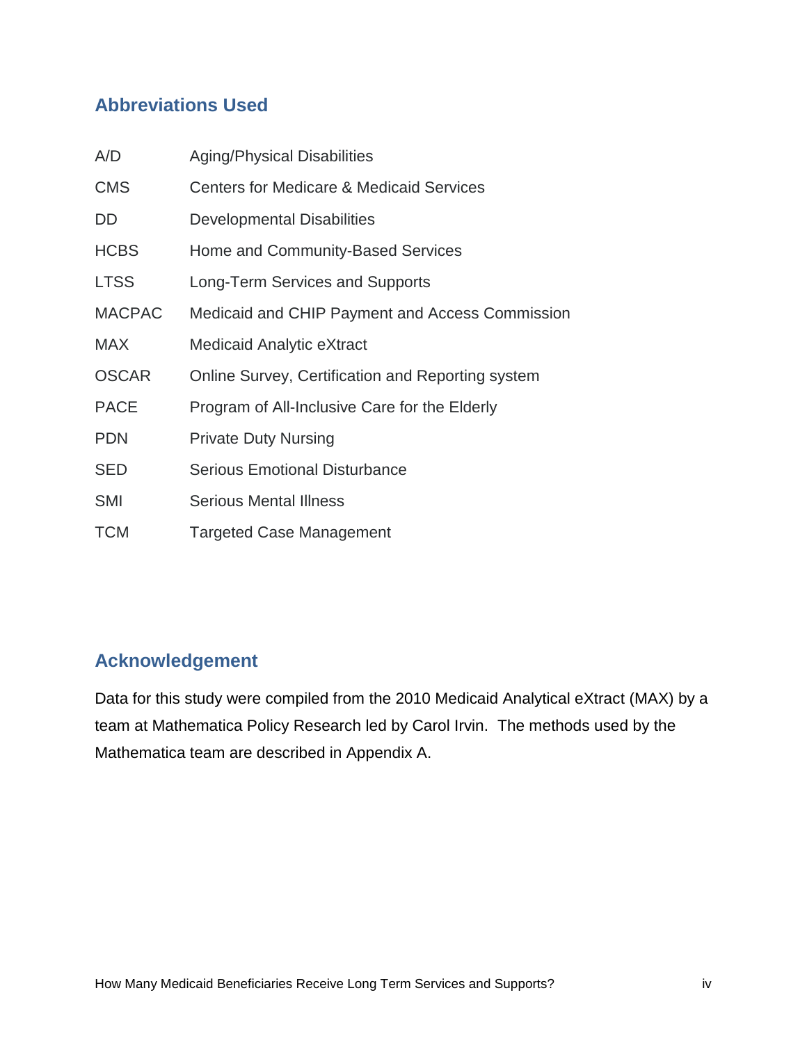## Abbreviations Used

| | |
|---|---|
| A/D | Aging/Physical Disabilities |
| CMS | Centers for Medicare & Medicaid Services |
| DD | Developmental Disabilities |
| HCBS | Home and Community-Based Services |
| LTSS | Long-Term Services and Supports |
| MACPAC | Medicaid and CHIP Payment and Access Commission |
| MAX | Medicaid Analytic eXtract |
| OSCAR | Online Survey, Certification and Reporting system |
| PACE | Program of All-Inclusive Care for the Elderly |
| PDN | Private Duty Nursing |
| SED | Serious Emotional Disturbance |
| SMI | Serious Mental Illness |
| TCM | Targeted Case Management |

## Acknowledgement

Data for this study were compiled from the 2010 Medicaid Analytical eXtract (MAX) by a team at Mathematica Policy Research led by Carol Irvin. The methods used by the Mathematica team are described in Appendix A.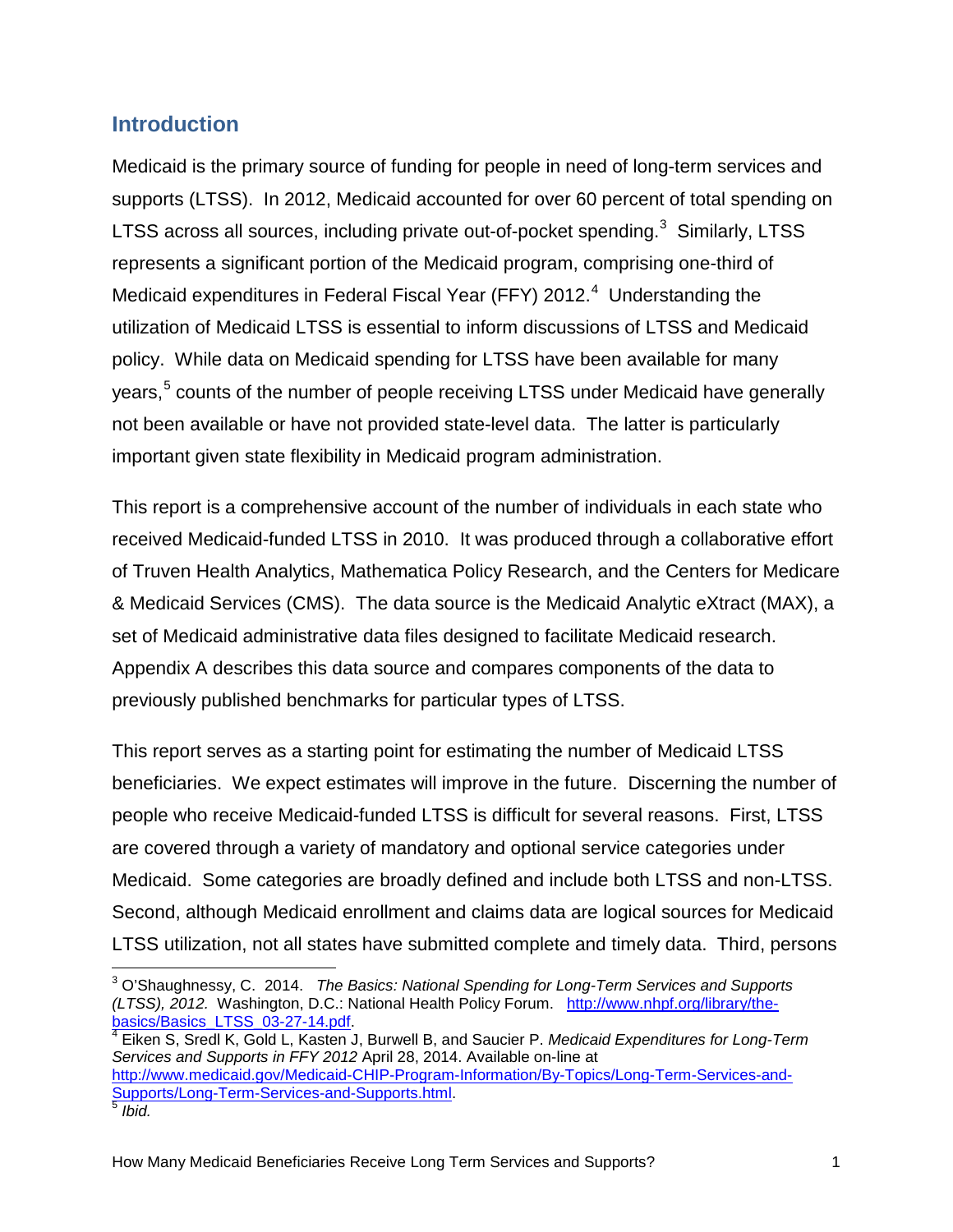## Introduction

Medicaid is the primary source of funding for people in need of long-term services and supports (LTSS). In 2012, Medicaid accounted for over 60 percent of total spending on LTSS across all sources, including private out-of-pocket spending.[3] Similarly, LTSS represents a significant portion of the Medicaid program, comprising one-third of Medicaid expenditures in Federal Fiscal Year (FFY) 2012.[4] Understanding the utilization of Medicaid LTSS is essential to inform discussions of LTSS and Medicaid policy. While data on Medicaid spending for LTSS have been available for many years,[5] counts of the number of people receiving LTSS under Medicaid have generally not been available or have not provided state-level data. The latter is particularly important given state flexibility in Medicaid program administration.

This report is a comprehensive account of the number of individuals in each state who received Medicaid-funded LTSS in 2010. It was produced through a collaborative effort of Truven Health Analytics, Mathematica Policy Research, and the Centers for Medicare & Medicaid Services (CMS). The data source is the Medicaid Analytic eXtract (MAX), a set of Medicaid administrative data files designed to facilitate Medicaid research. Appendix A describes this data source and compares components of the data to previously published benchmarks for particular types of LTSS.

This report serves as a starting point for estimating the number of Medicaid LTSS beneficiaries. We expect estimates will improve in the future. Discerning the number of people who receive Medicaid-funded LTSS is difficult for several reasons. First, LTSS are covered through a variety of mandatory and optional service categories under Medicaid. Some categories are broadly defined and include both LTSS and non-LTSS. Second, although Medicaid enrollment and claims data are logical sources for Medicaid LTSS utilization, not all states have submitted complete and timely data. Third, persons

---

[3] O'Shaughnessy, C. 2014. *The Basics: National Spending for Long-Term Services and Supports (LTSS), 2012.* Washington, D.C.: National Health Policy Forum. http://www.nhpf.org/library/the-basics/Basics_LTSS_03-27-14.pdf.

[4] Eiken S, Sredl K, Gold L, Kasten J, Burwell B, and Saucier P. *Medicaid Expenditures for Long-Term Services and Supports in FFY 2012* April 28, 2014. Available on-line at http://www.medicaid.gov/Medicaid-CHIP-Program-Information/By-Topics/Long-Term-Services-and-Supports/Long-Term-Services-and-Supports.html.

[5] *Ibid.*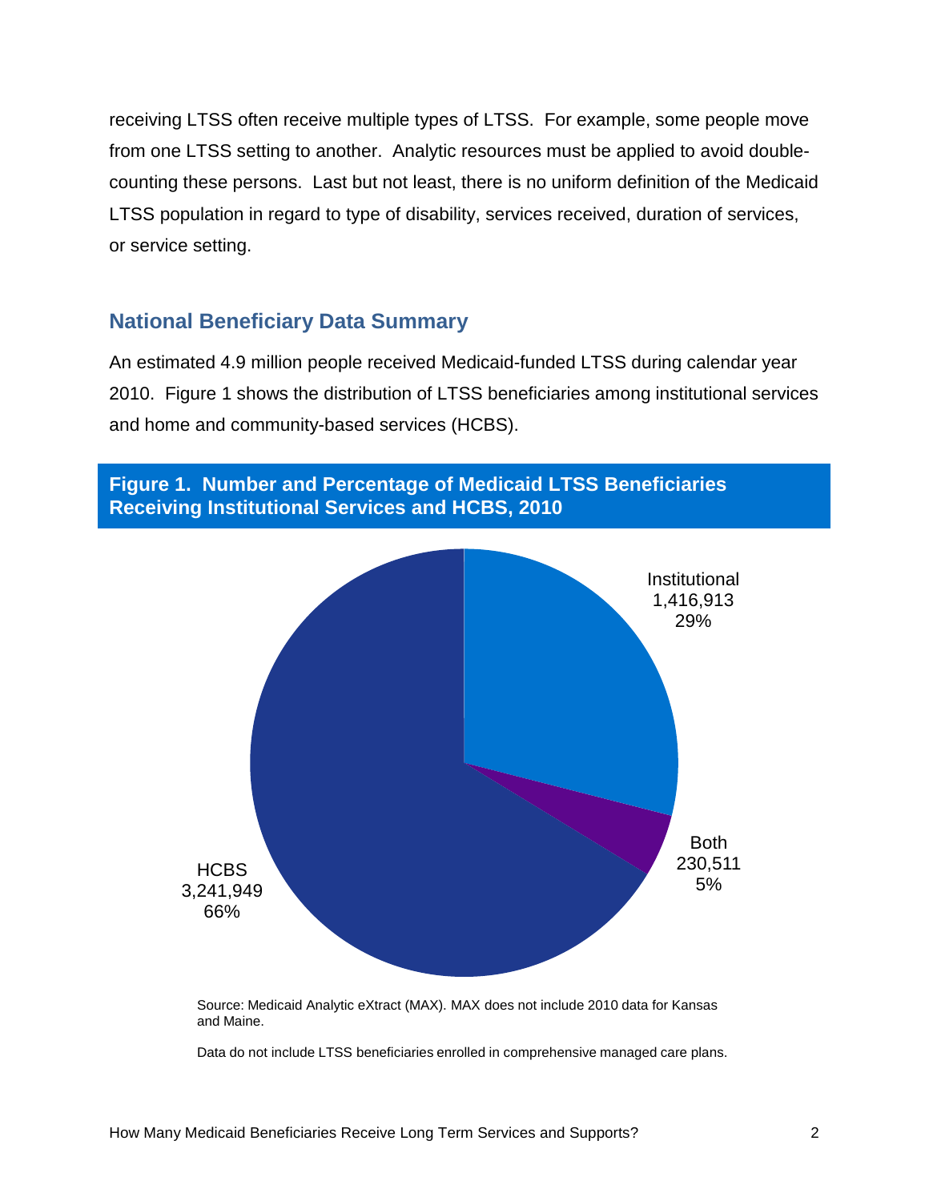receiving LTSS often receive multiple types of LTSS. For example, some people move from one LTSS setting to another. Analytic resources must be applied to avoid double-counting these persons. Last but not least, there is no uniform definition of the Medicaid LTSS population in regard to type of disability, services received, duration of services, or service setting.

## National Beneficiary Data Summary

An estimated 4.9 million people received Medicaid-funded LTSS during calendar year 2010. Figure 1 shows the distribution of LTSS beneficiaries among institutional services and home and community-based services (HCBS).

**Figure 1. Number and Percentage of Medicaid LTSS Beneficiaries Receiving Institutional Services and HCBS, 2010**

Institutional
1,416,913
29%

Both
230,511
5%

HCBS
3,241,949
66%

Source: Medicaid Analytic eXtract (MAX). MAX does not include 2010 data for Kansas and Maine.

Data do not include LTSS beneficiaries enrolled in comprehensive managed care plans.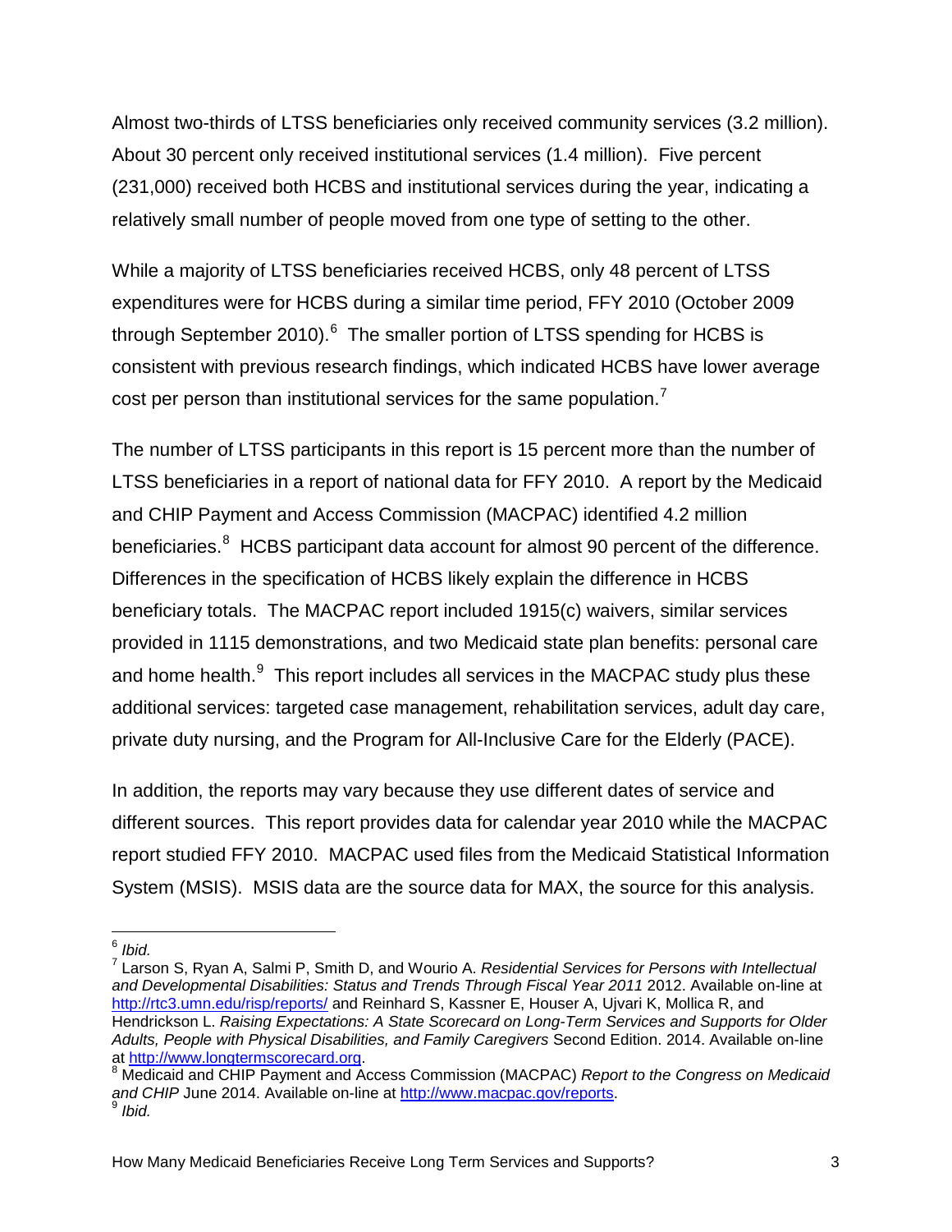Almost two-thirds of LTSS beneficiaries only received community services (3.2 million). About 30 percent only received institutional services (1.4 million). Five percent (231,000) received both HCBS and institutional services during the year, indicating a relatively small number of people moved from one type of setting to the other.

While a majority of LTSS beneficiaries received HCBS, only 48 percent of LTSS expenditures were for HCBS during a similar time period, FFY 2010 (October 2009 through September 2010).[6] The smaller portion of LTSS spending for HCBS is consistent with previous research findings, which indicated HCBS have lower average cost per person than institutional services for the same population.[7]

The number of LTSS participants in this report is 15 percent more than the number of LTSS beneficiaries in a report of national data for FFY 2010. A report by the Medicaid and CHIP Payment and Access Commission (MACPAC) identified 4.2 million beneficiaries.[8] HCBS participant data account for almost 90 percent of the difference. Differences in the specification of HCBS likely explain the difference in HCBS beneficiary totals. The MACPAC report included 1915(c) waivers, similar services provided in 1115 demonstrations, and two Medicaid state plan benefits: personal care and home health.[9] This report includes all services in the MACPAC study plus these additional services: targeted case management, rehabilitation services, adult day care, private duty nursing, and the Program for All-Inclusive Care for the Elderly (PACE).

In addition, the reports may vary because they use different dates of service and different sources. This report provides data for calendar year 2010 while the MACPAC report studied FFY 2010. MACPAC used files from the Medicaid Statistical Information System (MSIS). MSIS data are the source data for MAX, the source for this analysis.

---

[6] *Ibid.*

[7] Larson S, Ryan A, Salmi P, Smith D, and Wourio A. *Residential Services for Persons with Intellectual and Developmental Disabilities: Status and Trends Through Fiscal Year 2011* 2012. Available on-line at http://rtc3.umn.edu/risp/reports/ and Reinhard S, Kassner E, Houser A, Ujvari K, Mollica R, and Hendrickson L. *Raising Expectations: A State Scorecard on Long-Term Services and Supports for Older Adults, People with Physical Disabilities, and Family Caregivers* Second Edition. 2014. Available on-line at http://www.longtermscorecard.org.

[8] Medicaid and CHIP Payment and Access Commission (MACPAC) *Report to the Congress on Medicaid and CHIP* June 2014. Available on-line at http://www.macpac.gov/reports.

[9] *Ibid.*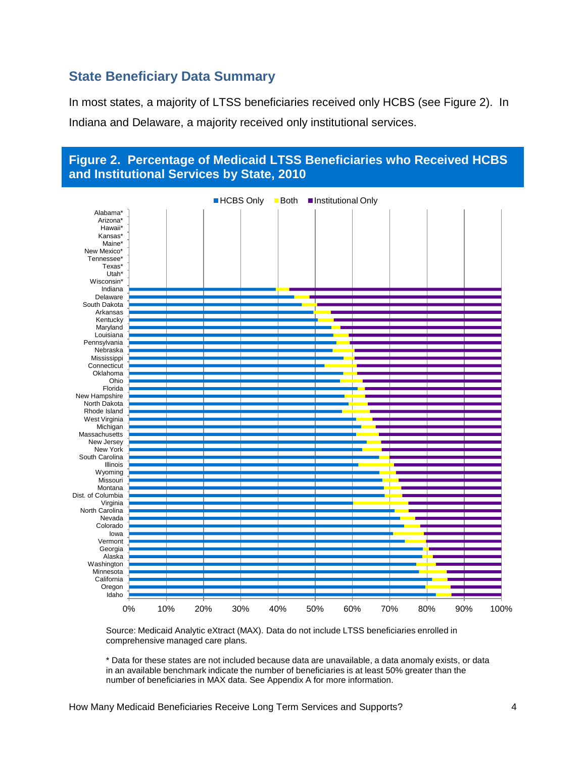## State Beneficiary Data Summary

In most states, a majority of LTSS beneficiaries received only HCBS (see Figure 2). In Indiana and Delaware, a majority received only institutional services.

### Figure 2. Percentage of Medicaid LTSS Beneficiaries who Received HCBS and Institutional Services by State, 2010

Source: Medicaid Analytic eXtract (MAX). Data do not include LTSS beneficiaries enrolled in comprehensive managed care plans.

\* Data for these states are not included because data are unavailable, a data anomaly exists, or data in an available benchmark indicate the number of beneficiaries is at least 50% greater than the number of beneficiaries in MAX data. See Appendix A for more information.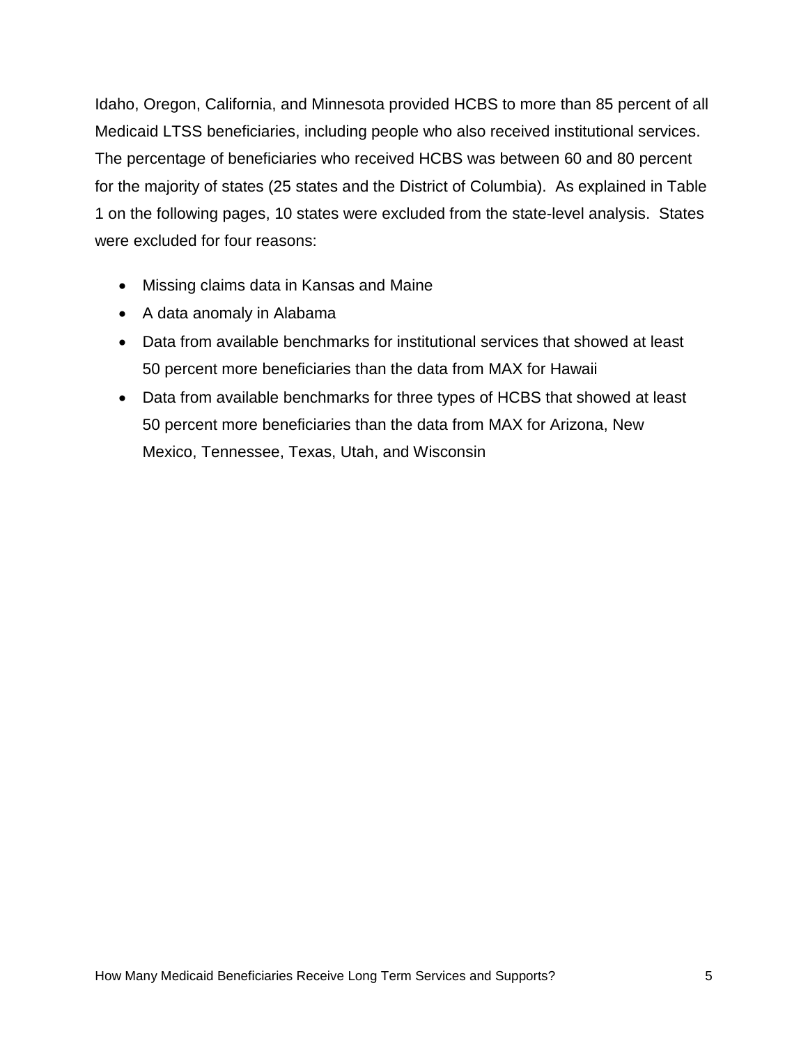Idaho, Oregon, California, and Minnesota provided HCBS to more than 85 percent of all Medicaid LTSS beneficiaries, including people who also received institutional services. The percentage of beneficiaries who received HCBS was between 60 and 80 percent for the majority of states (25 states and the District of Columbia). As explained in Table 1 on the following pages, 10 states were excluded from the state-level analysis. States were excluded for four reasons:

- Missing claims data in Kansas and Maine
- A data anomaly in Alabama
- Data from available benchmarks for institutional services that showed at least 50 percent more beneficiaries than the data from MAX for Hawaii
- Data from available benchmarks for three types of HCBS that showed at least 50 percent more beneficiaries than the data from MAX for Arizona, New Mexico, Tennessee, Texas, Utah, and Wisconsin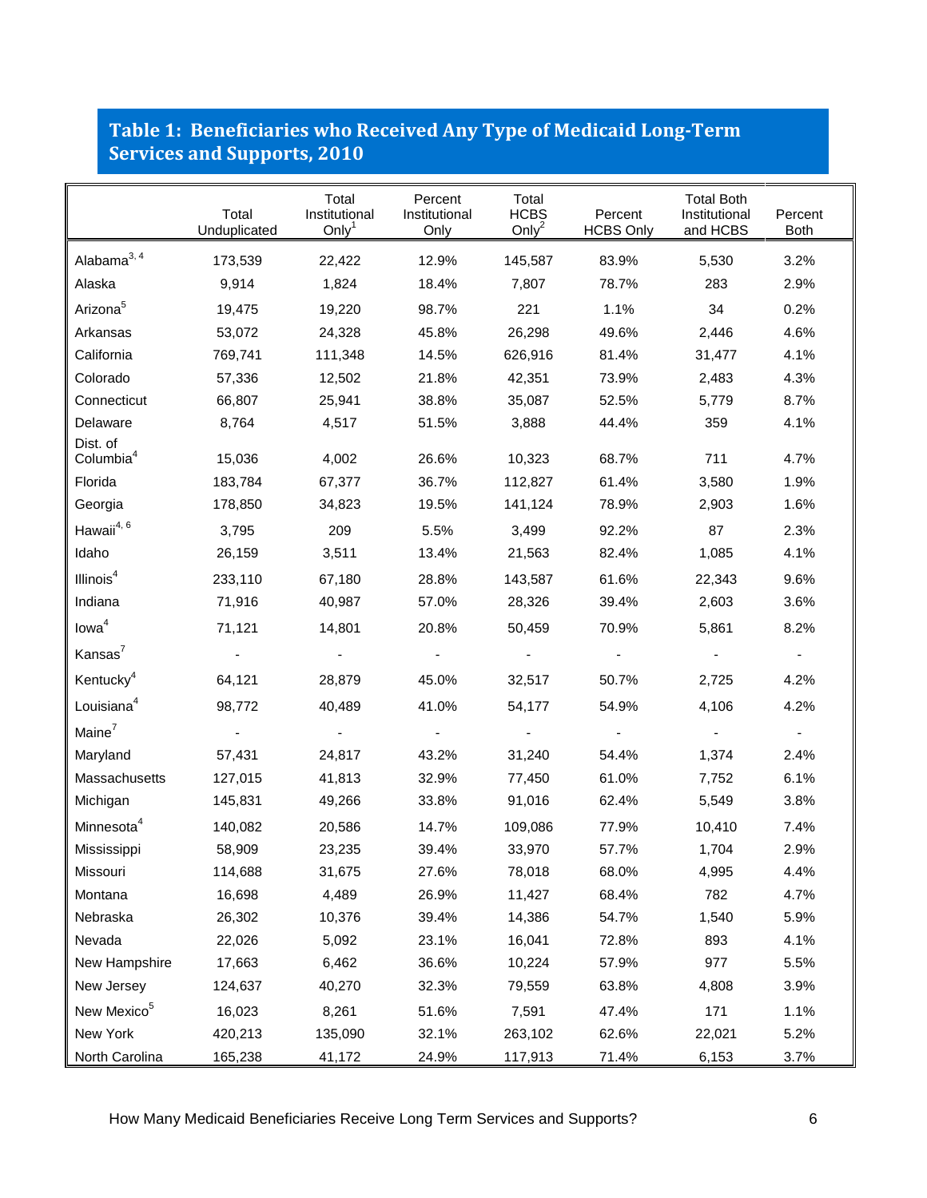## Table 1: Beneficiaries who Received Any Type of Medicaid Long-Term Services and Supports, 2010

| | Total Unduplicated | Total Institutional Only[1] | Percent Institutional Only | Total HCBS Only[2] | Percent HCBS Only | Total Both Institutional and HCBS | Percent Both |
|---|---|---|---|---|---|---|---|
| Alabama[3, 4] | 173,539 | 22,422 | 12.9% | 145,587 | 83.9% | 5,530 | 3.2% |
| Alaska | 9,914 | 1,824 | 18.4% | 7,807 | 78.7% | 283 | 2.9% |
| Arizona[5] | 19,475 | 19,220 | 98.7% | 221 | 1.1% | 34 | 0.2% |
| Arkansas | 53,072 | 24,328 | 45.8% | 26,298 | 49.6% | 2,446 | 4.6% |
| California | 769,741 | 111,348 | 14.5% | 626,916 | 81.4% | 31,477 | 4.1% |
| Colorado | 57,336 | 12,502 | 21.8% | 42,351 | 73.9% | 2,483 | 4.3% |
| Connecticut | 66,807 | 25,941 | 38.8% | 35,087 | 52.5% | 5,779 | 8.7% |
| Delaware | 8,764 | 4,517 | 51.5% | 3,888 | 44.4% | 359 | 4.1% |
| Dist. of Columbia[4] | 15,036 | 4,002 | 26.6% | 10,323 | 68.7% | 711 | 4.7% |
| Florida | 183,784 | 67,377 | 36.7% | 112,827 | 61.4% | 3,580 | 1.9% |
| Georgia | 178,850 | 34,823 | 19.5% | 141,124 | 78.9% | 2,903 | 1.6% |
| Hawaii[4, 6] | 3,795 | 209 | 5.5% | 3,499 | 92.2% | 87 | 2.3% |
| Idaho | 26,159 | 3,511 | 13.4% | 21,563 | 82.4% | 1,085 | 4.1% |
| Illinois[4] | 233,110 | 67,180 | 28.8% | 143,587 | 61.6% | 22,343 | 9.6% |
| Indiana | 71,916 | 40,987 | 57.0% | 28,326 | 39.4% | 2,603 | 3.6% |
| Iowa[4] | 71,121 | 14,801 | 20.8% | 50,459 | 70.9% | 5,861 | 8.2% |
| Kansas[7] | - | - | - | - | - | - | - |
| Kentucky[4] | 64,121 | 28,879 | 45.0% | 32,517 | 50.7% | 2,725 | 4.2% |
| Louisiana[4] | 98,772 | 40,489 | 41.0% | 54,177 | 54.9% | 4,106 | 4.2% |
| Maine[7] | - | - | - | - | - | - | - |
| Maryland | 57,431 | 24,817 | 43.2% | 31,240 | 54.4% | 1,374 | 2.4% |
| Massachusetts | 127,015 | 41,813 | 32.9% | 77,450 | 61.0% | 7,752 | 6.1% |
| Michigan | 145,831 | 49,266 | 33.8% | 91,016 | 62.4% | 5,549 | 3.8% |
| Minnesota[4] | 140,082 | 20,586 | 14.7% | 109,086 | 77.9% | 10,410 | 7.4% |
| Mississippi | 58,909 | 23,235 | 39.4% | 33,970 | 57.7% | 1,704 | 2.9% |
| Missouri | 114,688 | 31,675 | 27.6% | 78,018 | 68.0% | 4,995 | 4.4% |
| Montana | 16,698 | 4,489 | 26.9% | 11,427 | 68.4% | 782 | 4.7% |
| Nebraska | 26,302 | 10,376 | 39.4% | 14,386 | 54.7% | 1,540 | 5.9% |
| Nevada | 22,026 | 5,092 | 23.1% | 16,041 | 72.8% | 893 | 4.1% |
| New Hampshire | 17,663 | 6,462 | 36.6% | 10,224 | 57.9% | 977 | 5.5% |
| New Jersey | 124,637 | 40,270 | 32.3% | 79,559 | 63.8% | 4,808 | 3.9% |
| New Mexico[5] | 16,023 | 8,261 | 51.6% | 7,591 | 47.4% | 171 | 1.1% |
| New York | 420,213 | 135,090 | 32.1% | 263,102 | 62.6% | 22,021 | 5.2% |
| North Carolina | 165,238 | 41,172 | 24.9% | 117,913 | 71.4% | 6,153 | 3.7% |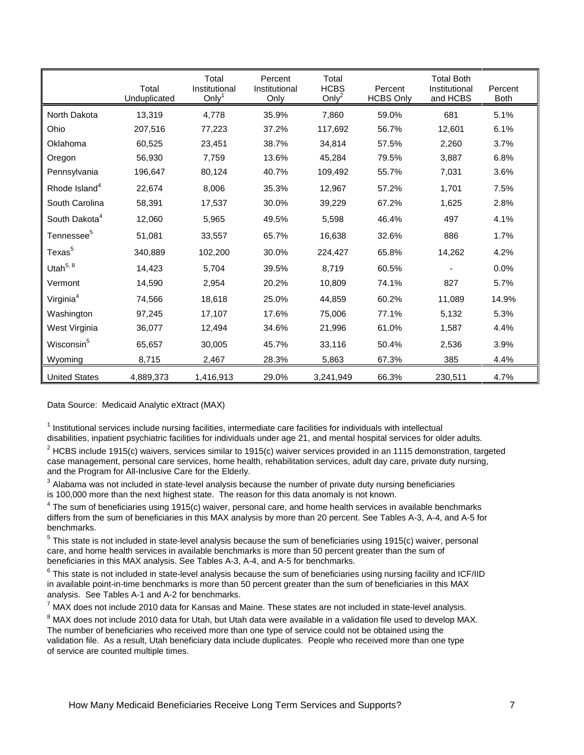| | Total Unduplicated | Total Institutional Only[1] | Percent Institutional Only | Total HCBS Only[2] | Percent HCBS Only | Total Both Institutional and HCBS | Percent Both |
|---|---|---|---|---|---|---|---|
| North Dakota | 13,319 | 4,778 | 35.9% | 7,860 | 59.0% | 681 | 5.1% |
| Ohio | 207,516 | 77,223 | 37.2% | 117,692 | 56.7% | 12,601 | 6.1% |
| Oklahoma | 60,525 | 23,451 | 38.7% | 34,814 | 57.5% | 2,260 | 3.7% |
| Oregon | 56,930 | 7,759 | 13.6% | 45,284 | 79.5% | 3,887 | 6.8% |
| Pennsylvania | 196,647 | 80,124 | 40.7% | 109,492 | 55.7% | 7,031 | 3.6% |
| Rhode Island[4] | 22,674 | 8,006 | 35.3% | 12,967 | 57.2% | 1,701 | 7.5% |
| South Carolina | 58,391 | 17,537 | 30.0% | 39,229 | 67.2% | 1,625 | 2.8% |
| South Dakota[4] | 12,060 | 5,965 | 49.5% | 5,598 | 46.4% | 497 | 4.1% |
| Tennessee[5] | 51,081 | 33,557 | 65.7% | 16,638 | 32.6% | 886 | 1.7% |
| Texas[5] | 340,889 | 102,200 | 30.0% | 224,427 | 65.8% | 14,262 | 4.2% |
| Utah[5, 8] | 14,423 | 5,704 | 39.5% | 8,719 | 60.5% | - | 0.0% |
| Vermont | 14,590 | 2,954 | 20.2% | 10,809 | 74.1% | 827 | 5.7% |
| Virginia[4] | 74,566 | 18,618 | 25.0% | 44,859 | 60.2% | 11,089 | 14.9% |
| Washington | 97,245 | 17,107 | 17.6% | 75,006 | 77.1% | 5,132 | 5.3% |
| West Virginia | 36,077 | 12,494 | 34.6% | 21,996 | 61.0% | 1,587 | 4.4% |
| Wisconsin[5] | 65,657 | 30,005 | 45.7% | 33,116 | 50.4% | 2,536 | 3.9% |
| Wyoming | 8,715 | 2,467 | 28.3% | 5,863 | 67.3% | 385 | 4.4% |
| United States | 4,889,373 | 1,416,913 | 29.0% | 3,241,949 | 66.3% | 230,511 | 4.7% |

Data Source: Medicaid Analytic eXtract (MAX)

[1] Institutional services include nursing facilities, intermediate care facilities for individuals with intellectual disabilities, inpatient psychiatric facilities for individuals under age 21, and mental hospital services for older adults.

[2] HCBS include 1915(c) waivers, services similar to 1915(c) waiver services provided in an 1115 demonstration, targeted case management, personal care services, home health, rehabilitation services, adult day care, private duty nursing, and the Program for All-Inclusive Care for the Elderly.

[3] Alabama was not included in state-level analysis because the number of private duty nursing beneficiaries is 100,000 more than the next highest state. The reason for this data anomaly is not known.

[4] The sum of beneficiaries using 1915(c) waiver, personal care, and home health services in available benchmarks differs from the sum of beneficiaries in this MAX analysis by more than 20 percent. See Tables A-3, A-4, and A-5 for benchmarks.

[5] This state is not included in state-level analysis because the sum of beneficiaries using 1915(c) waiver, personal care, and home health services in available benchmarks is more than 50 percent greater than the sum of beneficiaries in this MAX analysis. See Tables A-3, A-4, and A-5 for benchmarks.

[6] This state is not included in state-level analysis because the sum of beneficiaries using nursing facility and ICF/IID in available point-in-time benchmarks is more than 50 percent greater than the sum of beneficiaries in this MAX analysis. See Tables A-1 and A-2 for benchmarks.

[7] MAX does not include 2010 data for Kansas and Maine. These states are not included in state-level analysis.

[8] MAX does not include 2010 data for Utah, but Utah data were available in a validation file used to develop MAX. The number of beneficiaries who received more than one type of service could not be obtained using the validation file. As a result, Utah beneficiary data include duplicates. People who received more than one type of service are counted multiple times.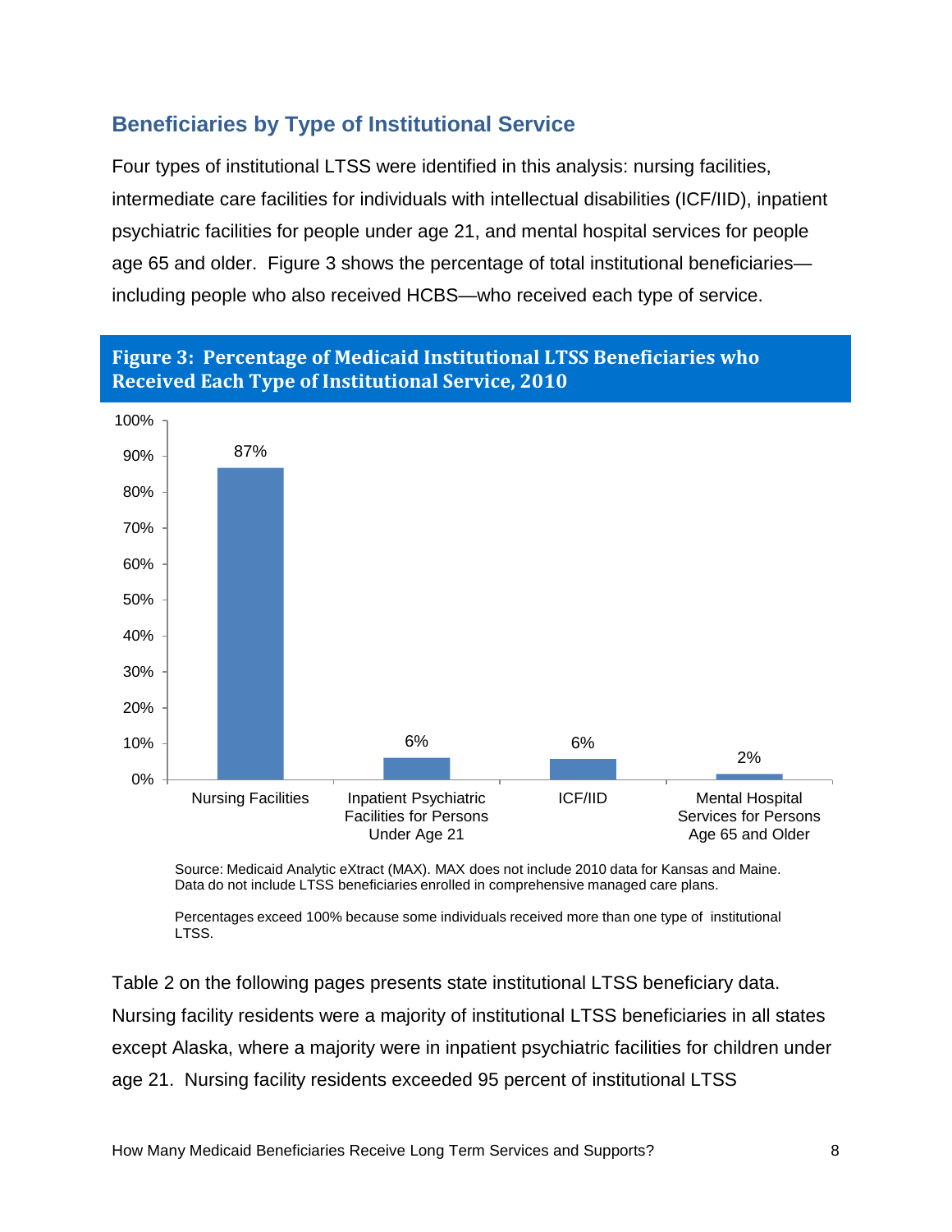## Beneficiaries by Type of Institutional Service

Four types of institutional LTSS were identified in this analysis: nursing facilities, intermediate care facilities for individuals with intellectual disabilities (ICF/IID), inpatient psychiatric facilities for people under age 21, and mental hospital services for people age 65 and older. Figure 3 shows the percentage of total institutional beneficiaries—including people who also received HCBS—who received each type of service.

**Figure 3: Percentage of Medicaid Institutional LTSS Beneficiaries who Received Each Type of Institutional Service, 2010**

| Type of Institutional Service | Percentage |
|---|---|
| Nursing Facilities | 87% |
| Inpatient Psychiatric Facilities for Persons Under Age 21 | 6% |
| ICF/IID | 6% |
| Mental Hospital Services for Persons Age 65 and Older | 2% |

Source: Medicaid Analytic eXtract (MAX). MAX does not include 2010 data for Kansas and Maine. Data do not include LTSS beneficiaries enrolled in comprehensive managed care plans.

Percentages exceed 100% because some individuals received more than one type of institutional LTSS.

Table 2 on the following pages presents state institutional LTSS beneficiary data. Nursing facility residents were a majority of institutional LTSS beneficiaries in all states except Alaska, where a majority were in inpatient psychiatric facilities for children under age 21. Nursing facility residents exceeded 95 percent of institutional LTSS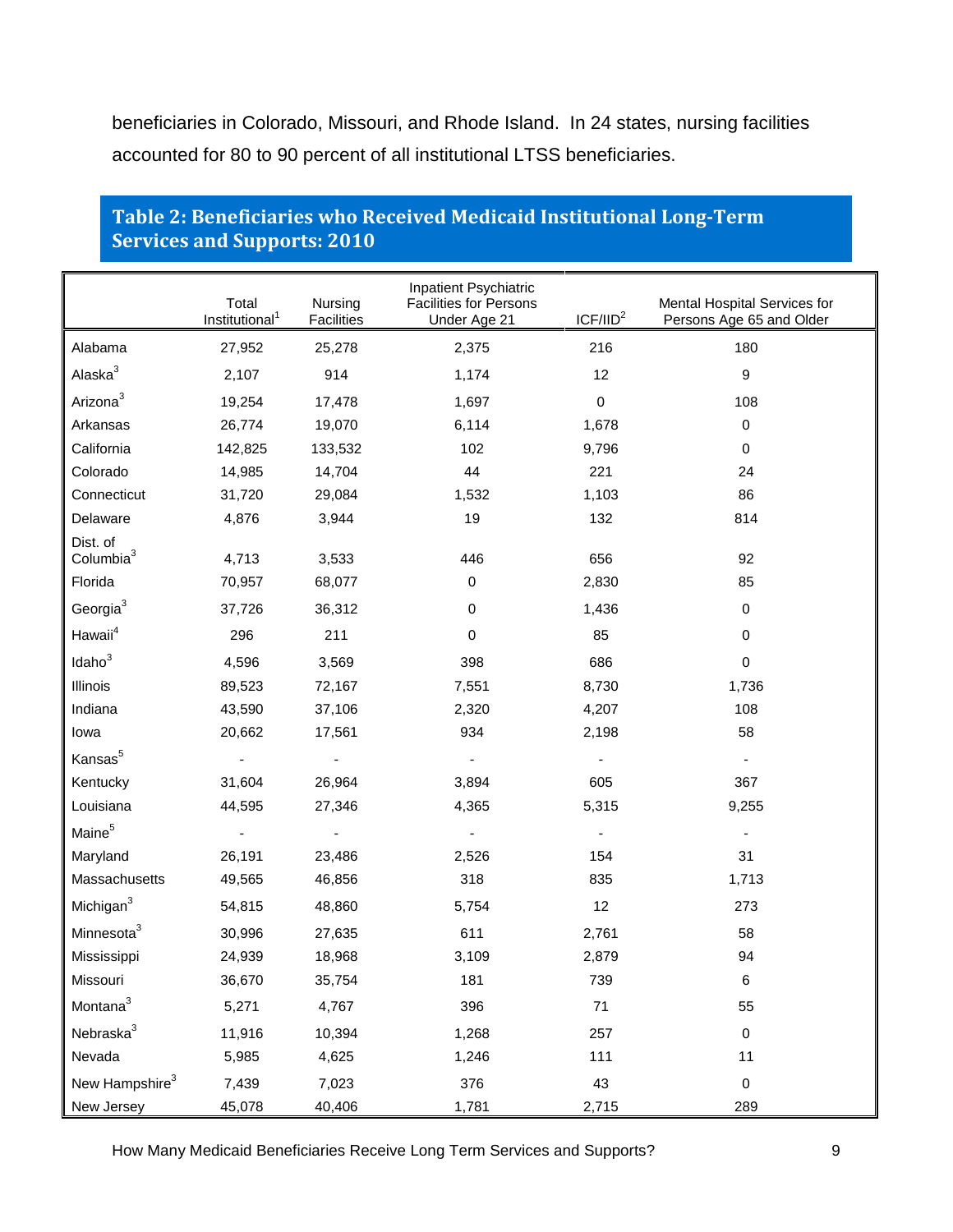beneficiaries in Colorado, Missouri, and Rhode Island. In 24 states, nursing facilities accounted for 80 to 90 percent of all institutional LTSS beneficiaries.

## Table 2: Beneficiaries who Received Medicaid Institutional Long-Term Services and Supports: 2010

| | Total Institutional[1] | Nursing Facilities | Inpatient Psychiatric Facilities for Persons Under Age 21 | ICF/IID[2] | Mental Hospital Services for Persons Age 65 and Older |
|---|---|---|---|---|---|
| Alabama | 27,952 | 25,278 | 2,375 | 216 | 180 |
| Alaska[3] | 2,107 | 914 | 1,174 | 12 | 9 |
| Arizona[3] | 19,254 | 17,478 | 1,697 | 0 | 108 |
| Arkansas | 26,774 | 19,070 | 6,114 | 1,678 | 0 |
| California | 142,825 | 133,532 | 102 | 9,796 | 0 |
| Colorado | 14,985 | 14,704 | 44 | 221 | 24 |
| Connecticut | 31,720 | 29,084 | 1,532 | 1,103 | 86 |
| Delaware | 4,876 | 3,944 | 19 | 132 | 814 |
| Dist. of Columbia[3] | 4,713 | 3,533 | 446 | 656 | 92 |
| Florida | 70,957 | 68,077 | 0 | 2,830 | 85 |
| Georgia[3] | 37,726 | 36,312 | 0 | 1,436 | 0 |
| Hawaii[4] | 296 | 211 | 0 | 85 | 0 |
| Idaho[3] | 4,596 | 3,569 | 398 | 686 | 0 |
| Illinois | 89,523 | 72,167 | 7,551 | 8,730 | 1,736 |
| Indiana | 43,590 | 37,106 | 2,320 | 4,207 | 108 |
| Iowa | 20,662 | 17,561 | 934 | 2,198 | 58 |
| Kansas[5] | - | - | - | - | - |
| Kentucky | 31,604 | 26,964 | 3,894 | 605 | 367 |
| Louisiana | 44,595 | 27,346 | 4,365 | 5,315 | 9,255 |
| Maine[5] | - | - | - | - | - |
| Maryland | 26,191 | 23,486 | 2,526 | 154 | 31 |
| Massachusetts | 49,565 | 46,856 | 318 | 835 | 1,713 |
| Michigan[3] | 54,815 | 48,860 | 5,754 | 12 | 273 |
| Minnesota[3] | 30,996 | 27,635 | 611 | 2,761 | 58 |
| Mississippi | 24,939 | 18,968 | 3,109 | 2,879 | 94 |
| Missouri | 36,670 | 35,754 | 181 | 739 | 6 |
| Montana[3] | 5,271 | 4,767 | 396 | 71 | 55 |
| Nebraska[3] | 11,916 | 10,394 | 1,268 | 257 | 0 |
| Nevada | 5,985 | 4,625 | 1,246 | 111 | 11 |
| New Hampshire[3] | 7,439 | 7,023 | 376 | 43 | 0 |
| New Jersey | 45,078 | 40,406 | 1,781 | 2,715 | 289 |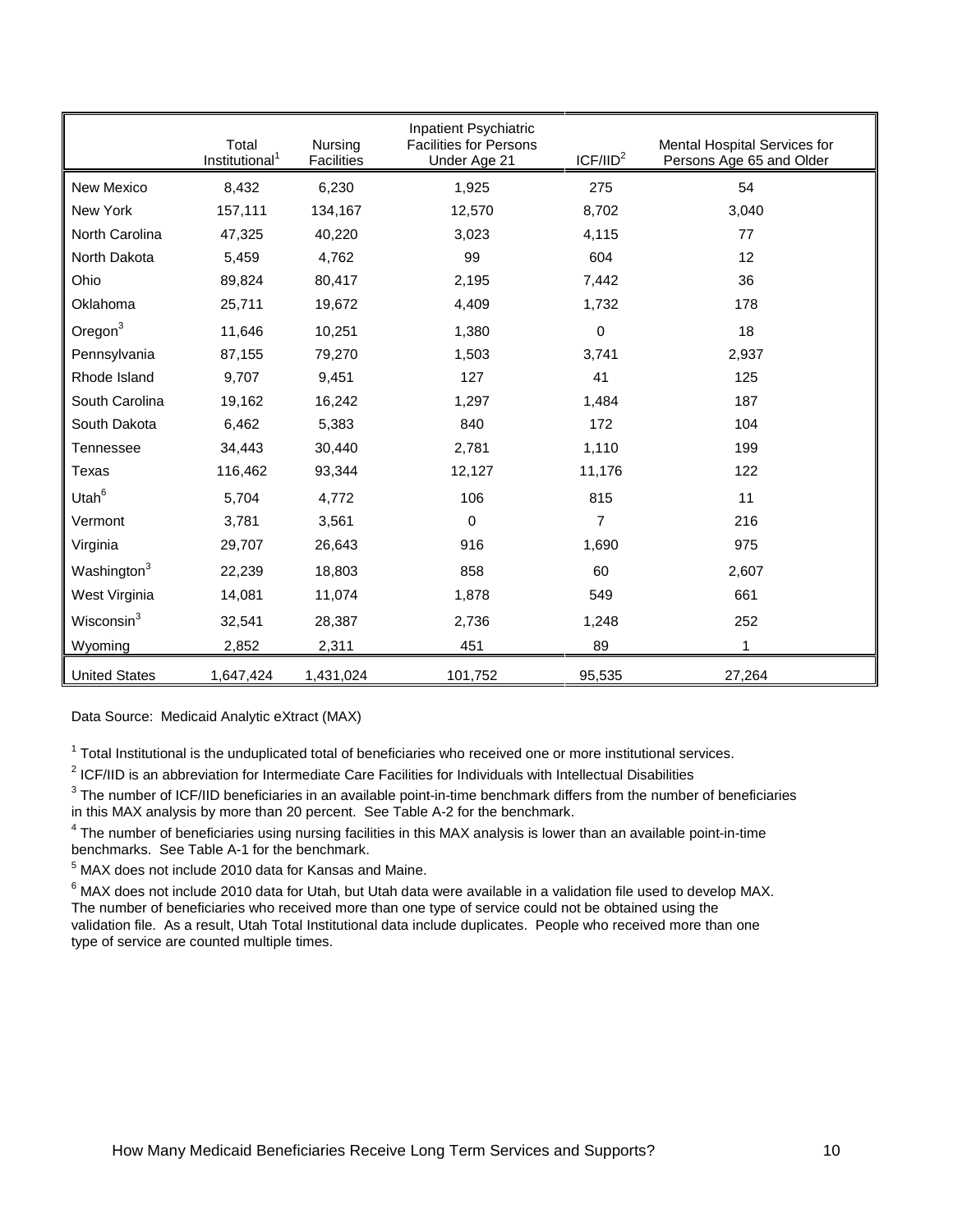| | Total Institutional[1] | Nursing Facilities | Inpatient Psychiatric Facilities for Persons Under Age 21 | ICF/IID[2] | Mental Hospital Services for Persons Age 65 and Older |
|---|---|---|---|---|---|
| New Mexico | 8,432 | 6,230 | 1,925 | 275 | 54 |
| New York | 157,111 | 134,167 | 12,570 | 8,702 | 3,040 |
| North Carolina | 47,325 | 40,220 | 3,023 | 4,115 | 77 |
| North Dakota | 5,459 | 4,762 | 99 | 604 | 12 |
| Ohio | 89,824 | 80,417 | 2,195 | 7,442 | 36 |
| Oklahoma | 25,711 | 19,672 | 4,409 | 1,732 | 178 |
| Oregon[3] | 11,646 | 10,251 | 1,380 | 0 | 18 |
| Pennsylvania | 87,155 | 79,270 | 1,503 | 3,741 | 2,937 |
| Rhode Island | 9,707 | 9,451 | 127 | 41 | 125 |
| South Carolina | 19,162 | 16,242 | 1,297 | 1,484 | 187 |
| South Dakota | 6,462 | 5,383 | 840 | 172 | 104 |
| Tennessee | 34,443 | 30,440 | 2,781 | 1,110 | 199 |
| Texas | 116,462 | 93,344 | 12,127 | 11,176 | 122 |
| Utah[6] | 5,704 | 4,772 | 106 | 815 | 11 |
| Vermont | 3,781 | 3,561 | 0 | 7 | 216 |
| Virginia | 29,707 | 26,643 | 916 | 1,690 | 975 |
| Washington[3] | 22,239 | 18,803 | 858 | 60 | 2,607 |
| West Virginia | 14,081 | 11,074 | 1,878 | 549 | 661 |
| Wisconsin[3] | 32,541 | 28,387 | 2,736 | 1,248 | 252 |
| Wyoming | 2,852 | 2,311 | 451 | 89 | 1 |
| United States | 1,647,424 | 1,431,024 | 101,752 | 95,535 | 27,264 |

Data Source: Medicaid Analytic eXtract (MAX)

[1] Total Institutional is the unduplicated total of beneficiaries who received one or more institutional services.

[2] ICF/IID is an abbreviation for Intermediate Care Facilities for Individuals with Intellectual Disabilities

[3] The number of ICF/IID beneficiaries in an available point-in-time benchmark differs from the number of beneficiaries in this MAX analysis by more than 20 percent. See Table A-2 for the benchmark.

[4] The number of beneficiaries using nursing facilities in this MAX analysis is lower than an available point-in-time benchmarks. See Table A-1 for the benchmark.

[5] MAX does not include 2010 data for Kansas and Maine.

[6] MAX does not include 2010 data for Utah, but Utah data were available in a validation file used to develop MAX. The number of beneficiaries who received more than one type of service could not be obtained using the validation file. As a result, Utah Total Institutional data include duplicates. People who received more than one type of service are counted multiple times.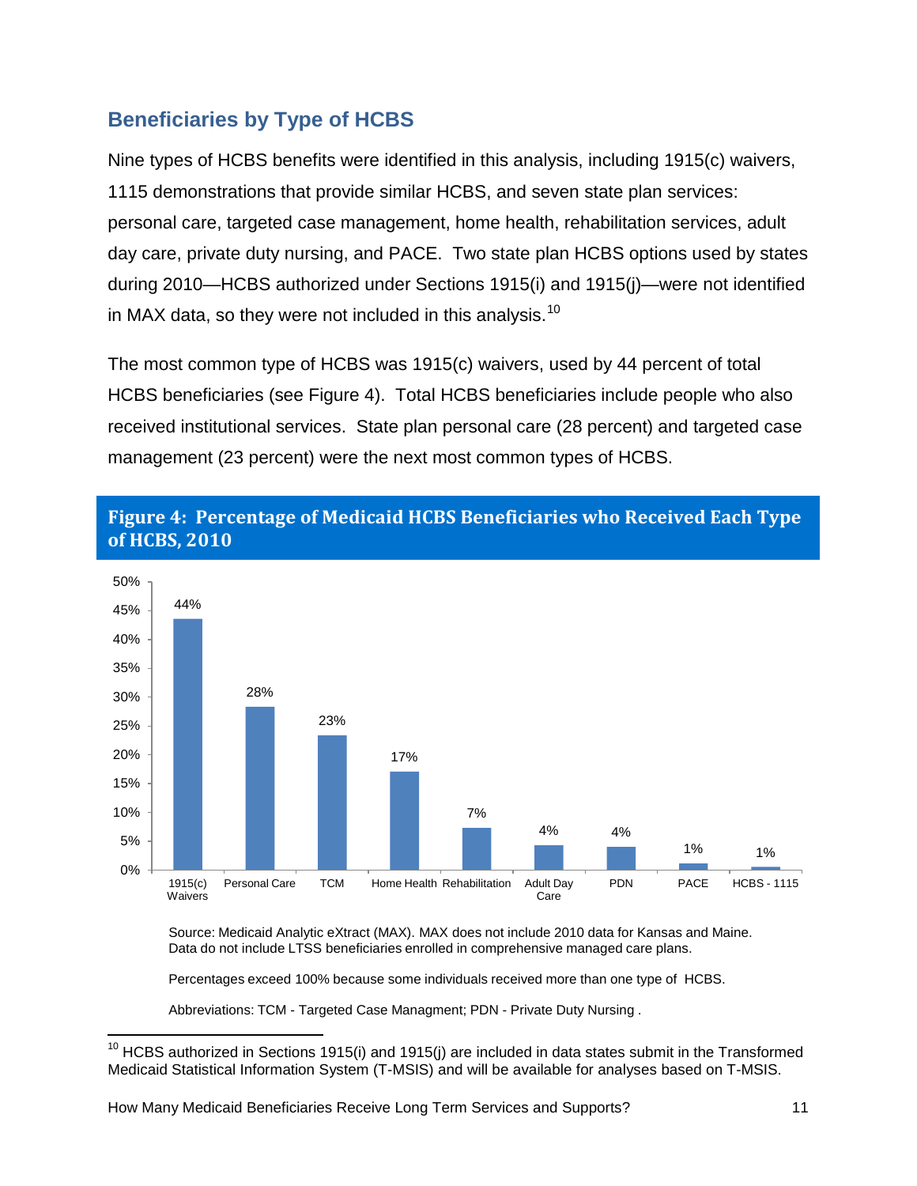## Beneficiaries by Type of HCBS

Nine types of HCBS benefits were identified in this analysis, including 1915(c) waivers, 1115 demonstrations that provide similar HCBS, and seven state plan services: personal care, targeted case management, home health, rehabilitation services, adult day care, private duty nursing, and PACE. Two state plan HCBS options used by states during 2010—HCBS authorized under Sections 1915(i) and 1915(j)—were not identified in MAX data, so they were not included in this analysis.[10]

The most common type of HCBS was 1915(c) waivers, used by 44 percent of total HCBS beneficiaries (see Figure 4). Total HCBS beneficiaries include people who also received institutional services. State plan personal care (28 percent) and targeted case management (23 percent) were the next most common types of HCBS.

**Figure 4: Percentage of Medicaid HCBS Beneficiaries who Received Each Type of HCBS, 2010**

| Type of HCBS | Percentage |
|---|---|
| 1915(c) Waivers | 44% |
| Personal Care | 28% |
| TCM | 23% |
| Home Health | 17% |
| Rehabilitation | 7% |
| Adult Day Care | 4% |
| PDN | 4% |
| PACE | 1% |
| HCBS - 1115 | 1% |

Source: Medicaid Analytic eXtract (MAX). MAX does not include 2010 data for Kansas and Maine. Data do not include LTSS beneficiaries enrolled in comprehensive managed care plans.

Percentages exceed 100% because some individuals received more than one type of HCBS.

Abbreviations: TCM - Targeted Case Managment; PDN - Private Duty Nursing .

[10] HCBS authorized in Sections 1915(i) and 1915(j) are included in data states submit in the Transformed Medicaid Statistical Information System (T-MSIS) and will be available for analyses based on T-MSIS.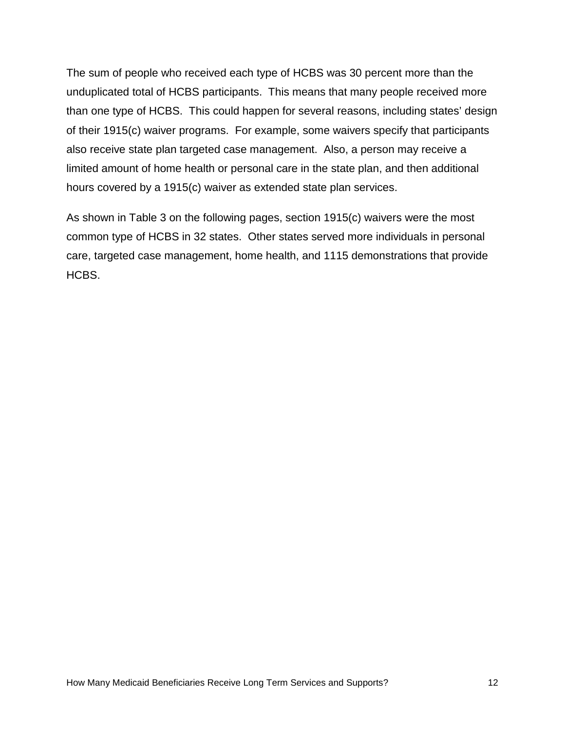The sum of people who received each type of HCBS was 30 percent more than the unduplicated total of HCBS participants. This means that many people received more than one type of HCBS. This could happen for several reasons, including states' design of their 1915(c) waiver programs. For example, some waivers specify that participants also receive state plan targeted case management. Also, a person may receive a limited amount of home health or personal care in the state plan, and then additional hours covered by a 1915(c) waiver as extended state plan services.

As shown in Table 3 on the following pages, section 1915(c) waivers were the most common type of HCBS in 32 states. Other states served more individuals in personal care, targeted case management, home health, and 1115 demonstrations that provide HCBS.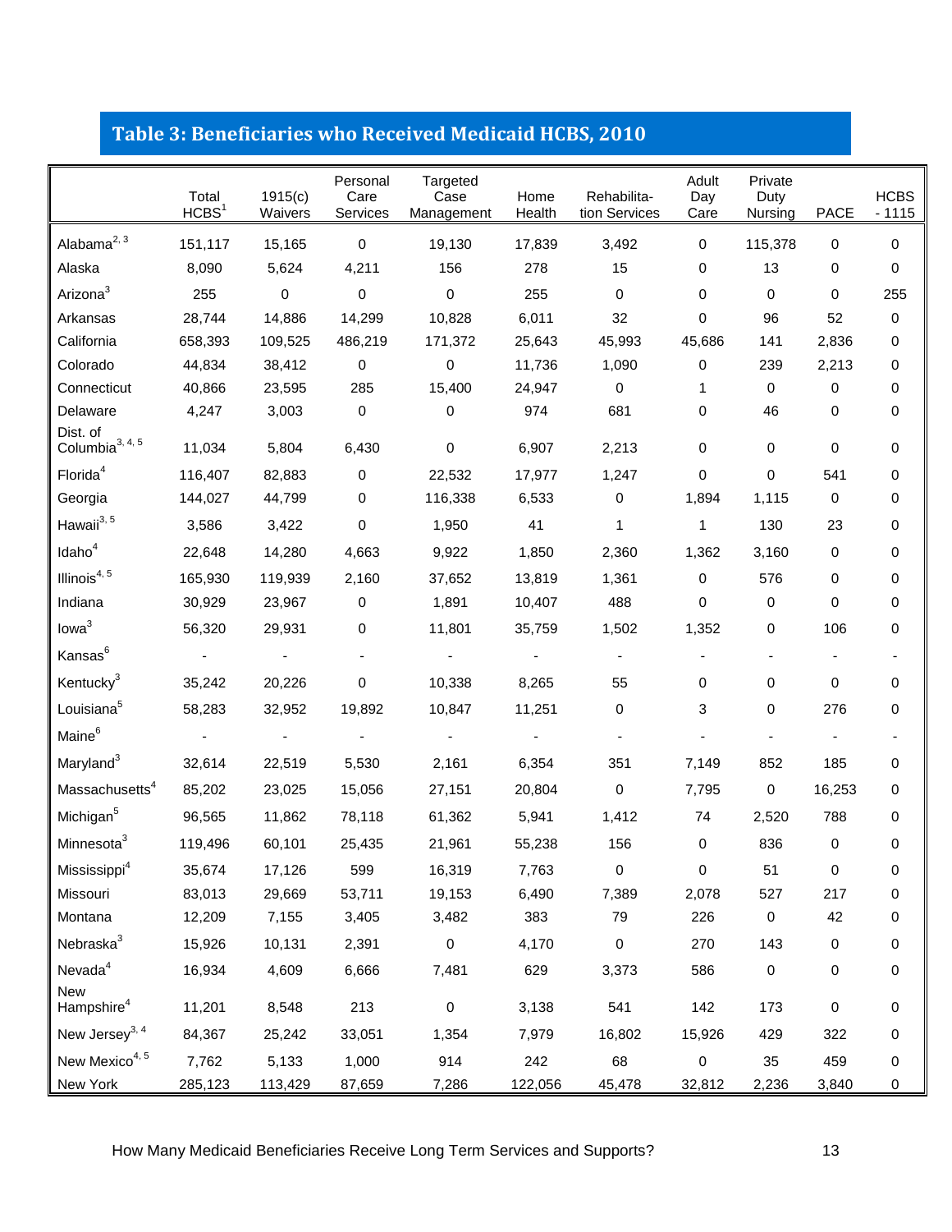## Table 3: Beneficiaries who Received Medicaid HCBS, 2010

| | Total HCBS[1] | 1915(c) Waivers | Personal Care Services | Targeted Case Management | Home Health | Rehabilitation Services | Adult Day Care | Private Duty Nursing | PACE | HCBS - 1115 |
|---|---|---|---|---|---|---|---|---|---|---|
| Alabama[2, 3] | 151,117 | 15,165 | 0 | 19,130 | 17,839 | 3,492 | 0 | 115,378 | 0 | 0 |
| Alaska | 8,090 | 5,624 | 4,211 | 156 | 278 | 15 | 0 | 13 | 0 | 0 |
| Arizona[3] | 255 | 0 | 0 | 0 | 255 | 0 | 0 | 0 | 0 | 255 |
| Arkansas | 28,744 | 14,886 | 14,299 | 10,828 | 6,011 | 32 | 0 | 96 | 52 | 0 |
| California | 658,393 | 109,525 | 486,219 | 171,372 | 25,643 | 45,993 | 45,686 | 141 | 2,836 | 0 |
| Colorado | 44,834 | 38,412 | 0 | 0 | 11,736 | 1,090 | 0 | 239 | 2,213 | 0 |
| Connecticut | 40,866 | 23,595 | 285 | 15,400 | 24,947 | 0 | 1 | 0 | 0 | 0 |
| Delaware | 4,247 | 3,003 | 0 | 0 | 974 | 681 | 0 | 46 | 0 | 0 |
| Dist. of Columbia[3, 4, 5] | 11,034 | 5,804 | 6,430 | 0 | 6,907 | 2,213 | 0 | 0 | 0 | 0 |
| Florida[4] | 116,407 | 82,883 | 0 | 22,532 | 17,977 | 1,247 | 0 | 0 | 541 | 0 |
| Georgia | 144,027 | 44,799 | 0 | 116,338 | 6,533 | 0 | 1,894 | 1,115 | 0 | 0 |
| Hawaii[3, 5] | 3,586 | 3,422 | 0 | 1,950 | 41 | 1 | 1 | 130 | 23 | 0 |
| Idaho[4] | 22,648 | 14,280 | 4,663 | 9,922 | 1,850 | 2,360 | 1,362 | 3,160 | 0 | 0 |
| Illinois[4, 5] | 165,930 | 119,939 | 2,160 | 37,652 | 13,819 | 1,361 | 0 | 576 | 0 | 0 |
| Indiana | 30,929 | 23,967 | 0 | 1,891 | 10,407 | 488 | 0 | 0 | 0 | 0 |
| Iowa[3] | 56,320 | 29,931 | 0 | 11,801 | 35,759 | 1,502 | 1,352 | 0 | 106 | 0 |
| Kansas[6] | - | - | - | - | - | - | - | - | - | - |
| Kentucky[3] | 35,242 | 20,226 | 0 | 10,338 | 8,265 | 55 | 0 | 0 | 0 | 0 |
| Louisiana[5] | 58,283 | 32,952 | 19,892 | 10,847 | 11,251 | 0 | 3 | 0 | 276 | 0 |
| Maine[6] | - | - | - | - | - | - | - | - | - | - |
| Maryland[3] | 32,614 | 22,519 | 5,530 | 2,161 | 6,354 | 351 | 7,149 | 852 | 185 | 0 |
| Massachusetts[4] | 85,202 | 23,025 | 15,056 | 27,151 | 20,804 | 0 | 7,795 | 0 | 16,253 | 0 |
| Michigan[5] | 96,565 | 11,862 | 78,118 | 61,362 | 5,941 | 1,412 | 74 | 2,520 | 788 | 0 |
| Minnesota[3] | 119,496 | 60,101 | 25,435 | 21,961 | 55,238 | 156 | 0 | 836 | 0 | 0 |
| Mississippi[4] | 35,674 | 17,126 | 599 | 16,319 | 7,763 | 0 | 0 | 51 | 0 | 0 |
| Missouri | 83,013 | 29,669 | 53,711 | 19,153 | 6,490 | 7,389 | 2,078 | 527 | 217 | 0 |
| Montana | 12,209 | 7,155 | 3,405 | 3,482 | 383 | 79 | 226 | 0 | 42 | 0 |
| Nebraska[3] | 15,926 | 10,131 | 2,391 | 0 | 4,170 | 0 | 270 | 143 | 0 | 0 |
| Nevada[4] | 16,934 | 4,609 | 6,666 | 7,481 | 629 | 3,373 | 586 | 0 | 0 | 0 |
| New Hampshire[4] | 11,201 | 8,548 | 213 | 0 | 3,138 | 541 | 142 | 173 | 0 | 0 |
| New Jersey[3, 4] | 84,367 | 25,242 | 33,051 | 1,354 | 7,979 | 16,802 | 15,926 | 429 | 322 | 0 |
| New Mexico[4, 5] | 7,762 | 5,133 | 1,000 | 914 | 242 | 68 | 0 | 35 | 459 | 0 |
| New York | 285,123 | 113,429 | 87,659 | 7,286 | 122,056 | 45,478 | 32,812 | 2,236 | 3,840 | 0 |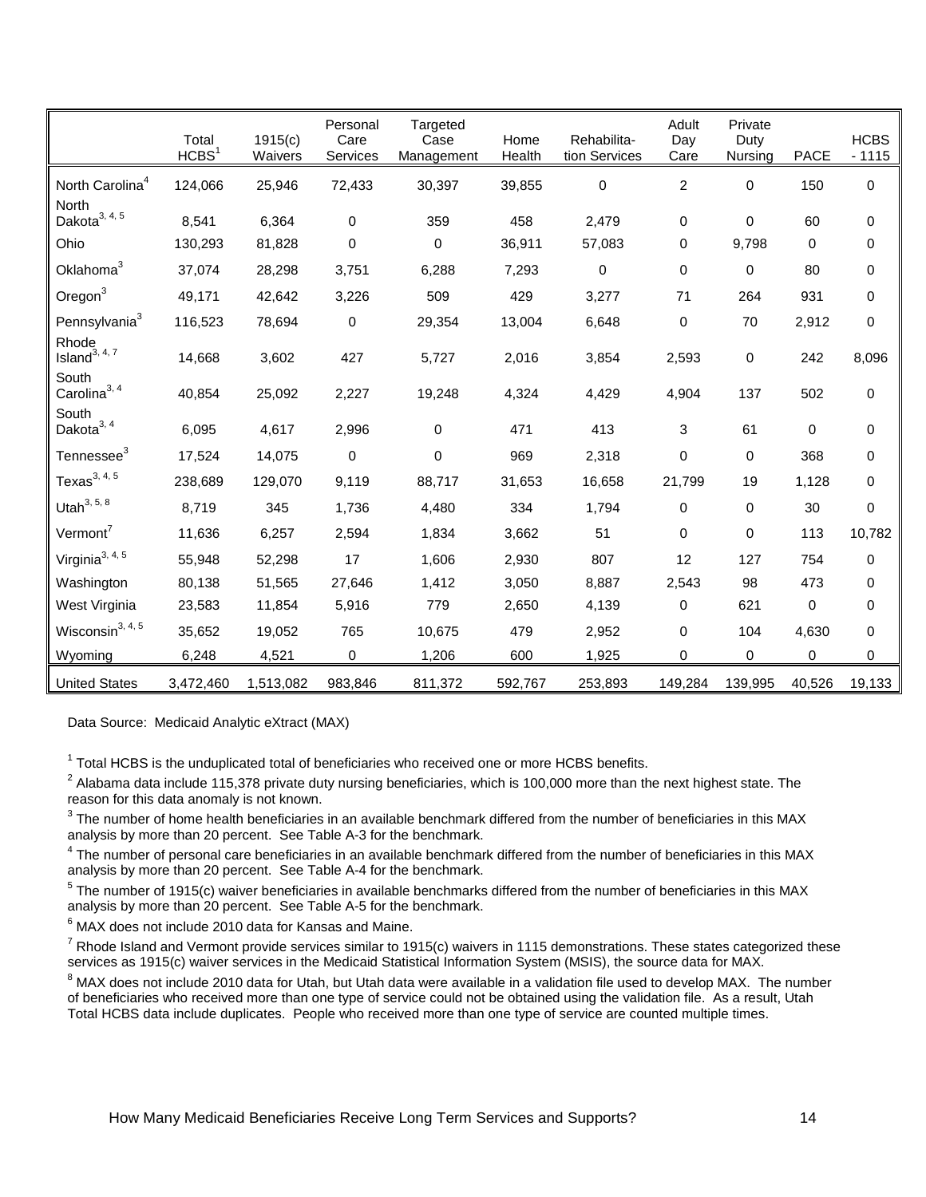| | Total HCBS[1] | 1915(c) Waivers | Personal Care Services | Targeted Case Management | Home Health | Rehabilita-tion Services | Adult Day Care | Private Duty Nursing | PACE | HCBS - 1115 |
|---|---|---|---|---|---|---|---|---|---|---|
| North Carolina[4] | 124,066 | 25,946 | 72,433 | 30,397 | 39,855 | 0 | 2 | 0 | 150 | 0 |
| North Dakota[3, 4, 5] | 8,541 | 6,364 | 0 | 359 | 458 | 2,479 | 0 | 0 | 60 | 0 |
| Ohio | 130,293 | 81,828 | 0 | 0 | 36,911 | 57,083 | 0 | 9,798 | 0 | 0 |
| Oklahoma[3] | 37,074 | 28,298 | 3,751 | 6,288 | 7,293 | 0 | 0 | 0 | 80 | 0 |
| Oregon[3] | 49,171 | 42,642 | 3,226 | 509 | 429 | 3,277 | 71 | 264 | 931 | 0 |
| Pennsylvania[3] | 116,523 | 78,694 | 0 | 29,354 | 13,004 | 6,648 | 0 | 70 | 2,912 | 0 |
| Rhode Island[3, 4, 7] | 14,668 | 3,602 | 427 | 5,727 | 2,016 | 3,854 | 2,593 | 0 | 242 | 8,096 |
| South Carolina[3, 4] | 40,854 | 25,092 | 2,227 | 19,248 | 4,324 | 4,429 | 4,904 | 137 | 502 | 0 |
| South Dakota[3, 4] | 6,095 | 4,617 | 2,996 | 0 | 471 | 413 | 3 | 61 | 0 | 0 |
| Tennessee[3] | 17,524 | 14,075 | 0 | 0 | 969 | 2,318 | 0 | 0 | 368 | 0 |
| Texas[3, 4, 5] | 238,689 | 129,070 | 9,119 | 88,717 | 31,653 | 16,658 | 21,799 | 19 | 1,128 | 0 |
| Utah[3, 5, 8] | 8,719 | 345 | 1,736 | 4,480 | 334 | 1,794 | 0 | 0 | 30 | 0 |
| Vermont[7] | 11,636 | 6,257 | 2,594 | 1,834 | 3,662 | 51 | 0 | 0 | 113 | 10,782 |
| Virginia[3, 4, 5] | 55,948 | 52,298 | 17 | 1,606 | 2,930 | 807 | 12 | 127 | 754 | 0 |
| Washington | 80,138 | 51,565 | 27,646 | 1,412 | 3,050 | 8,887 | 2,543 | 98 | 473 | 0 |
| West Virginia | 23,583 | 11,854 | 5,916 | 779 | 2,650 | 4,139 | 0 | 621 | 0 | 0 |
| Wisconsin[3, 4, 5] | 35,652 | 19,052 | 765 | 10,675 | 479 | 2,952 | 0 | 104 | 4,630 | 0 |
| Wyoming | 6,248 | 4,521 | 0 | 1,206 | 600 | 1,925 | 0 | 0 | 0 | 0 |
| United States | 3,472,460 | 1,513,082 | 983,846 | 811,372 | 592,767 | 253,893 | 149,284 | 139,995 | 40,526 | 19,133 |

Data Source: Medicaid Analytic eXtract (MAX)

[1] Total HCBS is the unduplicated total of beneficiaries who received one or more HCBS benefits.

[2] Alabama data include 115,378 private duty nursing beneficiaries, which is 100,000 more than the next highest state. The reason for this data anomaly is not known.

[3] The number of home health beneficiaries in an available benchmark differed from the number of beneficiaries in this MAX analysis by more than 20 percent. See Table A-3 for the benchmark.

[4] The number of personal care beneficiaries in an available benchmark differed from the number of beneficiaries in this MAX analysis by more than 20 percent. See Table A-4 for the benchmark.

[5] The number of 1915(c) waiver beneficiaries in available benchmarks differed from the number of beneficiaries in this MAX analysis by more than 20 percent. See Table A-5 for the benchmark.

[6] MAX does not include 2010 data for Kansas and Maine.

[7] Rhode Island and Vermont provide services similar to 1915(c) waivers in 1115 demonstrations. These states categorized these services as 1915(c) waiver services in the Medicaid Statistical Information System (MSIS), the source data for MAX.

[8] MAX does not include 2010 data for Utah, but Utah data were available in a validation file used to develop MAX. The number of beneficiaries who received more than one type of service could not be obtained using the validation file. As a result, Utah Total HCBS data include duplicates. People who received more than one type of service are counted multiple times.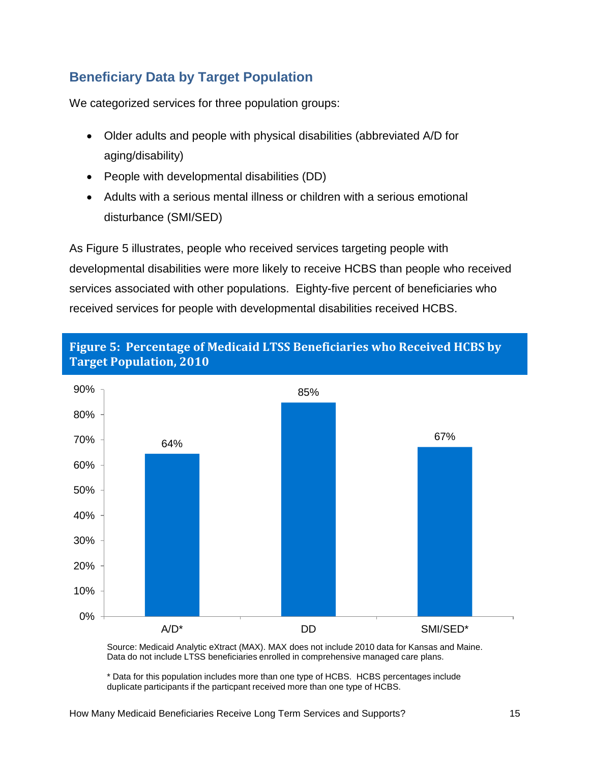## Beneficiary Data by Target Population

We categorized services for three population groups:

- Older adults and people with physical disabilities (abbreviated A/D for aging/disability)
- People with developmental disabilities (DD)
- Adults with a serious mental illness or children with a serious emotional disturbance (SMI/SED)

As Figure 5 illustrates, people who received services targeting people with developmental disabilities were more likely to receive HCBS than people who received services associated with other populations. Eighty-five percent of beneficiaries who received services for people with developmental disabilities received HCBS.

**Figure 5: Percentage of Medicaid LTSS Beneficiaries who Received HCBS by Target Population, 2010**

| Target Population | Percentage |
|---|---|
| A/D* | 64% |
| DD | 85% |
| SMI/SED* | 67% |

Source: Medicaid Analytic eXtract (MAX). MAX does not include 2010 data for Kansas and Maine. Data do not include LTSS beneficiaries enrolled in comprehensive managed care plans.

* Data for this population includes more than one type of HCBS. HCBS percentages include duplicate participants if the particpant received more than one type of HCBS.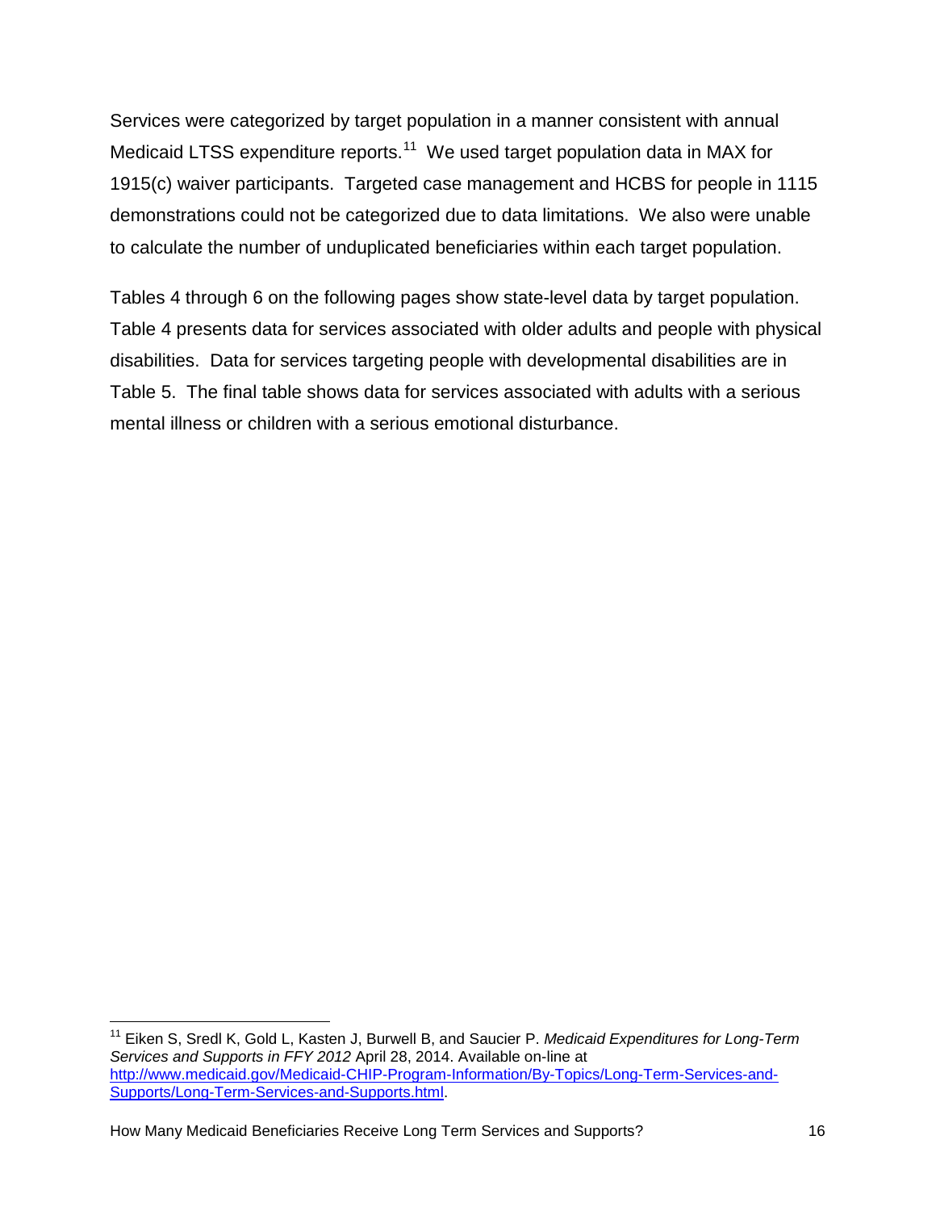Services were categorized by target population in a manner consistent with annual Medicaid LTSS expenditure reports.[11] We used target population data in MAX for 1915(c) waiver participants. Targeted case management and HCBS for people in 1115 demonstrations could not be categorized due to data limitations. We also were unable to calculate the number of unduplicated beneficiaries within each target population.

Tables 4 through 6 on the following pages show state-level data by target population. Table 4 presents data for services associated with older adults and people with physical disabilities. Data for services targeting people with developmental disabilities are in Table 5. The final table shows data for services associated with adults with a serious mental illness or children with a serious emotional disturbance.

---

[11] Eiken S, Sredl K, Gold L, Kasten J, Burwell B, and Saucier P. *Medicaid Expenditures for Long-Term Services and Supports in FFY 2012* April 28, 2014. Available on-line at [http://www.medicaid.gov/Medicaid-CHIP-Program-Information/By-Topics/Long-Term-Services-and-Supports/Long-Term-Services-and-Supports.html](http://www.medicaid.gov/Medicaid-CHIP-Program-Information/By-Topics/Long-Term-Services-and-Supports/Long-Term-Services-and-Supports.html).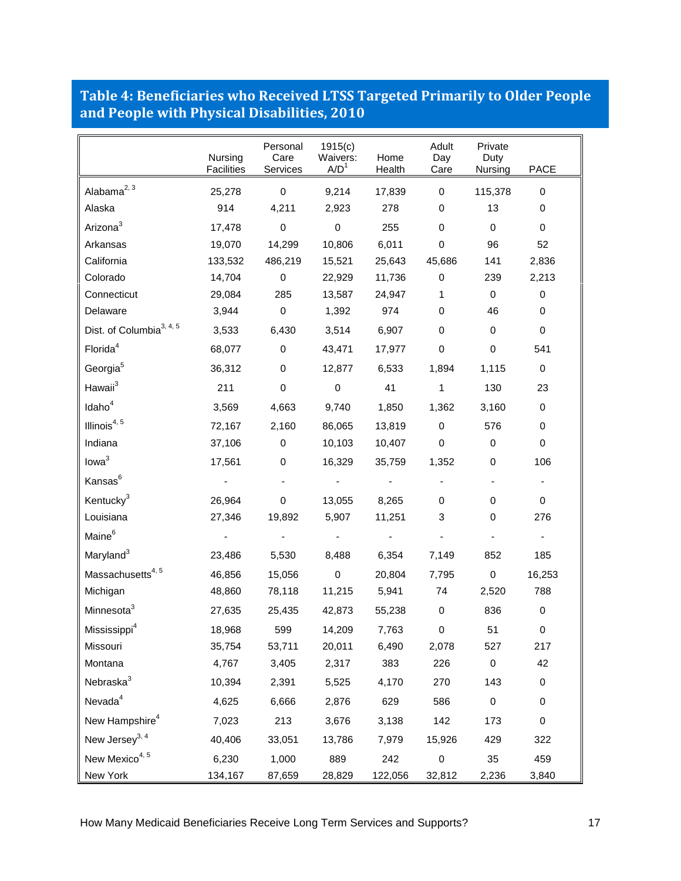## Table 4: Beneficiaries who Received LTSS Targeted Primarily to Older People and People with Physical Disabilities, 2010

| | Nursing Facilities | Personal Care Services | 1915(c) Waivers: A/D[1] | Home Health | Adult Day Care | Private Duty Nursing | PACE |
|---|---|---|---|---|---|---|---|
| Alabama[2, 3] | 25,278 | 0 | 9,214 | 17,839 | 0 | 115,378 | 0 |
| Alaska | 914 | 4,211 | 2,923 | 278 | 0 | 13 | 0 |
| Arizona[3] | 17,478 | 0 | 0 | 255 | 0 | 0 | 0 |
| Arkansas | 19,070 | 14,299 | 10,806 | 6,011 | 0 | 96 | 52 |
| California | 133,532 | 486,219 | 15,521 | 25,643 | 45,686 | 141 | 2,836 |
| Colorado | 14,704 | 0 | 22,929 | 11,736 | 0 | 239 | 2,213 |
| Connecticut | 29,084 | 285 | 13,587 | 24,947 | 1 | 0 | 0 |
| Delaware | 3,944 | 0 | 1,392 | 974 | 0 | 46 | 0 |
| Dist. of Columbia[3, 4, 5] | 3,533 | 6,430 | 3,514 | 6,907 | 0 | 0 | 0 |
| Florida[4] | 68,077 | 0 | 43,471 | 17,977 | 0 | 0 | 541 |
| Georgia[5] | 36,312 | 0 | 12,877 | 6,533 | 1,894 | 1,115 | 0 |
| Hawaii[3] | 211 | 0 | 0 | 41 | 1 | 130 | 23 |
| Idaho[4] | 3,569 | 4,663 | 9,740 | 1,850 | 1,362 | 3,160 | 0 |
| Illinois[4, 5] | 72,167 | 2,160 | 86,065 | 13,819 | 0 | 576 | 0 |
| Indiana | 37,106 | 0 | 10,103 | 10,407 | 0 | 0 | 0 |
| Iowa[3] | 17,561 | 0 | 16,329 | 35,759 | 1,352 | 0 | 106 |
| Kansas[6] | - | - | - | - | - | - | - |
| Kentucky[3] | 26,964 | 0 | 13,055 | 8,265 | 0 | 0 | 0 |
| Louisiana | 27,346 | 19,892 | 5,907 | 11,251 | 3 | 0 | 276 |
| Maine[6] | - | - | - | - | - | - | - |
| Maryland[3] | 23,486 | 5,530 | 8,488 | 6,354 | 7,149 | 852 | 185 |
| Massachusetts[4, 5] | 46,856 | 15,056 | 0 | 20,804 | 7,795 | 0 | 16,253 |
| Michigan | 48,860 | 78,118 | 11,215 | 5,941 | 74 | 2,520 | 788 |
| Minnesota[3] | 27,635 | 25,435 | 42,873 | 55,238 | 0 | 836 | 0 |
| Mississippi[4] | 18,968 | 599 | 14,209 | 7,763 | 0 | 51 | 0 |
| Missouri | 35,754 | 53,711 | 20,011 | 6,490 | 2,078 | 527 | 217 |
| Montana | 4,767 | 3,405 | 2,317 | 383 | 226 | 0 | 42 |
| Nebraska[3] | 10,394 | 2,391 | 5,525 | 4,170 | 270 | 143 | 0 |
| Nevada[4] | 4,625 | 6,666 | 2,876 | 629 | 586 | 0 | 0 |
| New Hampshire[4] | 7,023 | 213 | 3,676 | 3,138 | 142 | 173 | 0 |
| New Jersey[3, 4] | 40,406 | 33,051 | 13,786 | 7,979 | 15,926 | 429 | 322 |
| New Mexico[4, 5] | 6,230 | 1,000 | 889 | 242 | 0 | 35 | 459 |
| New York | 134,167 | 87,659 | 28,829 | 122,056 | 32,812 | 2,236 | 3,840 |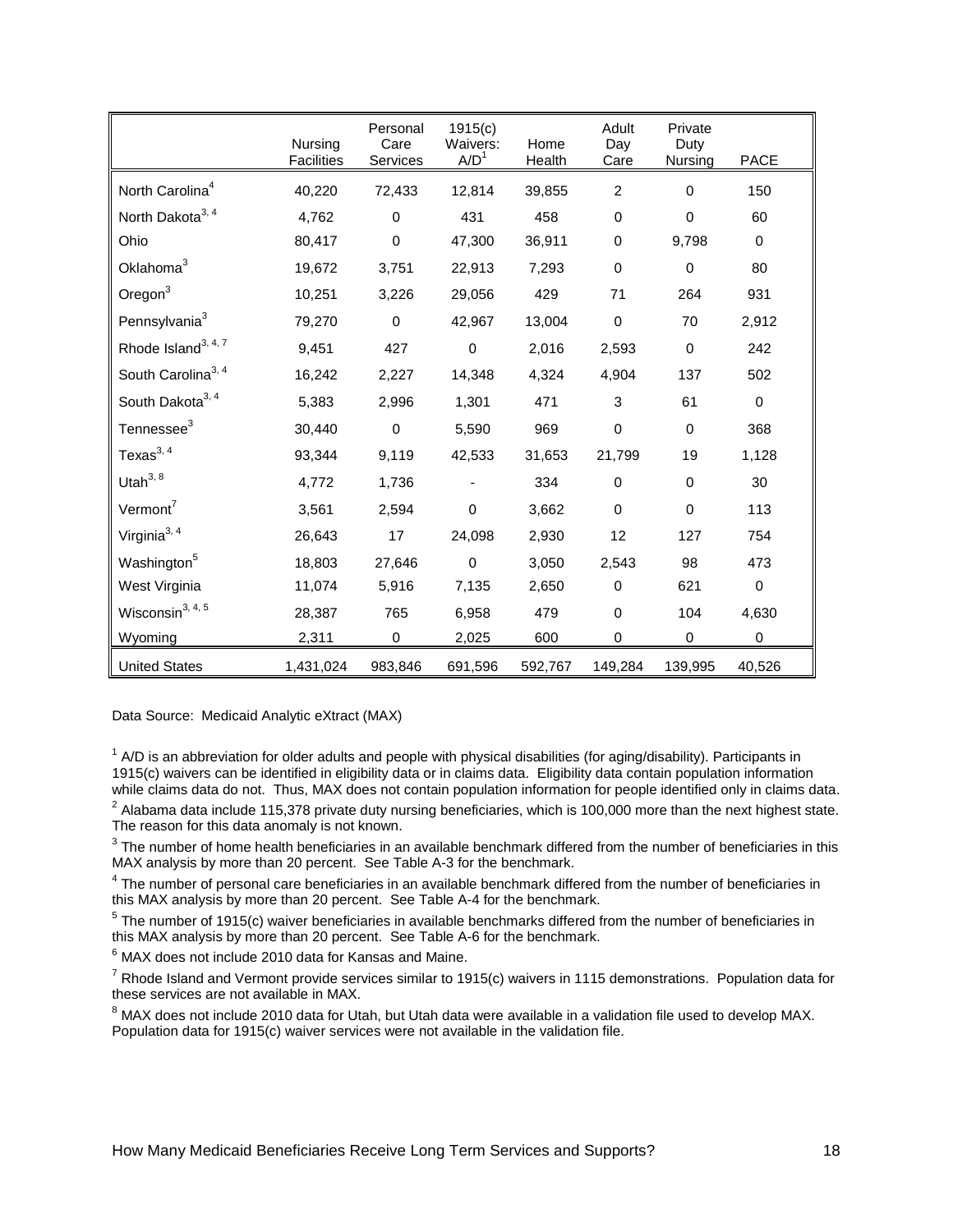| | Nursing Facilities | Personal Care Services | 1915(c) Waivers: A/D[1] | Home Health | Adult Day Care | Private Duty Nursing | PACE |
|---|---|---|---|---|---|---|---|
| North Carolina[4] | 40,220 | 72,433 | 12,814 | 39,855 | 2 | 0 | 150 |
| North Dakota[3, 4] | 4,762 | 0 | 431 | 458 | 0 | 0 | 60 |
| Ohio | 80,417 | 0 | 47,300 | 36,911 | 0 | 9,798 | 0 |
| Oklahoma[3] | 19,672 | 3,751 | 22,913 | 7,293 | 0 | 0 | 80 |
| Oregon[3] | 10,251 | 3,226 | 29,056 | 429 | 71 | 264 | 931 |
| Pennsylvania[3] | 79,270 | 0 | 42,967 | 13,004 | 0 | 70 | 2,912 |
| Rhode Island[3, 4, 7] | 9,451 | 427 | 0 | 2,016 | 2,593 | 0 | 242 |
| South Carolina[3, 4] | 16,242 | 2,227 | 14,348 | 4,324 | 4,904 | 137 | 502 |
| South Dakota[3, 4] | 5,383 | 2,996 | 1,301 | 471 | 3 | 61 | 0 |
| Tennessee[3] | 30,440 | 0 | 5,590 | 969 | 0 | 0 | 368 |
| Texas[3, 4] | 93,344 | 9,119 | 42,533 | 31,653 | 21,799 | 19 | 1,128 |
| Utah[3, 8] | 4,772 | 1,736 | - | 334 | 0 | 0 | 30 |
| Vermont[7] | 3,561 | 2,594 | 0 | 3,662 | 0 | 0 | 113 |
| Virginia[3, 4] | 26,643 | 17 | 24,098 | 2,930 | 12 | 127 | 754 |
| Washington[5] | 18,803 | 27,646 | 0 | 3,050 | 2,543 | 98 | 473 |
| West Virginia | 11,074 | 5,916 | 7,135 | 2,650 | 0 | 621 | 0 |
| Wisconsin[3, 4, 5] | 28,387 | 765 | 6,958 | 479 | 0 | 104 | 4,630 |
| Wyoming | 2,311 | 0 | 2,025 | 600 | 0 | 0 | 0 |
| United States | 1,431,024 | 983,846 | 691,596 | 592,767 | 149,284 | 139,995 | 40,526 |

Data Source: Medicaid Analytic eXtract (MAX)

[1] A/D is an abbreviation for older adults and people with physical disabilities (for aging/disability). Participants in 1915(c) waivers can be identified in eligibility data or in claims data. Eligibility data contain population information while claims data do not. Thus, MAX does not contain population information for people identified only in claims data.

[2] Alabama data include 115,378 private duty nursing beneficiaries, which is 100,000 more than the next highest state. The reason for this data anomaly is not known.

[3] The number of home health beneficiaries in an available benchmark differed from the number of beneficiaries in this MAX analysis by more than 20 percent. See Table A-3 for the benchmark.

[4] The number of personal care beneficiaries in an available benchmark differed from the number of beneficiaries in this MAX analysis by more than 20 percent. See Table A-4 for the benchmark.

[5] The number of 1915(c) waiver beneficiaries in available benchmarks differed from the number of beneficiaries in this MAX analysis by more than 20 percent. See Table A-6 for the benchmark.

[6] MAX does not include 2010 data for Kansas and Maine.

[7] Rhode Island and Vermont provide services similar to 1915(c) waivers in 1115 demonstrations. Population data for these services are not available in MAX.

[8] MAX does not include 2010 data for Utah, but Utah data were available in a validation file used to develop MAX. Population data for 1915(c) waiver services were not available in the validation file.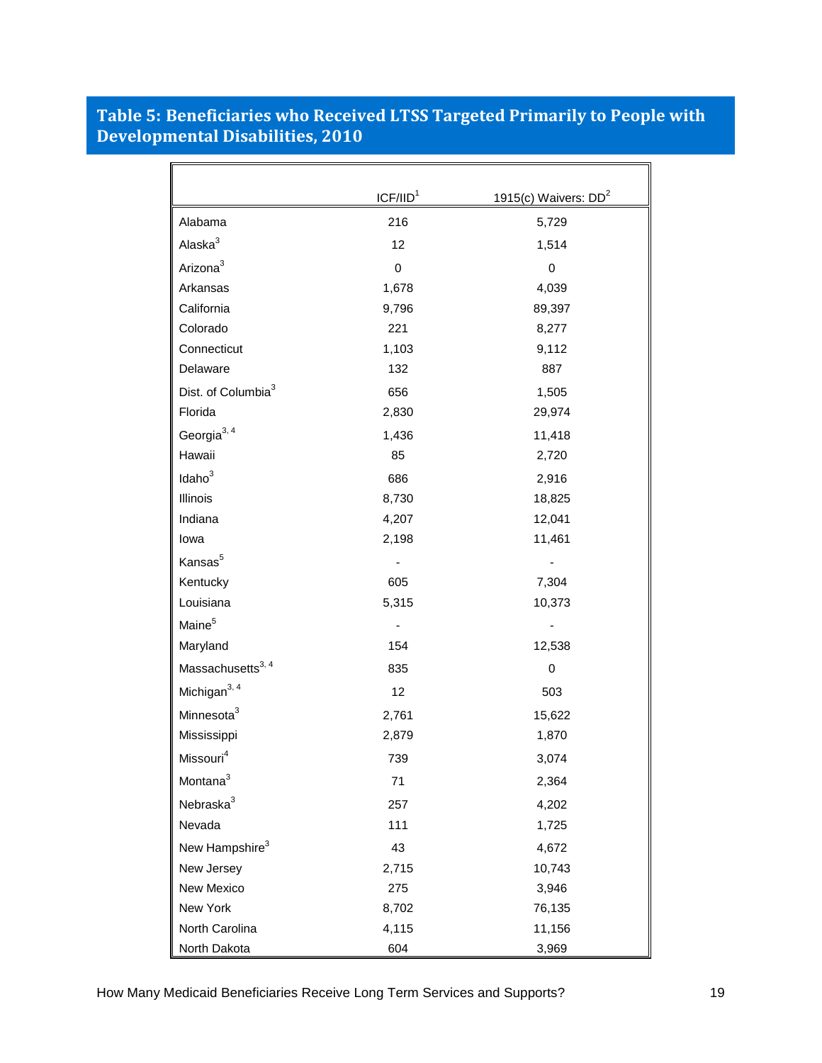## Table 5: Beneficiaries who Received LTSS Targeted Primarily to People with Developmental Disabilities, 2010

| | ICF/IID[1] | 1915(c) Waivers: DD[2] |
|---|---|---|
| Alabama | 216 | 5,729 |
| Alaska[3] | 12 | 1,514 |
| Arizona[3] | 0 | 0 |
| Arkansas | 1,678 | 4,039 |
| California | 9,796 | 89,397 |
| Colorado | 221 | 8,277 |
| Connecticut | 1,103 | 9,112 |
| Delaware | 132 | 887 |
| Dist. of Columbia[3] | 656 | 1,505 |
| Florida | 2,830 | 29,974 |
| Georgia[3, 4] | 1,436 | 11,418 |
| Hawaii | 85 | 2,720 |
| Idaho[3] | 686 | 2,916 |
| Illinois | 8,730 | 18,825 |
| Indiana | 4,207 | 12,041 |
| Iowa | 2,198 | 11,461 |
| Kansas[5] | - | - |
| Kentucky | 605 | 7,304 |
| Louisiana | 5,315 | 10,373 |
| Maine[5] | - | - |
| Maryland | 154 | 12,538 |
| Massachusetts[3, 4] | 835 | 0 |
| Michigan[3, 4] | 12 | 503 |
| Minnesota[3] | 2,761 | 15,622 |
| Mississippi | 2,879 | 1,870 |
| Missouri[4] | 739 | 3,074 |
| Montana[3] | 71 | 2,364 |
| Nebraska[3] | 257 | 4,202 |
| Nevada | 111 | 1,725 |
| New Hampshire[3] | 43 | 4,672 |
| New Jersey | 2,715 | 10,743 |
| New Mexico | 275 | 3,946 |
| New York | 8,702 | 76,135 |
| North Carolina | 4,115 | 11,156 |
| North Dakota | 604 | 3,969 |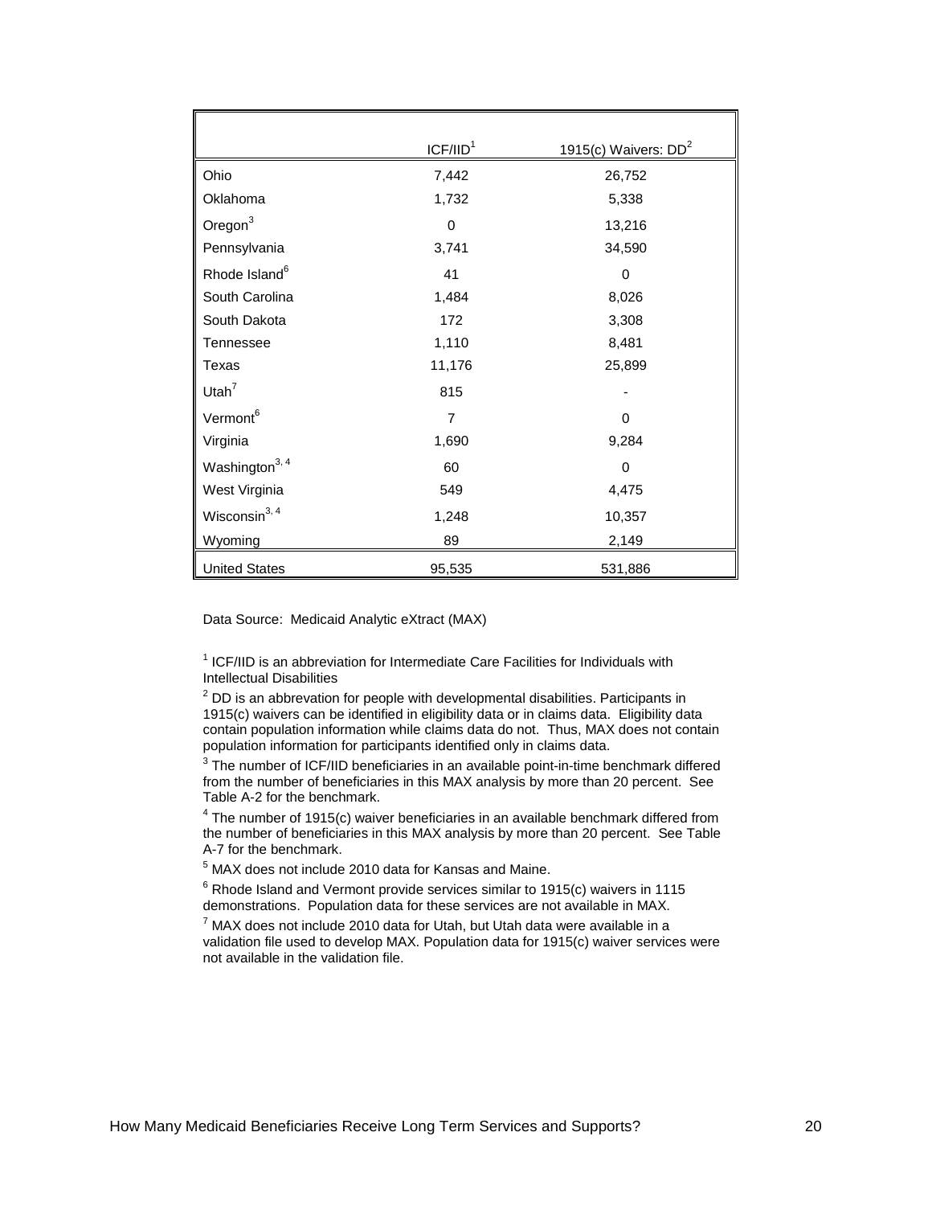| | ICF/IID[1] | 1915(c) Waivers: DD[2] |
|---|---|---|
| Ohio | 7,442 | 26,752 |
| Oklahoma | 1,732 | 5,338 |
| Oregon[3] | 0 | 13,216 |
| Pennsylvania | 3,741 | 34,590 |
| Rhode Island[6] | 41 | 0 |
| South Carolina | 1,484 | 8,026 |
| South Dakota | 172 | 3,308 |
| Tennessee | 1,110 | 8,481 |
| Texas | 11,176 | 25,899 |
| Utah[7] | 815 | - |
| Vermont[6] | 7 | 0 |
| Virginia | 1,690 | 9,284 |
| Washington[3, 4] | 60 | 0 |
| West Virginia | 549 | 4,475 |
| Wisconsin[3, 4] | 1,248 | 10,357 |
| Wyoming | 89 | 2,149 |
| United States | 95,535 | 531,886 |

Data Source: Medicaid Analytic eXtract (MAX)

[1] ICF/IID is an abbreviation for Intermediate Care Facilities for Individuals with Intellectual Disabilities

[2] DD is an abbrevation for people with developmental disabilities. Participants in 1915(c) waivers can be identified in eligibility data or in claims data. Eligibility data contain population information while claims data do not. Thus, MAX does not contain population information for participants identified only in claims data.

[3] The number of ICF/IID beneficiaries in an available point-in-time benchmark differed from the number of beneficiaries in this MAX analysis by more than 20 percent. See Table A-2 for the benchmark.

[4] The number of 1915(c) waiver beneficiaries in an available benchmark differed from the number of beneficiaries in this MAX analysis by more than 20 percent. See Table A-7 for the benchmark.

[5] MAX does not include 2010 data for Kansas and Maine.

[6] Rhode Island and Vermont provide services similar to 1915(c) waivers in 1115 demonstrations. Population data for these services are not available in MAX.

[7] MAX does not include 2010 data for Utah, but Utah data were available in a validation file used to develop MAX. Population data for 1915(c) waiver services were not available in the validation file.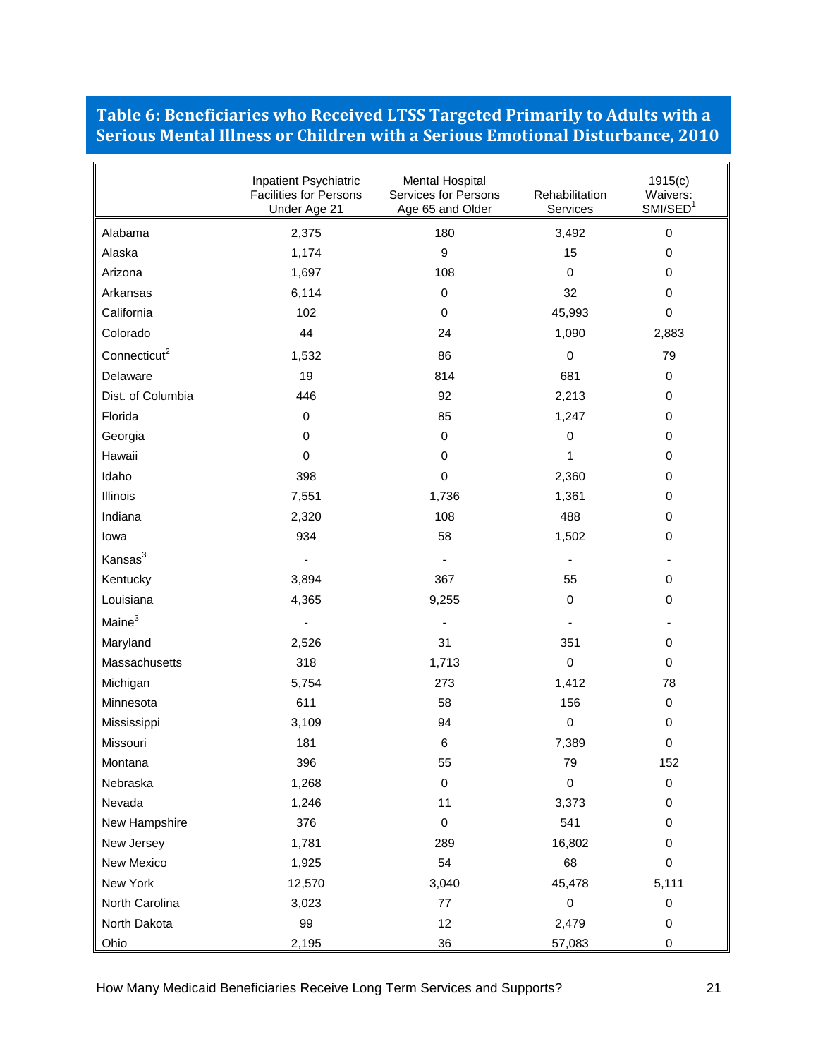## Table 6: Beneficiaries who Received LTSS Targeted Primarily to Adults with a Serious Mental Illness or Children with a Serious Emotional Disturbance, 2010

| | Inpatient Psychiatric Facilities for Persons Under Age 21 | Mental Hospital Services for Persons Age 65 and Older | Rehabilitation Services | 1915(c) Waivers: SMI/SED[1] |
|---|---|---|---|---|
| Alabama | 2,375 | 180 | 3,492 | 0 |
| Alaska | 1,174 | 9 | 15 | 0 |
| Arizona | 1,697 | 108 | 0 | 0 |
| Arkansas | 6,114 | 0 | 32 | 0 |
| California | 102 | 0 | 45,993 | 0 |
| Colorado | 44 | 24 | 1,090 | 2,883 |
| Connecticut[2] | 1,532 | 86 | 0 | 79 |
| Delaware | 19 | 814 | 681 | 0 |
| Dist. of Columbia | 446 | 92 | 2,213 | 0 |
| Florida | 0 | 85 | 1,247 | 0 |
| Georgia | 0 | 0 | 0 | 0 |
| Hawaii | 0 | 0 | 1 | 0 |
| Idaho | 398 | 0 | 2,360 | 0 |
| Illinois | 7,551 | 1,736 | 1,361 | 0 |
| Indiana | 2,320 | 108 | 488 | 0 |
| Iowa | 934 | 58 | 1,502 | 0 |
| Kansas[3] | - | - | - | - |
| Kentucky | 3,894 | 367 | 55 | 0 |
| Louisiana | 4,365 | 9,255 | 0 | 0 |
| Maine[3] | - | - | - | - |
| Maryland | 2,526 | 31 | 351 | 0 |
| Massachusetts | 318 | 1,713 | 0 | 0 |
| Michigan | 5,754 | 273 | 1,412 | 78 |
| Minnesota | 611 | 58 | 156 | 0 |
| Mississippi | 3,109 | 94 | 0 | 0 |
| Missouri | 181 | 6 | 7,389 | 0 |
| Montana | 396 | 55 | 79 | 152 |
| Nebraska | 1,268 | 0 | 0 | 0 |
| Nevada | 1,246 | 11 | 3,373 | 0 |
| New Hampshire | 376 | 0 | 541 | 0 |
| New Jersey | 1,781 | 289 | 16,802 | 0 |
| New Mexico | 1,925 | 54 | 68 | 0 |
| New York | 12,570 | 3,040 | 45,478 | 5,111 |
| North Carolina | 3,023 | 77 | 0 | 0 |
| North Dakota | 99 | 12 | 2,479 | 0 |
| Ohio | 2,195 | 36 | 57,083 | 0 |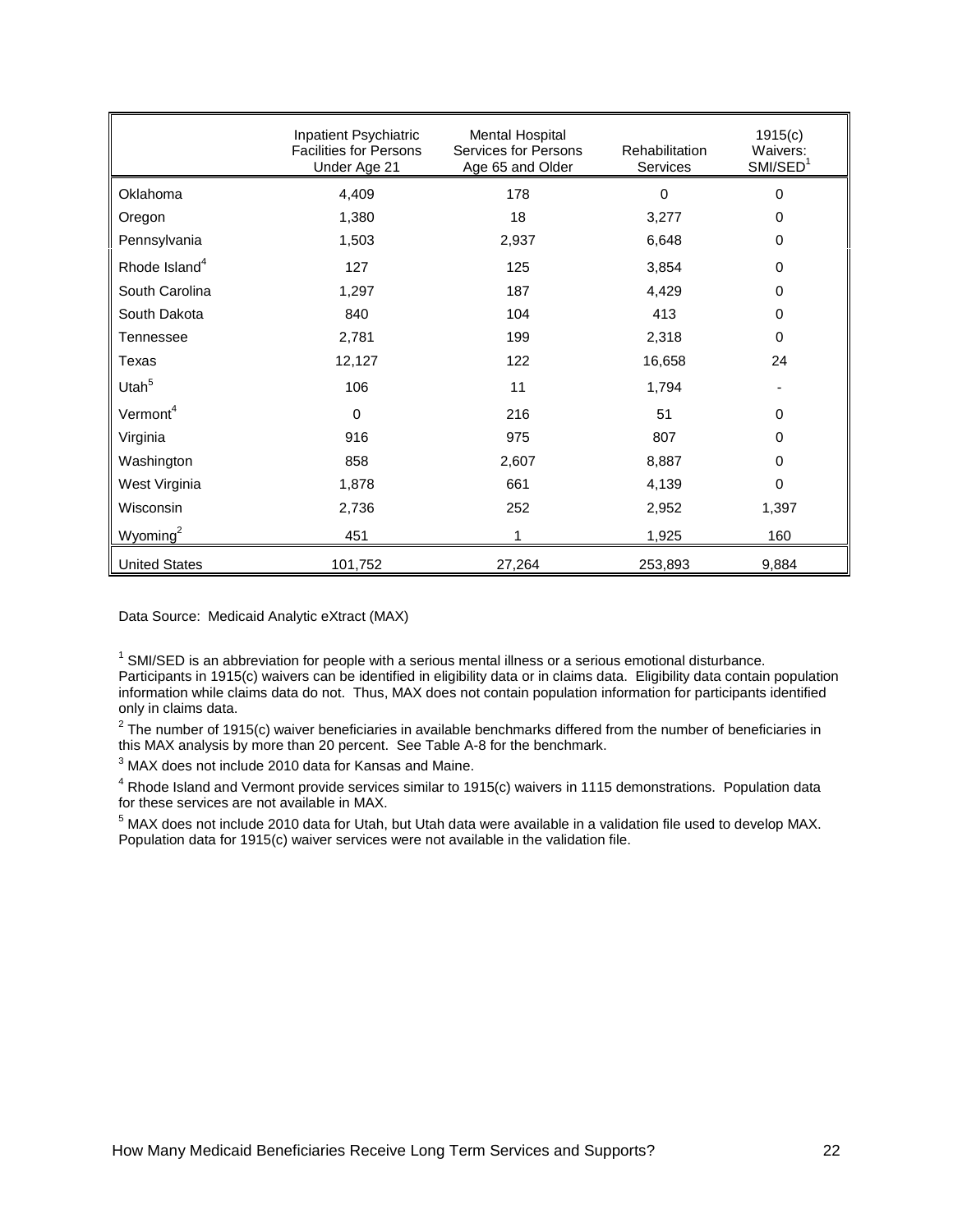| | Inpatient Psychiatric Facilities for Persons Under Age 21 | Mental Hospital Services for Persons Age 65 and Older | Rehabilitation Services | 1915(c) Waivers: SMI/SED[1] |
|---|---|---|---|---|
| Oklahoma | 4,409 | 178 | 0 | 0 |
| Oregon | 1,380 | 18 | 3,277 | 0 |
| Pennsylvania | 1,503 | 2,937 | 6,648 | 0 |
| Rhode Island[4] | 127 | 125 | 3,854 | 0 |
| South Carolina | 1,297 | 187 | 4,429 | 0 |
| South Dakota | 840 | 104 | 413 | 0 |
| Tennessee | 2,781 | 199 | 2,318 | 0 |
| Texas | 12,127 | 122 | 16,658 | 24 |
| Utah[5] | 106 | 11 | 1,794 | - |
| Vermont[4] | 0 | 216 | 51 | 0 |
| Virginia | 916 | 975 | 807 | 0 |
| Washington | 858 | 2,607 | 8,887 | 0 |
| West Virginia | 1,878 | 661 | 4,139 | 0 |
| Wisconsin | 2,736 | 252 | 2,952 | 1,397 |
| Wyoming[2] | 451 | 1 | 1,925 | 160 |
| United States | 101,752 | 27,264 | 253,893 | 9,884 |

Data Source: Medicaid Analytic eXtract (MAX)

[1] SMI/SED is an abbreviation for people with a serious mental illness or a serious emotional disturbance. Participants in 1915(c) waivers can be identified in eligibility data or in claims data. Eligibility data contain population information while claims data do not. Thus, MAX does not contain population information for participants identified only in claims data.

[2] The number of 1915(c) waiver beneficiaries in available benchmarks differed from the number of beneficiaries in this MAX analysis by more than 20 percent. See Table A-8 for the benchmark.

[3] MAX does not include 2010 data for Kansas and Maine.

[4] Rhode Island and Vermont provide services similar to 1915(c) waivers in 1115 demonstrations. Population data for these services are not available in MAX.

[5] MAX does not include 2010 data for Utah, but Utah data were available in a validation file used to develop MAX. Population data for 1915(c) waiver services were not available in the validation file.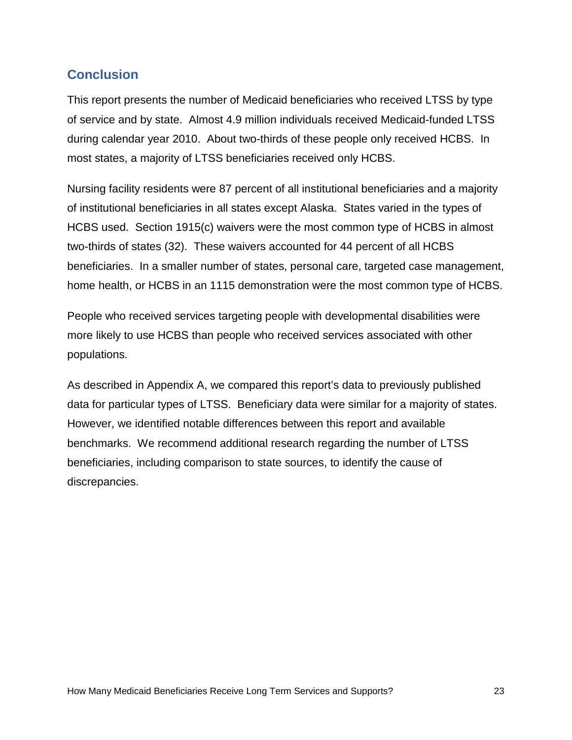## Conclusion

This report presents the number of Medicaid beneficiaries who received LTSS by type of service and by state. Almost 4.9 million individuals received Medicaid-funded LTSS during calendar year 2010. About two-thirds of these people only received HCBS. In most states, a majority of LTSS beneficiaries received only HCBS.

Nursing facility residents were 87 percent of all institutional beneficiaries and a majority of institutional beneficiaries in all states except Alaska. States varied in the types of HCBS used. Section 1915(c) waivers were the most common type of HCBS in almost two-thirds of states (32). These waivers accounted for 44 percent of all HCBS beneficiaries. In a smaller number of states, personal care, targeted case management, home health, or HCBS in an 1115 demonstration were the most common type of HCBS.

People who received services targeting people with developmental disabilities were more likely to use HCBS than people who received services associated with other populations.

As described in Appendix A, we compared this report's data to previously published data for particular types of LTSS. Beneficiary data were similar for a majority of states. However, we identified notable differences between this report and available benchmarks. We recommend additional research regarding the number of LTSS beneficiaries, including comparison to state sources, to identify the cause of discrepancies.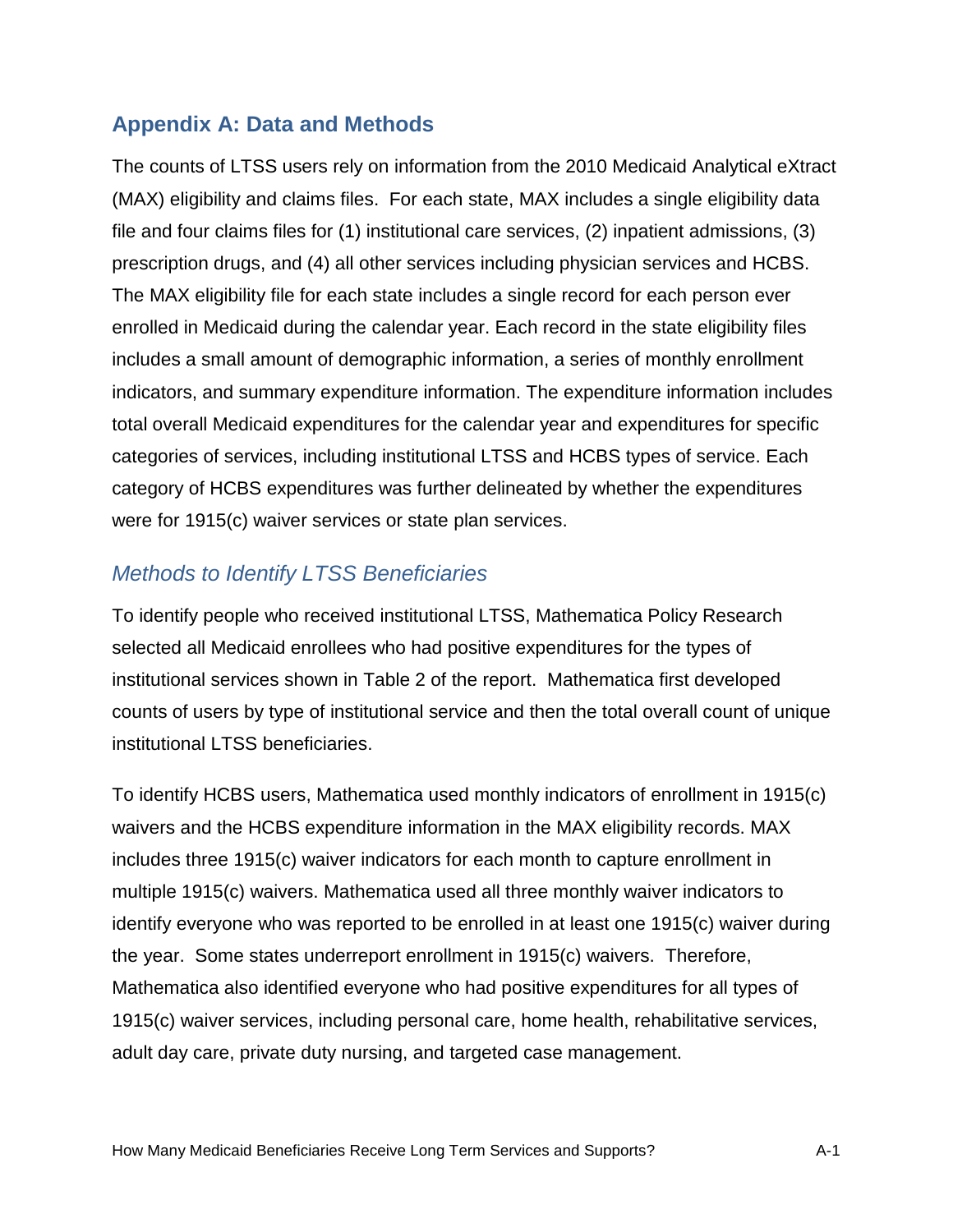## Appendix A: Data and Methods

The counts of LTSS users rely on information from the 2010 Medicaid Analytical eXtract (MAX) eligibility and claims files. For each state, MAX includes a single eligibility data file and four claims files for (1) institutional care services, (2) inpatient admissions, (3) prescription drugs, and (4) all other services including physician services and HCBS. The MAX eligibility file for each state includes a single record for each person ever enrolled in Medicaid during the calendar year. Each record in the state eligibility files includes a small amount of demographic information, a series of monthly enrollment indicators, and summary expenditure information. The expenditure information includes total overall Medicaid expenditures for the calendar year and expenditures for specific categories of services, including institutional LTSS and HCBS types of service. Each category of HCBS expenditures was further delineated by whether the expenditures were for 1915(c) waiver services or state plan services.

### *Methods to Identify LTSS Beneficiaries*

To identify people who received institutional LTSS, Mathematica Policy Research selected all Medicaid enrollees who had positive expenditures for the types of institutional services shown in Table 2 of the report. Mathematica first developed counts of users by type of institutional service and then the total overall count of unique institutional LTSS beneficiaries.

To identify HCBS users, Mathematica used monthly indicators of enrollment in 1915(c) waivers and the HCBS expenditure information in the MAX eligibility records. MAX includes three 1915(c) waiver indicators for each month to capture enrollment in multiple 1915(c) waivers. Mathematica used all three monthly waiver indicators to identify everyone who was reported to be enrolled in at least one 1915(c) waiver during the year. Some states underreport enrollment in 1915(c) waivers. Therefore, Mathematica also identified everyone who had positive expenditures for all types of 1915(c) waiver services, including personal care, home health, rehabilitative services, adult day care, private duty nursing, and targeted case management.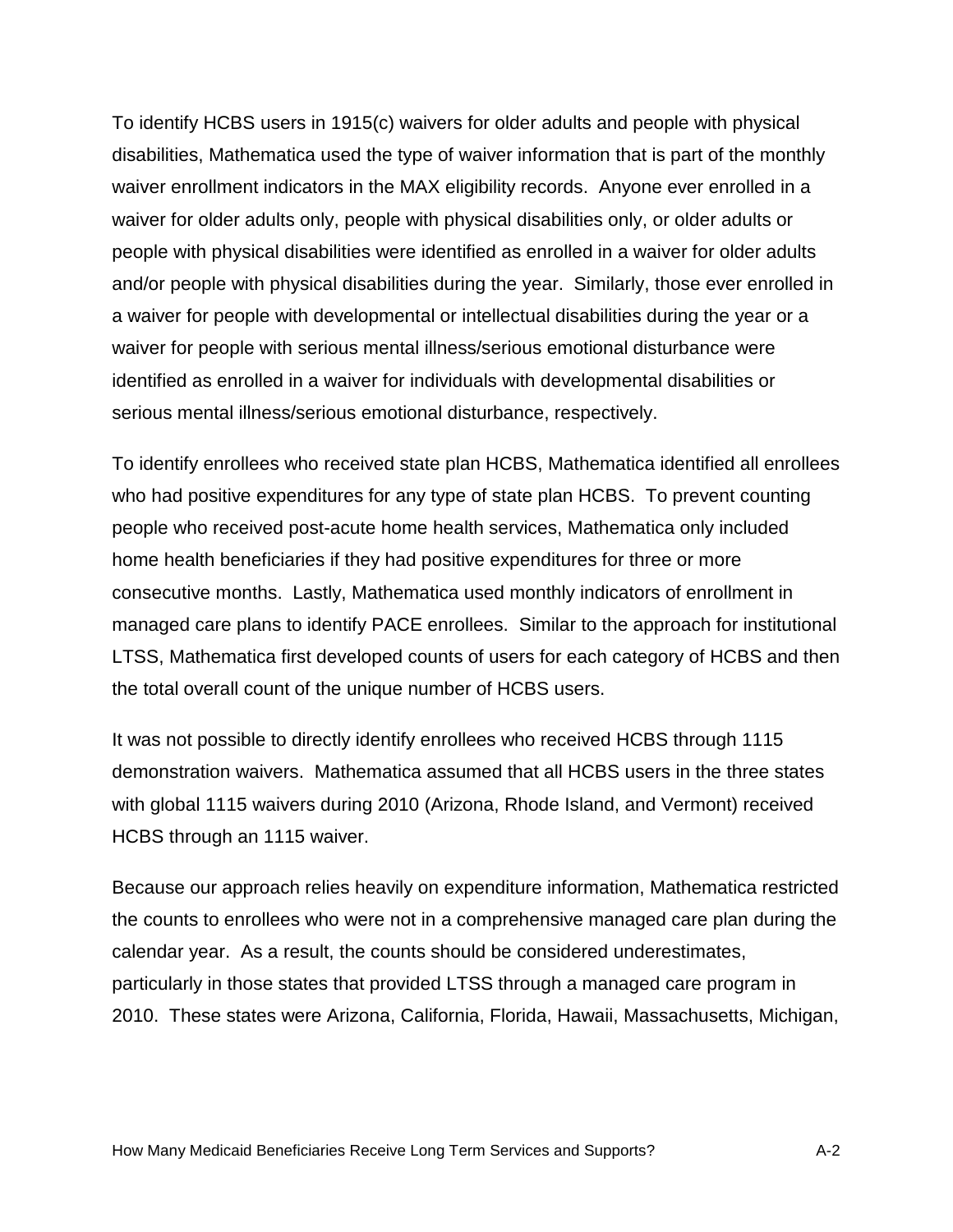To identify HCBS users in 1915(c) waivers for older adults and people with physical disabilities, Mathematica used the type of waiver information that is part of the monthly waiver enrollment indicators in the MAX eligibility records. Anyone ever enrolled in a waiver for older adults only, people with physical disabilities only, or older adults or people with physical disabilities were identified as enrolled in a waiver for older adults and/or people with physical disabilities during the year. Similarly, those ever enrolled in a waiver for people with developmental or intellectual disabilities during the year or a waiver for people with serious mental illness/serious emotional disturbance were identified as enrolled in a waiver for individuals with developmental disabilities or serious mental illness/serious emotional disturbance, respectively.

To identify enrollees who received state plan HCBS, Mathematica identified all enrollees who had positive expenditures for any type of state plan HCBS. To prevent counting people who received post-acute home health services, Mathematica only included home health beneficiaries if they had positive expenditures for three or more consecutive months. Lastly, Mathematica used monthly indicators of enrollment in managed care plans to identify PACE enrollees. Similar to the approach for institutional LTSS, Mathematica first developed counts of users for each category of HCBS and then the total overall count of the unique number of HCBS users.

It was not possible to directly identify enrollees who received HCBS through 1115 demonstration waivers. Mathematica assumed that all HCBS users in the three states with global 1115 waivers during 2010 (Arizona, Rhode Island, and Vermont) received HCBS through an 1115 waiver.

Because our approach relies heavily on expenditure information, Mathematica restricted the counts to enrollees who were not in a comprehensive managed care plan during the calendar year. As a result, the counts should be considered underestimates, particularly in those states that provided LTSS through a managed care program in 2010. These states were Arizona, California, Florida, Hawaii, Massachusetts, Michigan,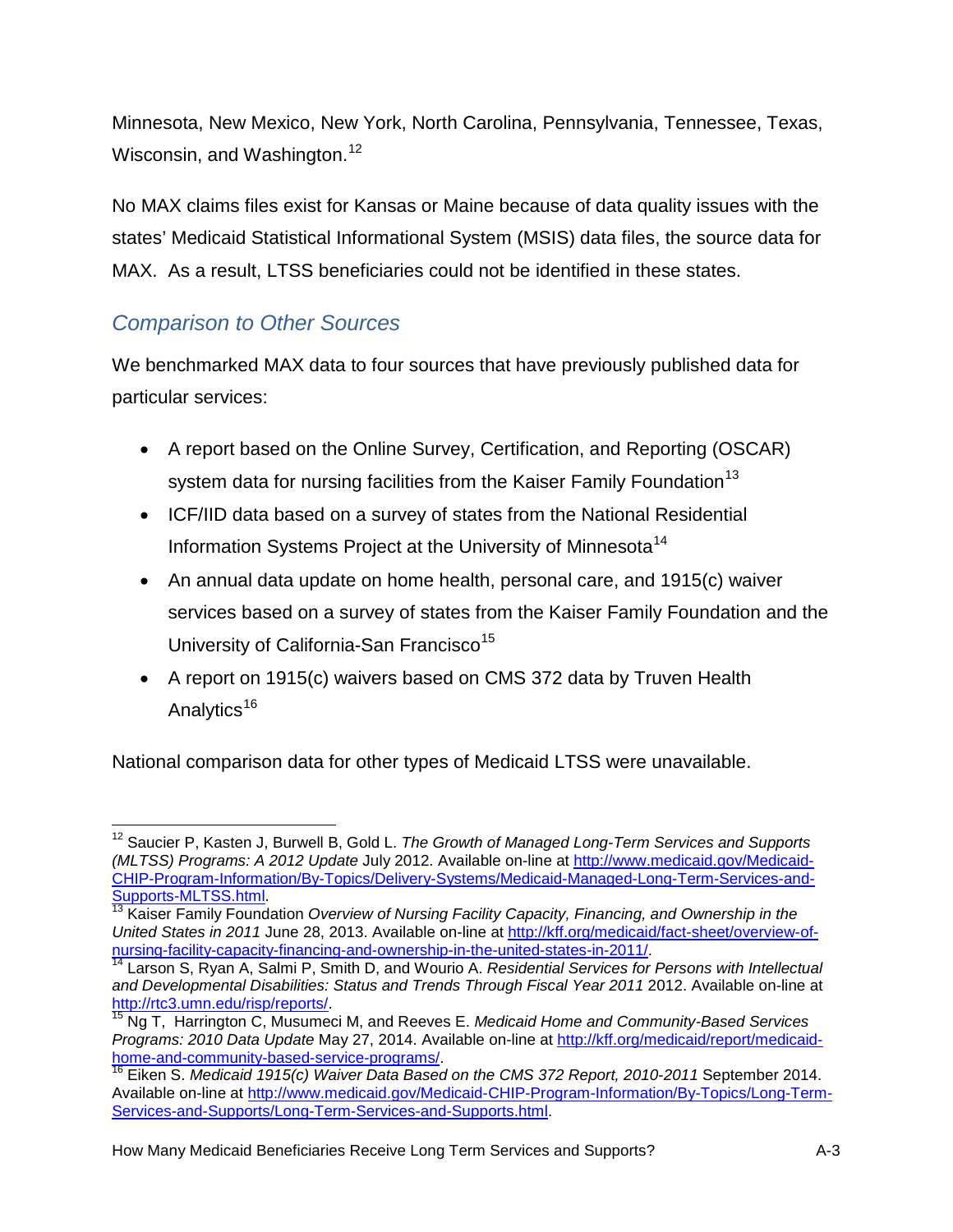Minnesota, New Mexico, New York, North Carolina, Pennsylvania, Tennessee, Texas, Wisconsin, and Washington.[12]

No MAX claims files exist for Kansas or Maine because of data quality issues with the states' Medicaid Statistical Informational System (MSIS) data files, the source data for MAX. As a result, LTSS beneficiaries could not be identified in these states.

### *Comparison to Other Sources*

We benchmarked MAX data to four sources that have previously published data for particular services:

- A report based on the Online Survey, Certification, and Reporting (OSCAR) system data for nursing facilities from the Kaiser Family Foundation[13]
- ICF/IID data based on a survey of states from the National Residential Information Systems Project at the University of Minnesota[14]
- An annual data update on home health, personal care, and 1915(c) waiver services based on a survey of states from the Kaiser Family Foundation and the University of California-San Francisco[15]
- A report on 1915(c) waivers based on CMS 372 data by Truven Health Analytics[16]

National comparison data for other types of Medicaid LTSS were unavailable.

---

[12] Saucier P, Kasten J, Burwell B, Gold L. *The Growth of Managed Long-Term Services and Supports (MLTSS) Programs: A 2012 Update* July 2012. Available on-line at http://www.medicaid.gov/Medicaid-CHIP-Program-Information/By-Topics/Delivery-Systems/Medicaid-Managed-Long-Term-Services-and-Supports-MLTSS.html.

[13] Kaiser Family Foundation *Overview of Nursing Facility Capacity, Financing, and Ownership in the United States in 2011* June 28, 2013. Available on-line at http://kff.org/medicaid/fact-sheet/overview-of-nursing-facility-capacity-financing-and-ownership-in-the-united-states-in-2011/.

[14] Larson S, Ryan A, Salmi P, Smith D, and Wourio A. *Residential Services for Persons with Intellectual and Developmental Disabilities: Status and Trends Through Fiscal Year 2011* 2012. Available on-line at http://rtc3.umn.edu/risp/reports/.

[15] Ng T, Harrington C, Musumeci M, and Reeves E. *Medicaid Home and Community-Based Services Programs: 2010 Data Update* May 27, 2014. Available on-line at http://kff.org/medicaid/report/medicaid-home-and-community-based-service-programs/.

[16] Eiken S. *Medicaid 1915(c) Waiver Data Based on the CMS 372 Report, 2010-2011* September 2014. Available on-line at http://www.medicaid.gov/Medicaid-CHIP-Program-Information/By-Topics/Long-Term-Services-and-Supports/Long-Term-Services-and-Supports.html.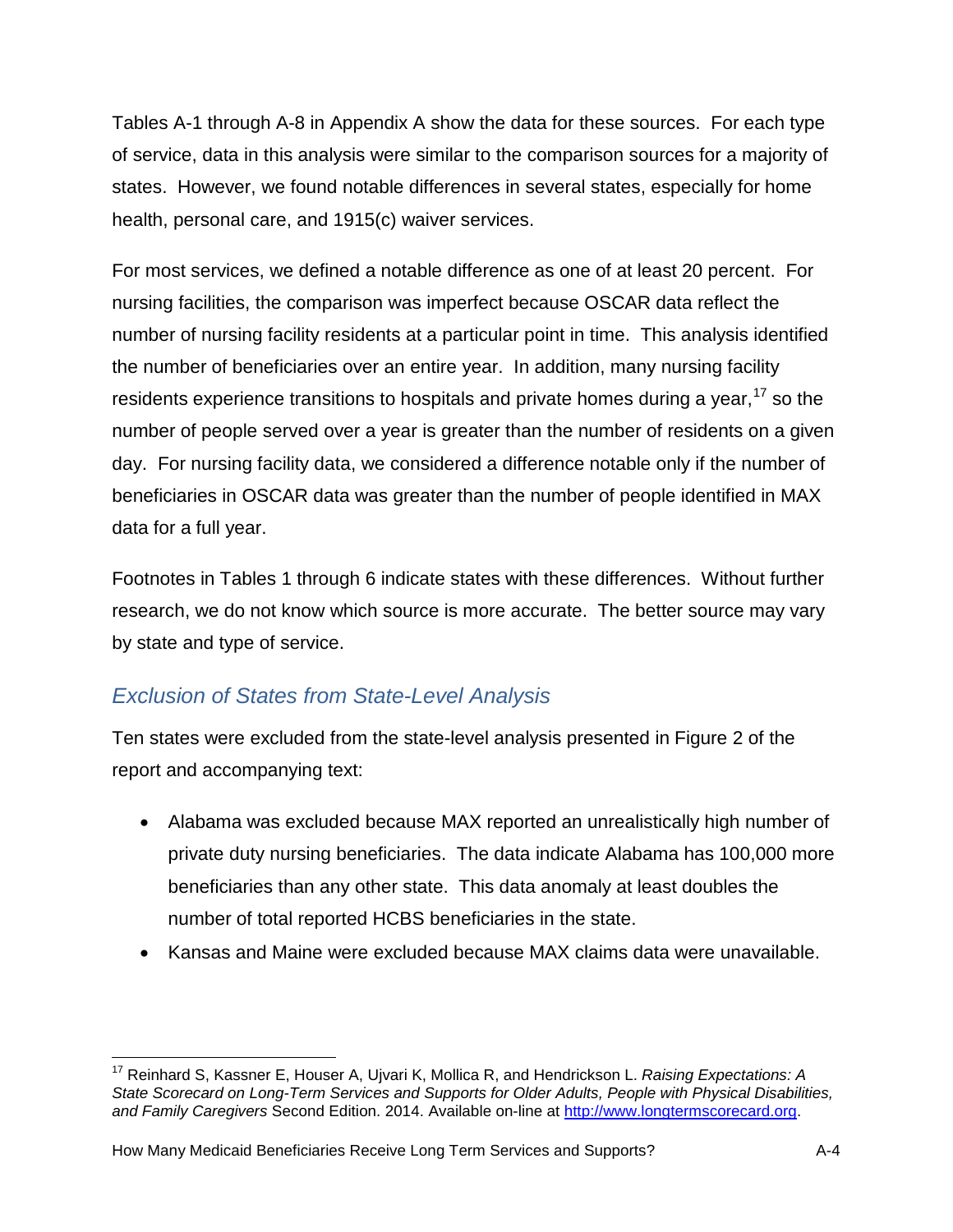Tables A-1 through A-8 in Appendix A show the data for these sources. For each type of service, data in this analysis were similar to the comparison sources for a majority of states. However, we found notable differences in several states, especially for home health, personal care, and 1915(c) waiver services.

For most services, we defined a notable difference as one of at least 20 percent. For nursing facilities, the comparison was imperfect because OSCAR data reflect the number of nursing facility residents at a particular point in time. This analysis identified the number of beneficiaries over an entire year. In addition, many nursing facility residents experience transitions to hospitals and private homes during a year,[17] so the number of people served over a year is greater than the number of residents on a given day. For nursing facility data, we considered a difference notable only if the number of beneficiaries in OSCAR data was greater than the number of people identified in MAX data for a full year.

Footnotes in Tables 1 through 6 indicate states with these differences. Without further research, we do not know which source is more accurate. The better source may vary by state and type of service.

### *Exclusion of States from State-Level Analysis*

Ten states were excluded from the state-level analysis presented in Figure 2 of the report and accompanying text:

- Alabama was excluded because MAX reported an unrealistically high number of private duty nursing beneficiaries. The data indicate Alabama has 100,000 more beneficiaries than any other state. This data anomaly at least doubles the number of total reported HCBS beneficiaries in the state.
- Kansas and Maine were excluded because MAX claims data were unavailable.

---

[17] Reinhard S, Kassner E, Houser A, Ujvari K, Mollica R, and Hendrickson L. *Raising Expectations: A State Scorecard on Long-Term Services and Supports for Older Adults, People with Physical Disabilities, and Family Caregivers* Second Edition. 2014. Available on-line at http://www.longtermscorecard.org.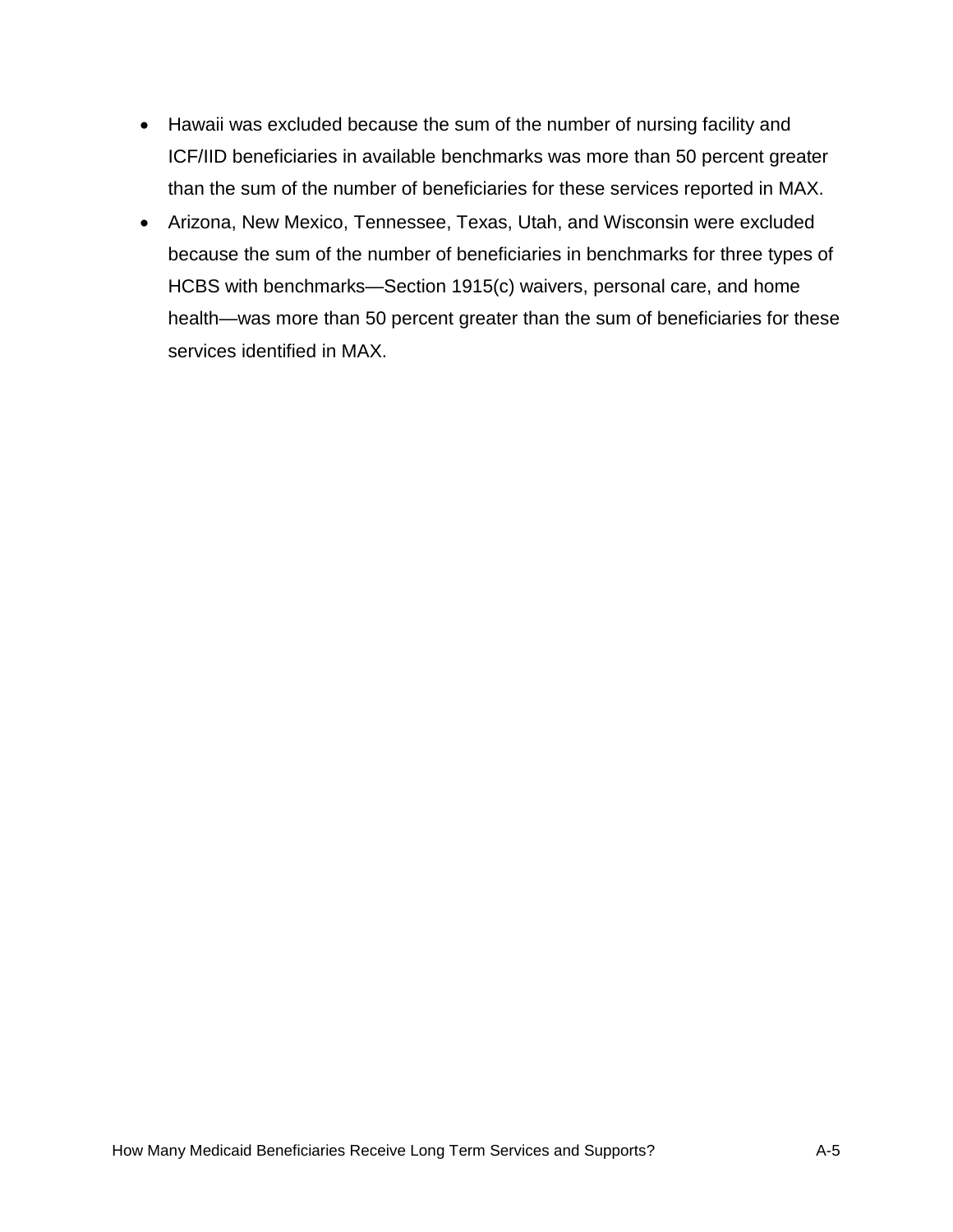- Hawaii was excluded because the sum of the number of nursing facility and ICF/IID beneficiaries in available benchmarks was more than 50 percent greater than the sum of the number of beneficiaries for these services reported in MAX.
- Arizona, New Mexico, Tennessee, Texas, Utah, and Wisconsin were excluded because the sum of the number of beneficiaries in benchmarks for three types of HCBS with benchmarks—Section 1915(c) waivers, personal care, and home health—was more than 50 percent greater than the sum of beneficiaries for these services identified in MAX.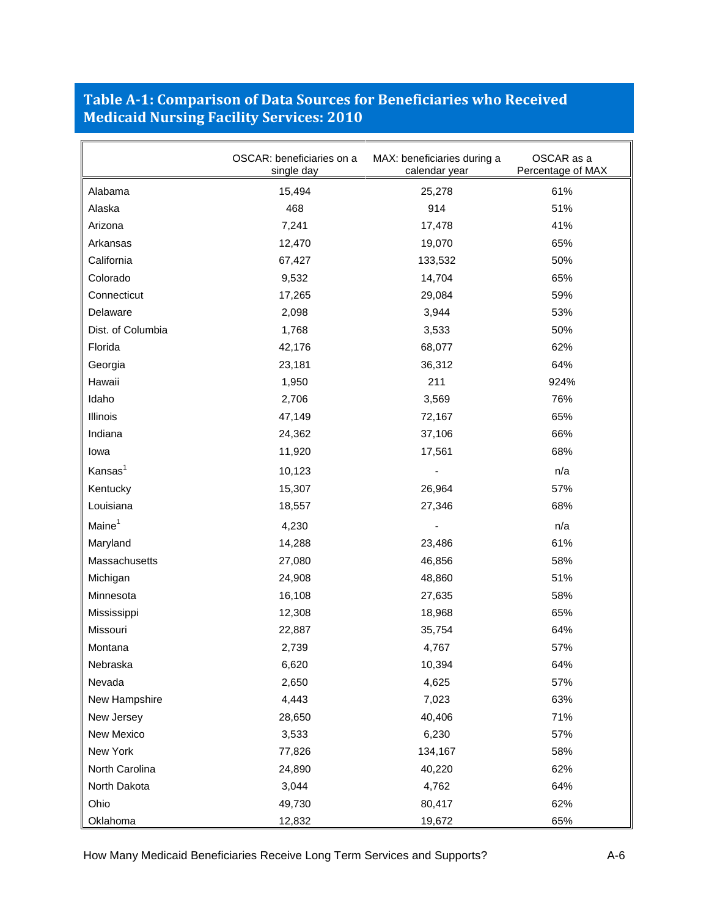## Table A-1: Comparison of Data Sources for Beneficiaries who Received Medicaid Nursing Facility Services: 2010

| | OSCAR: beneficiaries on a single day | MAX: beneficiaries during a calendar year | OSCAR as a Percentage of MAX |
|---|---|---|---|
| Alabama | 15,494 | 25,278 | 61% |
| Alaska | 468 | 914 | 51% |
| Arizona | 7,241 | 17,478 | 41% |
| Arkansas | 12,470 | 19,070 | 65% |
| California | 67,427 | 133,532 | 50% |
| Colorado | 9,532 | 14,704 | 65% |
| Connecticut | 17,265 | 29,084 | 59% |
| Delaware | 2,098 | 3,944 | 53% |
| Dist. of Columbia | 1,768 | 3,533 | 50% |
| Florida | 42,176 | 68,077 | 62% |
| Georgia | 23,181 | 36,312 | 64% |
| Hawaii | 1,950 | 211 | 924% |
| Idaho | 2,706 | 3,569 | 76% |
| Illinois | 47,149 | 72,167 | 65% |
| Indiana | 24,362 | 37,106 | 66% |
| Iowa | 11,920 | 17,561 | 68% |
| Kansas[1] | 10,123 | - | n/a |
| Kentucky | 15,307 | 26,964 | 57% |
| Louisiana | 18,557 | 27,346 | 68% |
| Maine[1] | 4,230 | - | n/a |
| Maryland | 14,288 | 23,486 | 61% |
| Massachusetts | 27,080 | 46,856 | 58% |
| Michigan | 24,908 | 48,860 | 51% |
| Minnesota | 16,108 | 27,635 | 58% |
| Mississippi | 12,308 | 18,968 | 65% |
| Missouri | 22,887 | 35,754 | 64% |
| Montana | 2,739 | 4,767 | 57% |
| Nebraska | 6,620 | 10,394 | 64% |
| Nevada | 2,650 | 4,625 | 57% |
| New Hampshire | 4,443 | 7,023 | 63% |
| New Jersey | 28,650 | 40,406 | 71% |
| New Mexico | 3,533 | 6,230 | 57% |
| New York | 77,826 | 134,167 | 58% |
| North Carolina | 24,890 | 40,220 | 62% |
| North Dakota | 3,044 | 4,762 | 64% |
| Ohio | 49,730 | 80,417 | 62% |
| Oklahoma | 12,832 | 19,672 | 65% |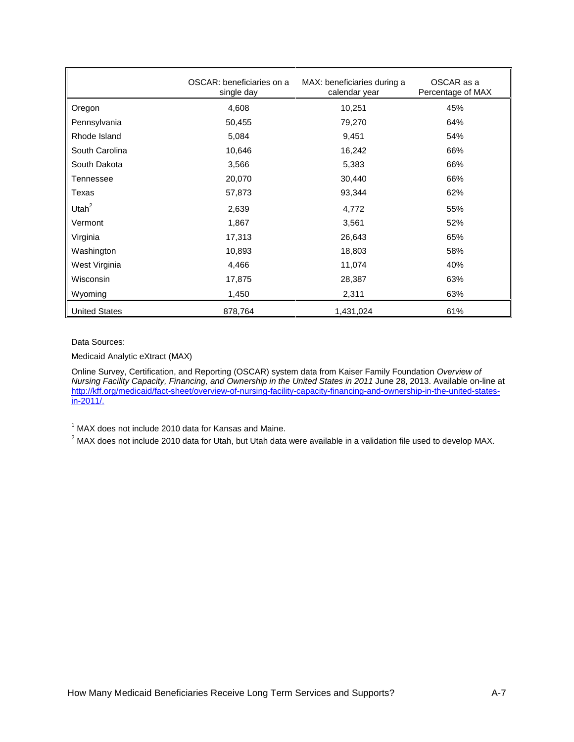| | OSCAR: beneficiaries on a single day | MAX: beneficiaries during a calendar year | OSCAR as a Percentage of MAX |
|---|---|---|---|
| Oregon | 4,608 | 10,251 | 45% |
| Pennsylvania | 50,455 | 79,270 | 64% |
| Rhode Island | 5,084 | 9,451 | 54% |
| South Carolina | 10,646 | 16,242 | 66% |
| South Dakota | 3,566 | 5,383 | 66% |
| Tennessee | 20,070 | 30,440 | 66% |
| Texas | 57,873 | 93,344 | 62% |
| Utah[2] | 2,639 | 4,772 | 55% |
| Vermont | 1,867 | 3,561 | 52% |
| Virginia | 17,313 | 26,643 | 65% |
| Washington | 10,893 | 18,803 | 58% |
| West Virginia | 4,466 | 11,074 | 40% |
| Wisconsin | 17,875 | 28,387 | 63% |
| Wyoming | 1,450 | 2,311 | 63% |
| United States | 878,764 | 1,431,024 | 61% |

Data Sources:

Medicaid Analytic eXtract (MAX)

Online Survey, Certification, and Reporting (OSCAR) system data from Kaiser Family Foundation *Overview of Nursing Facility Capacity, Financing, and Ownership in the United States in 2011* June 28, 2013. Available on-line at http://kff.org/medicaid/fact-sheet/overview-of-nursing-facility-capacity-financing-and-ownership-in-the-united-states-in-2011/.

[1] MAX does not include 2010 data for Kansas and Maine.

[2] MAX does not include 2010 data for Utah, but Utah data were available in a validation file used to develop MAX.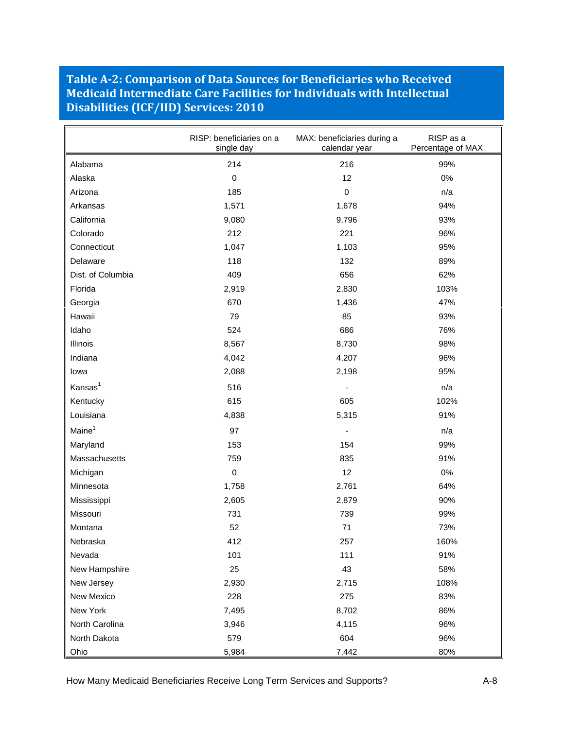## Table A-2: Comparison of Data Sources for Beneficiaries who Received Medicaid Intermediate Care Facilities for Individuals with Intellectual Disabilities (ICF/IID) Services: 2010

| | RISP: beneficiaries on a single day | MAX: beneficiaries during a calendar year | RISP as a Percentage of MAX |
|---|---|---|---|
| Alabama | 214 | 216 | 99% |
| Alaska | 0 | 12 | 0% |
| Arizona | 185 | 0 | n/a |
| Arkansas | 1,571 | 1,678 | 94% |
| California | 9,080 | 9,796 | 93% |
| Colorado | 212 | 221 | 96% |
| Connecticut | 1,047 | 1,103 | 95% |
| Delaware | 118 | 132 | 89% |
| Dist. of Columbia | 409 | 656 | 62% |
| Florida | 2,919 | 2,830 | 103% |
| Georgia | 670 | 1,436 | 47% |
| Hawaii | 79 | 85 | 93% |
| Idaho | 524 | 686 | 76% |
| Illinois | 8,567 | 8,730 | 98% |
| Indiana | 4,042 | 4,207 | 96% |
| Iowa | 2,088 | 2,198 | 95% |
| Kansas[1] | 516 | - | n/a |
| Kentucky | 615 | 605 | 102% |
| Louisiana | 4,838 | 5,315 | 91% |
| Maine[1] | 97 | - | n/a |
| Maryland | 153 | 154 | 99% |
| Massachusetts | 759 | 835 | 91% |
| Michigan | 0 | 12 | 0% |
| Minnesota | 1,758 | 2,761 | 64% |
| Mississippi | 2,605 | 2,879 | 90% |
| Missouri | 731 | 739 | 99% |
| Montana | 52 | 71 | 73% |
| Nebraska | 412 | 257 | 160% |
| Nevada | 101 | 111 | 91% |
| New Hampshire | 25 | 43 | 58% |
| New Jersey | 2,930 | 2,715 | 108% |
| New Mexico | 228 | 275 | 83% |
| New York | 7,495 | 8,702 | 86% |
| North Carolina | 3,946 | 4,115 | 96% |
| North Dakota | 579 | 604 | 96% |
| Ohio | 5,984 | 7,442 | 80% |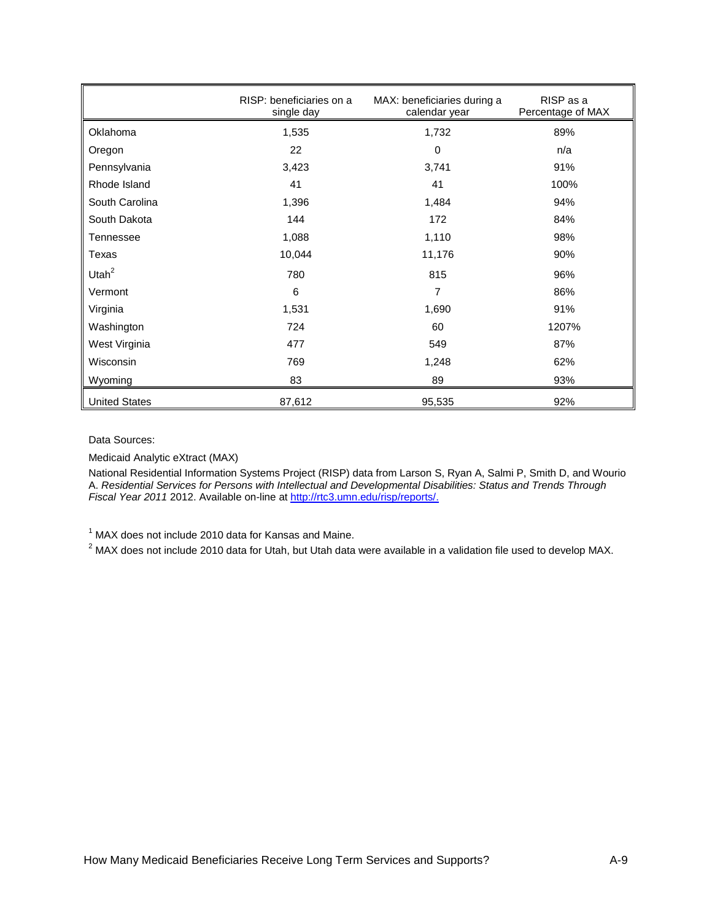| | RISP: beneficiaries on a single day | MAX: beneficiaries during a calendar year | RISP as a Percentage of MAX |
|---|---|---|---|
| Oklahoma | 1,535 | 1,732 | 89% |
| Oregon | 22 | 0 | n/a |
| Pennsylvania | 3,423 | 3,741 | 91% |
| Rhode Island | 41 | 41 | 100% |
| South Carolina | 1,396 | 1,484 | 94% |
| South Dakota | 144 | 172 | 84% |
| Tennessee | 1,088 | 1,110 | 98% |
| Texas | 10,044 | 11,176 | 90% |
| Utah[2] | 780 | 815 | 96% |
| Vermont | 6 | 7 | 86% |
| Virginia | 1,531 | 1,690 | 91% |
| Washington | 724 | 60 | 1207% |
| West Virginia | 477 | 549 | 87% |
| Wisconsin | 769 | 1,248 | 62% |
| Wyoming | 83 | 89 | 93% |
| United States | 87,612 | 95,535 | 92% |

Data Sources:

Medicaid Analytic eXtract (MAX)

National Residential Information Systems Project (RISP) data from Larson S, Ryan A, Salmi P, Smith D, and Wourio A. *Residential Services for Persons with Intellectual and Developmental Disabilities: Status and Trends Through Fiscal Year 2011* 2012. Available on-line at http://rtc3.umn.edu/risp/reports/.

[1] MAX does not include 2010 data for Kansas and Maine.

[2] MAX does not include 2010 data for Utah, but Utah data were available in a validation file used to develop MAX.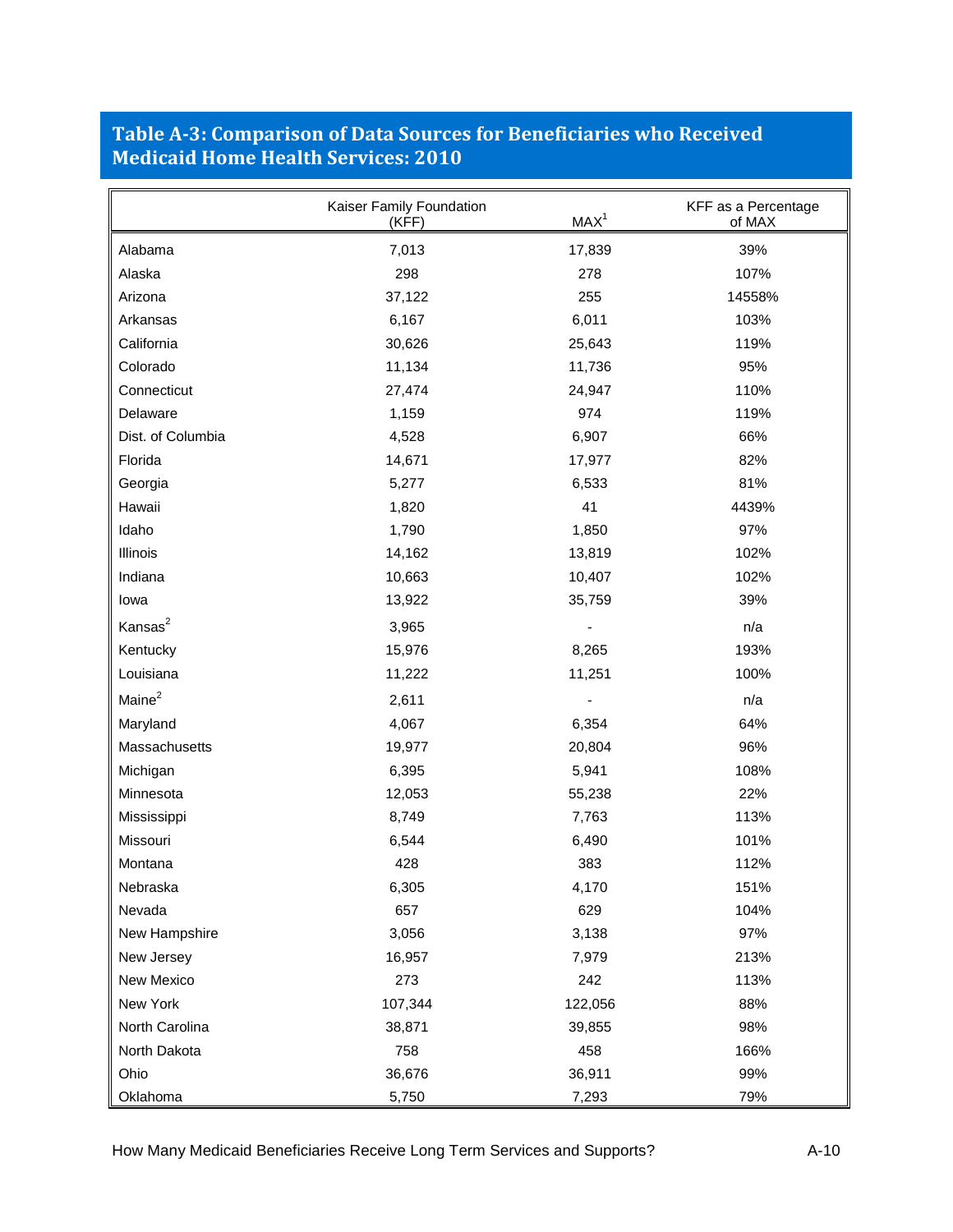## Table A-3: Comparison of Data Sources for Beneficiaries who Received Medicaid Home Health Services: 2010

| | Kaiser Family Foundation (KFF) | MAX[1] | KFF as a Percentage of MAX |
|---|---|---|---|
| Alabama | 7,013 | 17,839 | 39% |
| Alaska | 298 | 278 | 107% |
| Arizona | 37,122 | 255 | 14558% |
| Arkansas | 6,167 | 6,011 | 103% |
| California | 30,626 | 25,643 | 119% |
| Colorado | 11,134 | 11,736 | 95% |
| Connecticut | 27,474 | 24,947 | 110% |
| Delaware | 1,159 | 974 | 119% |
| Dist. of Columbia | 4,528 | 6,907 | 66% |
| Florida | 14,671 | 17,977 | 82% |
| Georgia | 5,277 | 6,533 | 81% |
| Hawaii | 1,820 | 41 | 4439% |
| Idaho | 1,790 | 1,850 | 97% |
| Illinois | 14,162 | 13,819 | 102% |
| Indiana | 10,663 | 10,407 | 102% |
| Iowa | 13,922 | 35,759 | 39% |
| Kansas[2] | 3,965 | - | n/a |
| Kentucky | 15,976 | 8,265 | 193% |
| Louisiana | 11,222 | 11,251 | 100% |
| Maine[2] | 2,611 | - | n/a |
| Maryland | 4,067 | 6,354 | 64% |
| Massachusetts | 19,977 | 20,804 | 96% |
| Michigan | 6,395 | 5,941 | 108% |
| Minnesota | 12,053 | 55,238 | 22% |
| Mississippi | 8,749 | 7,763 | 113% |
| Missouri | 6,544 | 6,490 | 101% |
| Montana | 428 | 383 | 112% |
| Nebraska | 6,305 | 4,170 | 151% |
| Nevada | 657 | 629 | 104% |
| New Hampshire | 3,056 | 3,138 | 97% |
| New Jersey | 16,957 | 7,979 | 213% |
| New Mexico | 273 | 242 | 113% |
| New York | 107,344 | 122,056 | 88% |
| North Carolina | 38,871 | 39,855 | 98% |
| North Dakota | 758 | 458 | 166% |
| Ohio | 36,676 | 36,911 | 99% |
| Oklahoma | 5,750 | 7,293 | 79% |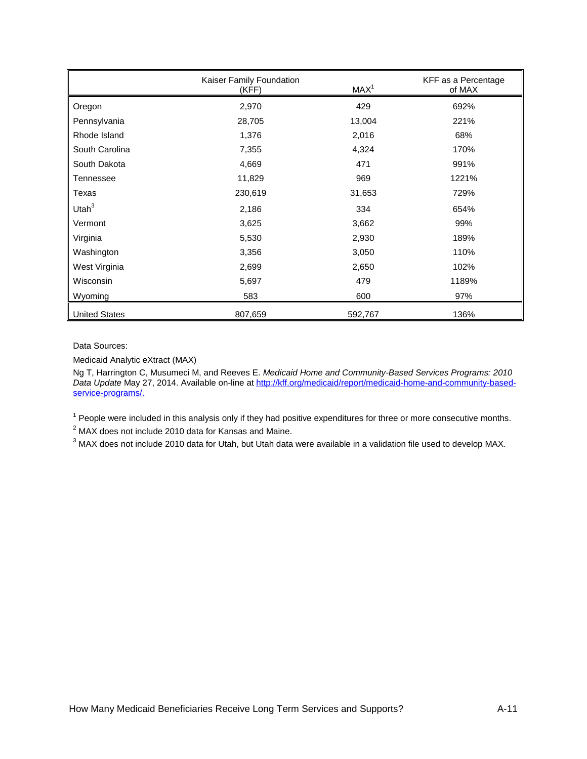|  | Kaiser Family Foundation (KFF) | MAX[1] | KFF as a Percentage of MAX |
|---|---|---|---|
| Oregon | 2,970 | 429 | 692% |
| Pennsylvania | 28,705 | 13,004 | 221% |
| Rhode Island | 1,376 | 2,016 | 68% |
| South Carolina | 7,355 | 4,324 | 170% |
| South Dakota | 4,669 | 471 | 991% |
| Tennessee | 11,829 | 969 | 1221% |
| Texas | 230,619 | 31,653 | 729% |
| Utah[3] | 2,186 | 334 | 654% |
| Vermont | 3,625 | 3,662 | 99% |
| Virginia | 5,530 | 2,930 | 189% |
| Washington | 3,356 | 3,050 | 110% |
| West Virginia | 2,699 | 2,650 | 102% |
| Wisconsin | 5,697 | 479 | 1189% |
| Wyoming | 583 | 600 | 97% |
| United States | 807,659 | 592,767 | 136% |

Data Sources:

Medicaid Analytic eXtract (MAX)

Ng T, Harrington C, Musumeci M, and Reeves E. *Medicaid Home and Community-Based Services Programs: 2010 Data Update* May 27, 2014. Available on-line at http://kff.org/medicaid/report/medicaid-home-and-community-based-service-programs/.

[1] People were included in this analysis only if they had positive expenditures for three or more consecutive months.

[2] MAX does not include 2010 data for Kansas and Maine.

[3] MAX does not include 2010 data for Utah, but Utah data were available in a validation file used to develop MAX.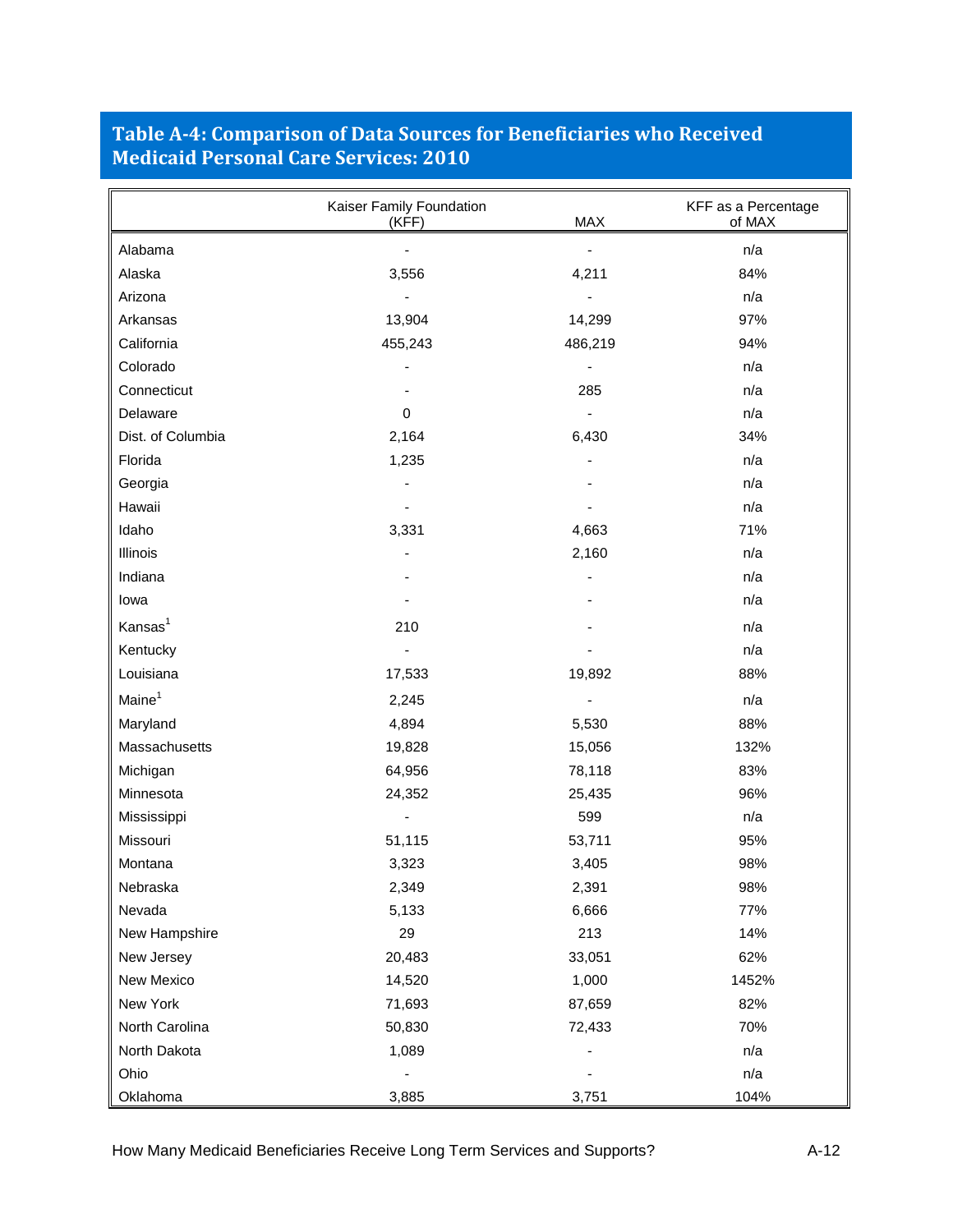## Table A-4: Comparison of Data Sources for Beneficiaries who Received Medicaid Personal Care Services: 2010

| | Kaiser Family Foundation (KFF) | MAX | KFF as a Percentage of MAX |
|---|---|---|---|
| Alabama | - | - | n/a |
| Alaska | 3,556 | 4,211 | 84% |
| Arizona | - | - | n/a |
| Arkansas | 13,904 | 14,299 | 97% |
| California | 455,243 | 486,219 | 94% |
| Colorado | - | - | n/a |
| Connecticut | - | 285 | n/a |
| Delaware | 0 | - | n/a |
| Dist. of Columbia | 2,164 | 6,430 | 34% |
| Florida | 1,235 | - | n/a |
| Georgia | - | - | n/a |
| Hawaii | - | - | n/a |
| Idaho | 3,331 | 4,663 | 71% |
| Illinois | - | 2,160 | n/a |
| Indiana | - | - | n/a |
| Iowa | - | - | n/a |
| Kansas[1] | 210 | - | n/a |
| Kentucky | - | - | n/a |
| Louisiana | 17,533 | 19,892 | 88% |
| Maine[1] | 2,245 | - | n/a |
| Maryland | 4,894 | 5,530 | 88% |
| Massachusetts | 19,828 | 15,056 | 132% |
| Michigan | 64,956 | 78,118 | 83% |
| Minnesota | 24,352 | 25,435 | 96% |
| Mississippi | - | 599 | n/a |
| Missouri | 51,115 | 53,711 | 95% |
| Montana | 3,323 | 3,405 | 98% |
| Nebraska | 2,349 | 2,391 | 98% |
| Nevada | 5,133 | 6,666 | 77% |
| New Hampshire | 29 | 213 | 14% |
| New Jersey | 20,483 | 33,051 | 62% |
| New Mexico | 14,520 | 1,000 | 1452% |
| New York | 71,693 | 87,659 | 82% |
| North Carolina | 50,830 | 72,433 | 70% |
| North Dakota | 1,089 | - | n/a |
| Ohio | - | - | n/a |
| Oklahoma | 3,885 | 3,751 | 104% |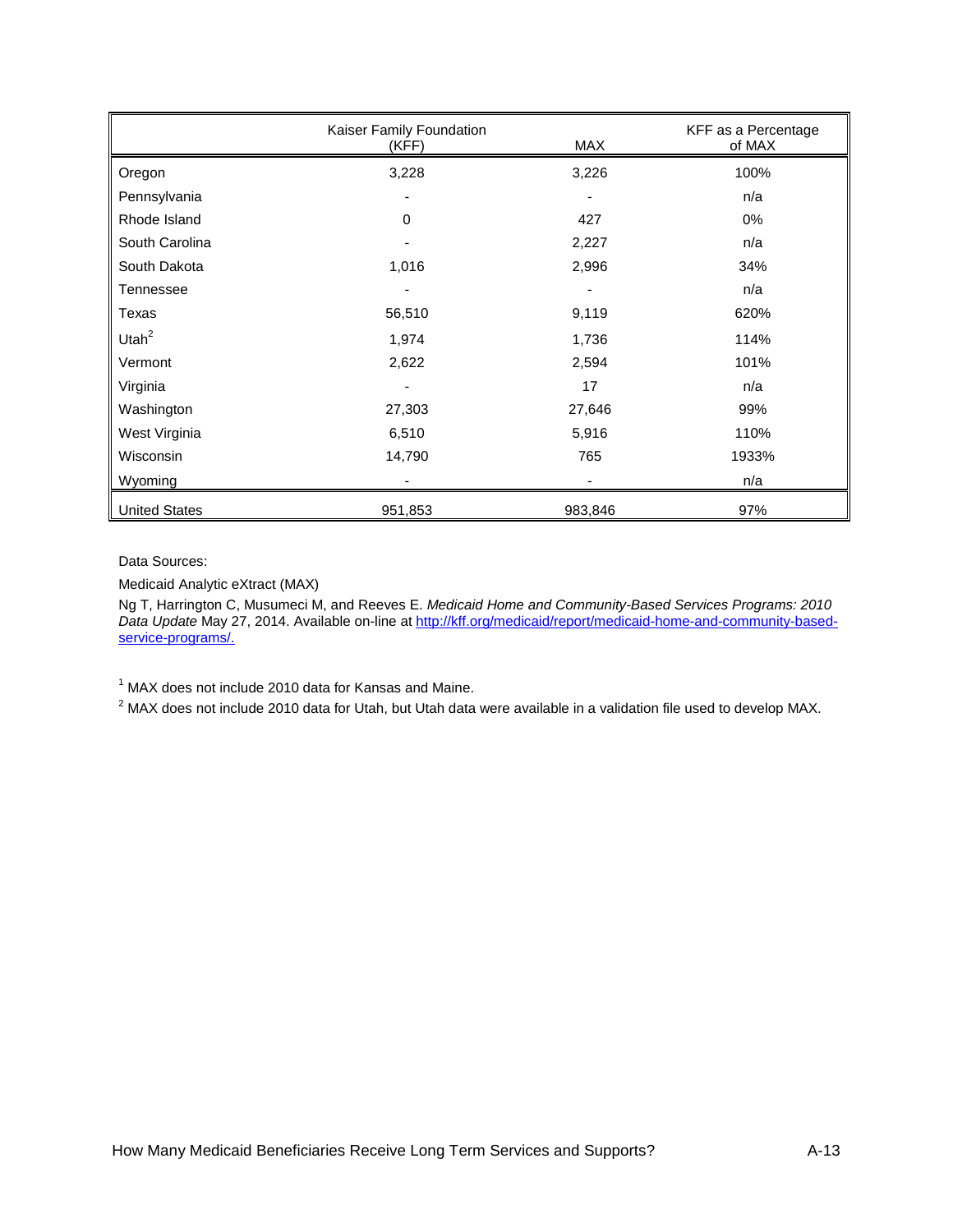| | Kaiser Family Foundation (KFF) | MAX | KFF as a Percentage of MAX |
|---|---|---|---|
| Oregon | 3,228 | 3,226 | 100% |
| Pennsylvania | - | - | n/a |
| Rhode Island | 0 | 427 | 0% |
| South Carolina | - | 2,227 | n/a |
| South Dakota | 1,016 | 2,996 | 34% |
| Tennessee | - | - | n/a |
| Texas | 56,510 | 9,119 | 620% |
| Utah[2] | 1,974 | 1,736 | 114% |
| Vermont | 2,622 | 2,594 | 101% |
| Virginia | - | 17 | n/a |
| Washington | 27,303 | 27,646 | 99% |
| West Virginia | 6,510 | 5,916 | 110% |
| Wisconsin | 14,790 | 765 | 1933% |
| Wyoming | - | - | n/a |
| United States | 951,853 | 983,846 | 97% |

Data Sources:

Medicaid Analytic eXtract (MAX)

Ng T, Harrington C, Musumeci M, and Reeves E. *Medicaid Home and Community-Based Services Programs: 2010 Data Update* May 27, 2014. Available on-line at [http://kff.org/medicaid/report/medicaid-home-and-community-based-service-programs/.](http://kff.org/medicaid/report/medicaid-home-and-community-based-service-programs/)

[1] MAX does not include 2010 data for Kansas and Maine.

[2] MAX does not include 2010 data for Utah, but Utah data were available in a validation file used to develop MAX.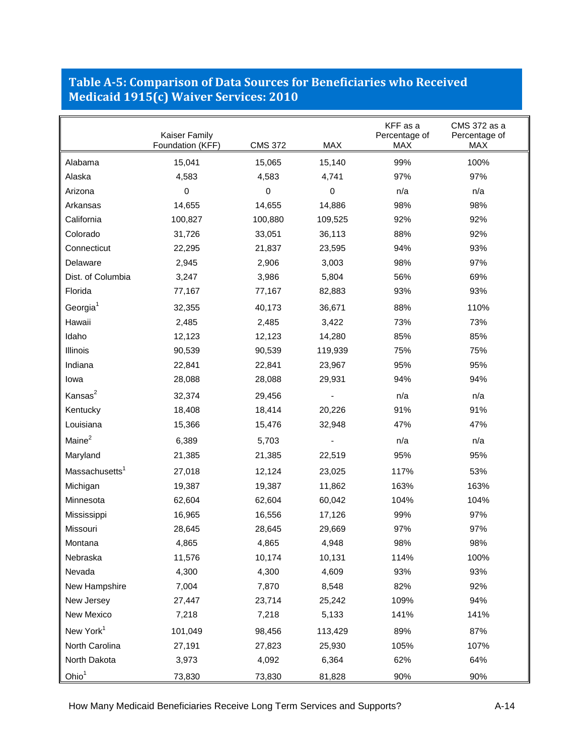## Table A-5: Comparison of Data Sources for Beneficiaries who Received Medicaid 1915(c) Waiver Services: 2010

| | Kaiser Family Foundation (KFF) | CMS 372 | MAX | KFF as a Percentage of MAX | CMS 372 as a Percentage of MAX |
|---|---|---|---|---|---|
| Alabama | 15,041 | 15,065 | 15,140 | 99% | 100% |
| Alaska | 4,583 | 4,583 | 4,741 | 97% | 97% |
| Arizona | 0 | 0 | 0 | n/a | n/a |
| Arkansas | 14,655 | 14,655 | 14,886 | 98% | 98% |
| California | 100,827 | 100,880 | 109,525 | 92% | 92% |
| Colorado | 31,726 | 33,051 | 36,113 | 88% | 92% |
| Connecticut | 22,295 | 21,837 | 23,595 | 94% | 93% |
| Delaware | 2,945 | 2,906 | 3,003 | 98% | 97% |
| Dist. of Columbia | 3,247 | 3,986 | 5,804 | 56% | 69% |
| Florida | 77,167 | 77,167 | 82,883 | 93% | 93% |
| Georgia[1] | 32,355 | 40,173 | 36,671 | 88% | 110% |
| Hawaii | 2,485 | 2,485 | 3,422 | 73% | 73% |
| Idaho | 12,123 | 12,123 | 14,280 | 85% | 85% |
| Illinois | 90,539 | 90,539 | 119,939 | 75% | 75% |
| Indiana | 22,841 | 22,841 | 23,967 | 95% | 95% |
| Iowa | 28,088 | 28,088 | 29,931 | 94% | 94% |
| Kansas[2] | 32,374 | 29,456 | - | n/a | n/a |
| Kentucky | 18,408 | 18,414 | 20,226 | 91% | 91% |
| Louisiana | 15,366 | 15,476 | 32,948 | 47% | 47% |
| Maine[2] | 6,389 | 5,703 | - | n/a | n/a |
| Maryland | 21,385 | 21,385 | 22,519 | 95% | 95% |
| Massachusetts[1] | 27,018 | 12,124 | 23,025 | 117% | 53% |
| Michigan | 19,387 | 19,387 | 11,862 | 163% | 163% |
| Minnesota | 62,604 | 62,604 | 60,042 | 104% | 104% |
| Mississippi | 16,965 | 16,556 | 17,126 | 99% | 97% |
| Missouri | 28,645 | 28,645 | 29,669 | 97% | 97% |
| Montana | 4,865 | 4,865 | 4,948 | 98% | 98% |
| Nebraska | 11,576 | 10,174 | 10,131 | 114% | 100% |
| Nevada | 4,300 | 4,300 | 4,609 | 93% | 93% |
| New Hampshire | 7,004 | 7,870 | 8,548 | 82% | 92% |
| New Jersey | 27,447 | 23,714 | 25,242 | 109% | 94% |
| New Mexico | 7,218 | 7,218 | 5,133 | 141% | 141% |
| New York[1] | 101,049 | 98,456 | 113,429 | 89% | 87% |
| North Carolina | 27,191 | 27,823 | 25,930 | 105% | 107% |
| North Dakota | 3,973 | 4,092 | 6,364 | 62% | 64% |
| Ohio[1] | 73,830 | 73,830 | 81,828 | 90% | 90% |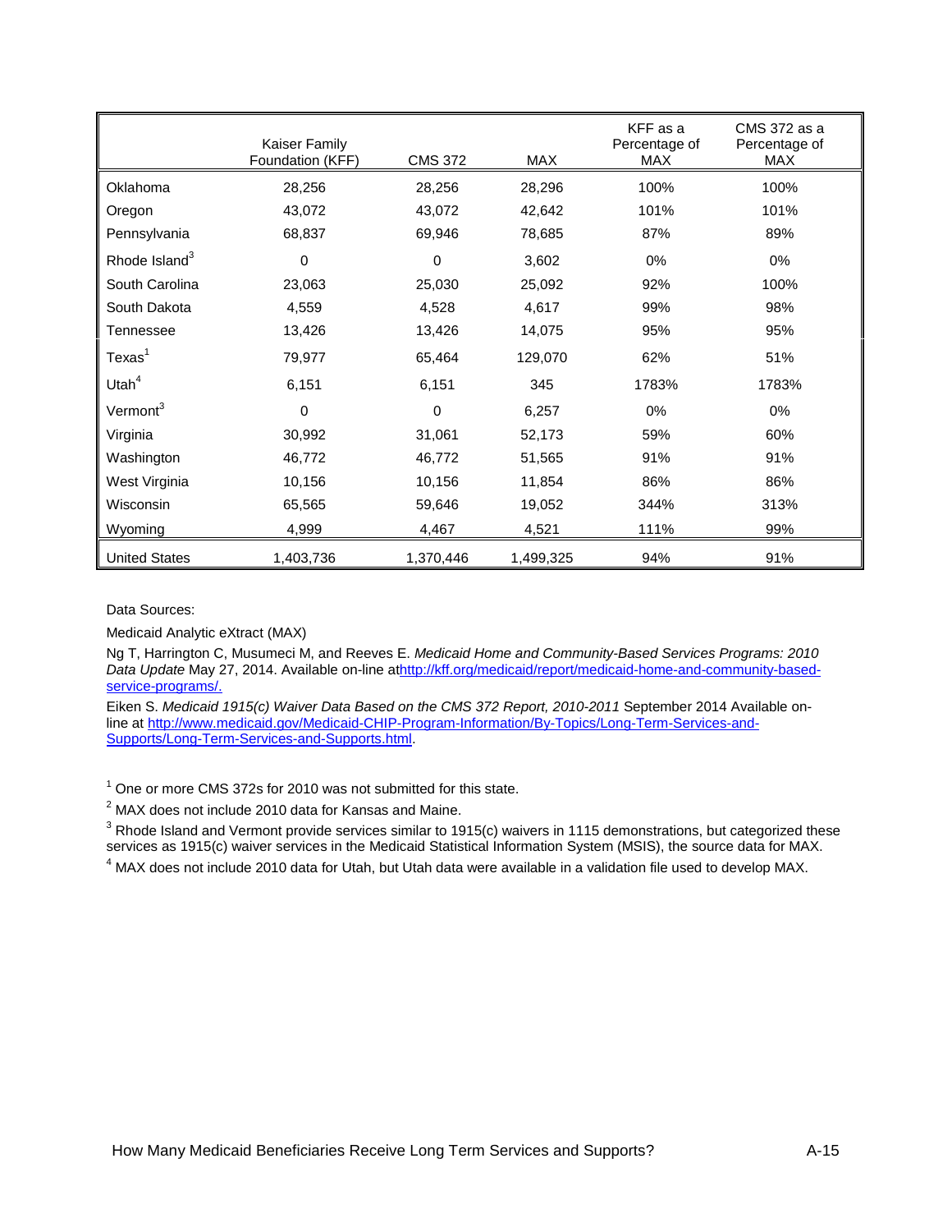| | Kaiser Family Foundation (KFF) | CMS 372 | MAX | KFF as a Percentage of MAX | CMS 372 as a Percentage of MAX |
|---|---|---|---|---|---|
| Oklahoma | 28,256 | 28,256 | 28,296 | 100% | 100% |
| Oregon | 43,072 | 43,072 | 42,642 | 101% | 101% |
| Pennsylvania | 68,837 | 69,946 | 78,685 | 87% | 89% |
| Rhode Island[3] | 0 | 0 | 3,602 | 0% | 0% |
| South Carolina | 23,063 | 25,030 | 25,092 | 92% | 100% |
| South Dakota | 4,559 | 4,528 | 4,617 | 99% | 98% |
| Tennessee | 13,426 | 13,426 | 14,075 | 95% | 95% |
| Texas[1] | 79,977 | 65,464 | 129,070 | 62% | 51% |
| Utah[4] | 6,151 | 6,151 | 345 | 1783% | 1783% |
| Vermont[3] | 0 | 0 | 6,257 | 0% | 0% |
| Virginia | 30,992 | 31,061 | 52,173 | 59% | 60% |
| Washington | 46,772 | 46,772 | 51,565 | 91% | 91% |
| West Virginia | 10,156 | 10,156 | 11,854 | 86% | 86% |
| Wisconsin | 65,565 | 59,646 | 19,052 | 344% | 313% |
| Wyoming | 4,999 | 4,467 | 4,521 | 111% | 99% |
| United States | 1,403,736 | 1,370,446 | 1,499,325 | 94% | 91% |

Data Sources:

Medicaid Analytic eXtract (MAX)

Ng T, Harrington C, Musumeci M, and Reeves E. *Medicaid Home and Community-Based Services Programs: 2010 Data Update* May 27, 2014. Available on-line at http://kff.org/medicaid/report/medicaid-home-and-community-based-service-programs/.

Eiken S. *Medicaid 1915(c) Waiver Data Based on the CMS 372 Report, 2010-2011* September 2014 Available on-line at http://www.medicaid.gov/Medicaid-CHIP-Program-Information/By-Topics/Long-Term-Services-and-Supports/Long-Term-Services-and-Supports.html.

[1] One or more CMS 372s for 2010 was not submitted for this state.

[2] MAX does not include 2010 data for Kansas and Maine.

[3] Rhode Island and Vermont provide services similar to 1915(c) waivers in 1115 demonstrations, but categorized these services as 1915(c) waiver services in the Medicaid Statistical Information System (MSIS), the source data for MAX.

[4] MAX does not include 2010 data for Utah, but Utah data were available in a validation file used to develop MAX.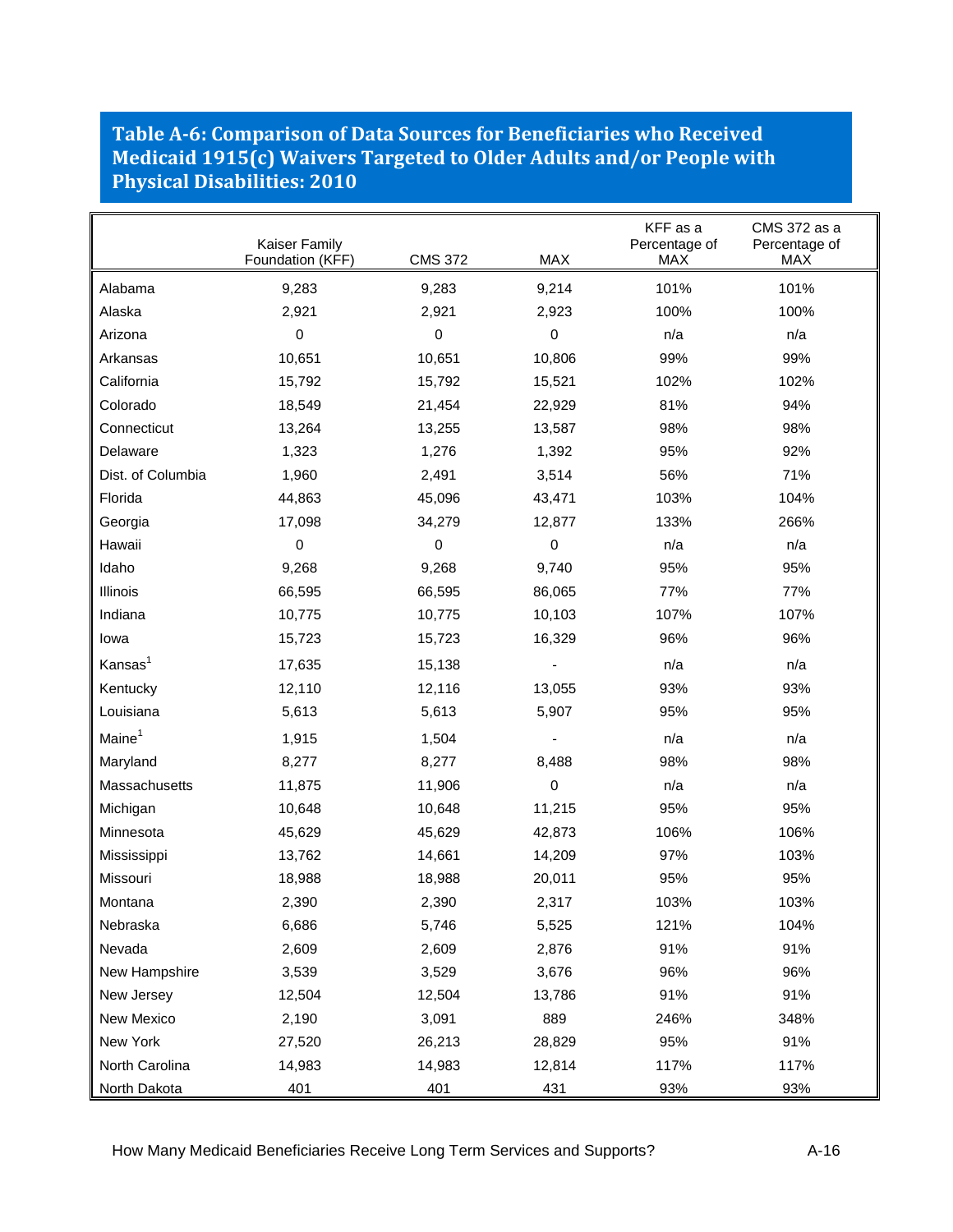## Table A-6: Comparison of Data Sources for Beneficiaries who Received Medicaid 1915(c) Waivers Targeted to Older Adults and/or People with Physical Disabilities: 2010

| | Kaiser Family Foundation (KFF) | CMS 372 | MAX | KFF as a Percentage of MAX | CMS 372 as a Percentage of MAX |
|---|---|---|---|---|---|
| Alabama | 9,283 | 9,283 | 9,214 | 101% | 101% |
| Alaska | 2,921 | 2,921 | 2,923 | 100% | 100% |
| Arizona | 0 | 0 | 0 | n/a | n/a |
| Arkansas | 10,651 | 10,651 | 10,806 | 99% | 99% |
| California | 15,792 | 15,792 | 15,521 | 102% | 102% |
| Colorado | 18,549 | 21,454 | 22,929 | 81% | 94% |
| Connecticut | 13,264 | 13,255 | 13,587 | 98% | 98% |
| Delaware | 1,323 | 1,276 | 1,392 | 95% | 92% |
| Dist. of Columbia | 1,960 | 2,491 | 3,514 | 56% | 71% |
| Florida | 44,863 | 45,096 | 43,471 | 103% | 104% |
| Georgia | 17,098 | 34,279 | 12,877 | 133% | 266% |
| Hawaii | 0 | 0 | 0 | n/a | n/a |
| Idaho | 9,268 | 9,268 | 9,740 | 95% | 95% |
| Illinois | 66,595 | 66,595 | 86,065 | 77% | 77% |
| Indiana | 10,775 | 10,775 | 10,103 | 107% | 107% |
| Iowa | 15,723 | 15,723 | 16,329 | 96% | 96% |
| Kansas[1] | 17,635 | 15,138 | - | n/a | n/a |
| Kentucky | 12,110 | 12,116 | 13,055 | 93% | 93% |
| Louisiana | 5,613 | 5,613 | 5,907 | 95% | 95% |
| Maine[1] | 1,915 | 1,504 | - | n/a | n/a |
| Maryland | 8,277 | 8,277 | 8,488 | 98% | 98% |
| Massachusetts | 11,875 | 11,906 | 0 | n/a | n/a |
| Michigan | 10,648 | 10,648 | 11,215 | 95% | 95% |
| Minnesota | 45,629 | 45,629 | 42,873 | 106% | 106% |
| Mississippi | 13,762 | 14,661 | 14,209 | 97% | 103% |
| Missouri | 18,988 | 18,988 | 20,011 | 95% | 95% |
| Montana | 2,390 | 2,390 | 2,317 | 103% | 103% |
| Nebraska | 6,686 | 5,746 | 5,525 | 121% | 104% |
| Nevada | 2,609 | 2,609 | 2,876 | 91% | 91% |
| New Hampshire | 3,539 | 3,529 | 3,676 | 96% | 96% |
| New Jersey | 12,504 | 12,504 | 13,786 | 91% | 91% |
| New Mexico | 2,190 | 3,091 | 889 | 246% | 348% |
| New York | 27,520 | 26,213 | 28,829 | 95% | 91% |
| North Carolina | 14,983 | 14,983 | 12,814 | 117% | 117% |
| North Dakota | 401 | 401 | 431 | 93% | 93% |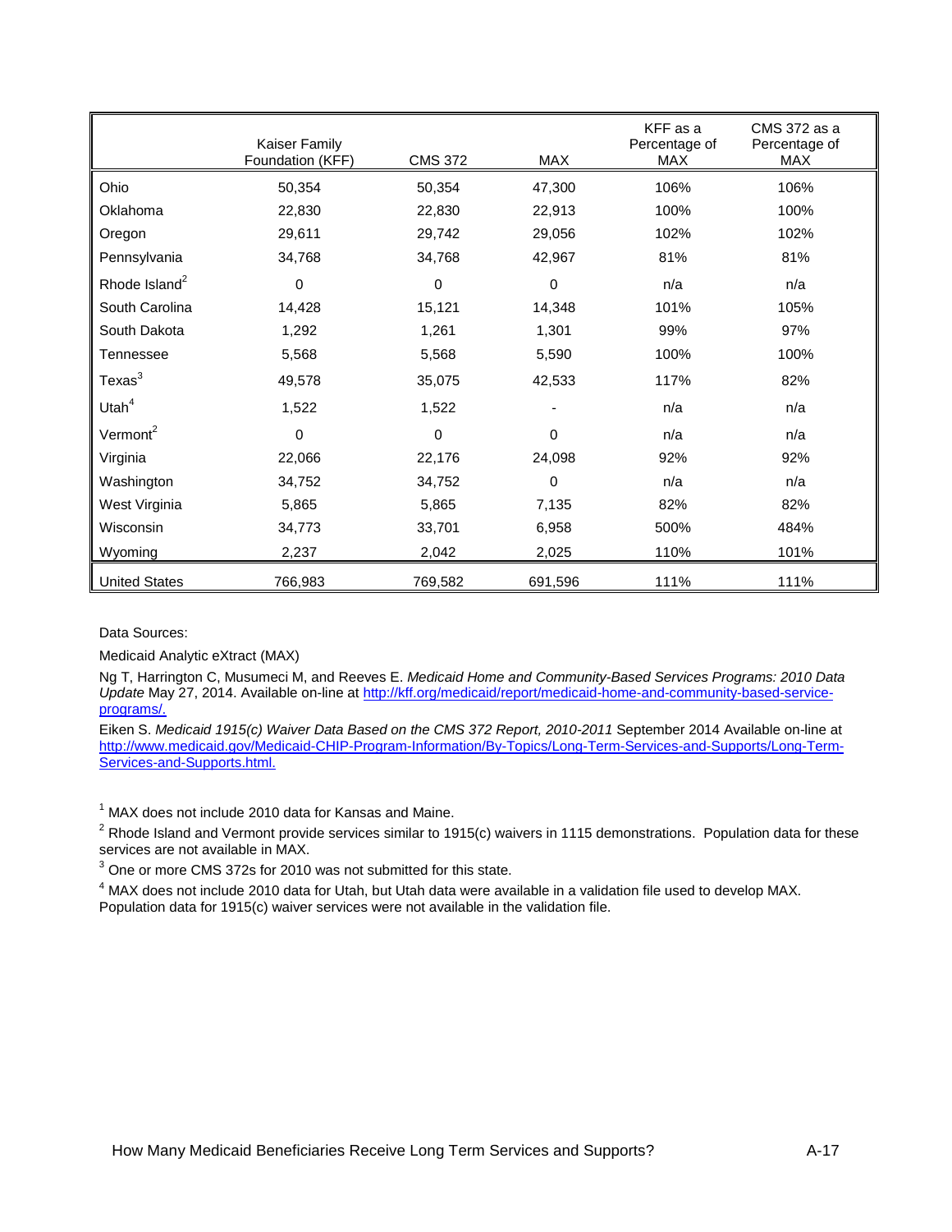| | Kaiser Family Foundation (KFF) | CMS 372 | MAX | KFF as a Percentage of MAX | CMS 372 as a Percentage of MAX |
|---|---|---|---|---|---|
| Ohio | 50,354 | 50,354 | 47,300 | 106% | 106% |
| Oklahoma | 22,830 | 22,830 | 22,913 | 100% | 100% |
| Oregon | 29,611 | 29,742 | 29,056 | 102% | 102% |
| Pennsylvania | 34,768 | 34,768 | 42,967 | 81% | 81% |
| Rhode Island[2] | 0 | 0 | 0 | n/a | n/a |
| South Carolina | 14,428 | 15,121 | 14,348 | 101% | 105% |
| South Dakota | 1,292 | 1,261 | 1,301 | 99% | 97% |
| Tennessee | 5,568 | 5,568 | 5,590 | 100% | 100% |
| Texas[3] | 49,578 | 35,075 | 42,533 | 117% | 82% |
| Utah[4] | 1,522 | 1,522 | - | n/a | n/a |
| Vermont[2] | 0 | 0 | 0 | n/a | n/a |
| Virginia | 22,066 | 22,176 | 24,098 | 92% | 92% |
| Washington | 34,752 | 34,752 | 0 | n/a | n/a |
| West Virginia | 5,865 | 5,865 | 7,135 | 82% | 82% |
| Wisconsin | 34,773 | 33,701 | 6,958 | 500% | 484% |
| Wyoming | 2,237 | 2,042 | 2,025 | 110% | 101% |
| United States | 766,983 | 769,582 | 691,596 | 111% | 111% |

Data Sources:

Medicaid Analytic eXtract (MAX)

Ng T, Harrington C, Musumeci M, and Reeves E. *Medicaid Home and Community-Based Services Programs: 2010 Data Update* May 27, 2014. Available on-line at http://kff.org/medicaid/report/medicaid-home-and-community-based-service-programs/.

Eiken S. *Medicaid 1915(c) Waiver Data Based on the CMS 372 Report, 2010-2011* September 2014 Available on-line at http://www.medicaid.gov/Medicaid-CHIP-Program-Information/By-Topics/Long-Term-Services-and-Supports/Long-Term-Services-and-Supports.html.

[1] MAX does not include 2010 data for Kansas and Maine.

[2] Rhode Island and Vermont provide services similar to 1915(c) waivers in 1115 demonstrations. Population data for these services are not available in MAX.

[3] One or more CMS 372s for 2010 was not submitted for this state.

[4] MAX does not include 2010 data for Utah, but Utah data were available in a validation file used to develop MAX. Population data for 1915(c) waiver services were not available in the validation file.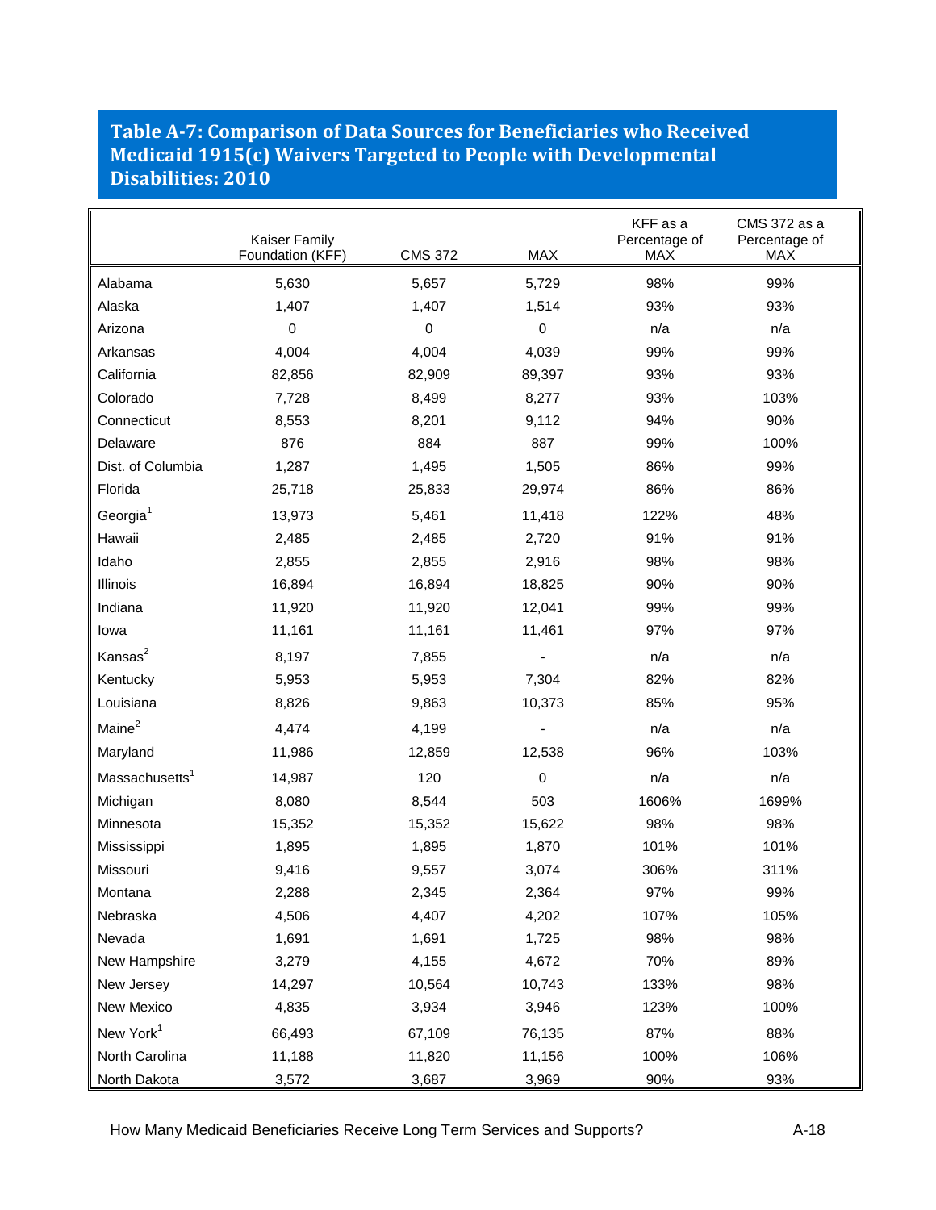## Table A-7: Comparison of Data Sources for Beneficiaries who Received Medicaid 1915(c) Waivers Targeted to People with Developmental Disabilities: 2010

| | Kaiser Family Foundation (KFF) | CMS 372 | MAX | KFF as a Percentage of MAX | CMS 372 as a Percentage of MAX |
|---|---|---|---|---|---|
| Alabama | 5,630 | 5,657 | 5,729 | 98% | 99% |
| Alaska | 1,407 | 1,407 | 1,514 | 93% | 93% |
| Arizona | 0 | 0 | 0 | n/a | n/a |
| Arkansas | 4,004 | 4,004 | 4,039 | 99% | 99% |
| California | 82,856 | 82,909 | 89,397 | 93% | 93% |
| Colorado | 7,728 | 8,499 | 8,277 | 93% | 103% |
| Connecticut | 8,553 | 8,201 | 9,112 | 94% | 90% |
| Delaware | 876 | 884 | 887 | 99% | 100% |
| Dist. of Columbia | 1,287 | 1,495 | 1,505 | 86% | 99% |
| Florida | 25,718 | 25,833 | 29,974 | 86% | 86% |
| Georgia[1] | 13,973 | 5,461 | 11,418 | 122% | 48% |
| Hawaii | 2,485 | 2,485 | 2,720 | 91% | 91% |
| Idaho | 2,855 | 2,855 | 2,916 | 98% | 98% |
| Illinois | 16,894 | 16,894 | 18,825 | 90% | 90% |
| Indiana | 11,920 | 11,920 | 12,041 | 99% | 99% |
| Iowa | 11,161 | 11,161 | 11,461 | 97% | 97% |
| Kansas[2] | 8,197 | 7,855 | - | n/a | n/a |
| Kentucky | 5,953 | 5,953 | 7,304 | 82% | 82% |
| Louisiana | 8,826 | 9,863 | 10,373 | 85% | 95% |
| Maine[2] | 4,474 | 4,199 | - | n/a | n/a |
| Maryland | 11,986 | 12,859 | 12,538 | 96% | 103% |
| Massachusetts[1] | 14,987 | 120 | 0 | n/a | n/a |
| Michigan | 8,080 | 8,544 | 503 | 1606% | 1699% |
| Minnesota | 15,352 | 15,352 | 15,622 | 98% | 98% |
| Mississippi | 1,895 | 1,895 | 1,870 | 101% | 101% |
| Missouri | 9,416 | 9,557 | 3,074 | 306% | 311% |
| Montana | 2,288 | 2,345 | 2,364 | 97% | 99% |
| Nebraska | 4,506 | 4,407 | 4,202 | 107% | 105% |
| Nevada | 1,691 | 1,691 | 1,725 | 98% | 98% |
| New Hampshire | 3,279 | 4,155 | 4,672 | 70% | 89% |
| New Jersey | 14,297 | 10,564 | 10,743 | 133% | 98% |
| New Mexico | 4,835 | 3,934 | 3,946 | 123% | 100% |
| New York[1] | 66,493 | 67,109 | 76,135 | 87% | 88% |
| North Carolina | 11,188 | 11,820 | 11,156 | 100% | 106% |
| North Dakota | 3,572 | 3,687 | 3,969 | 90% | 93% |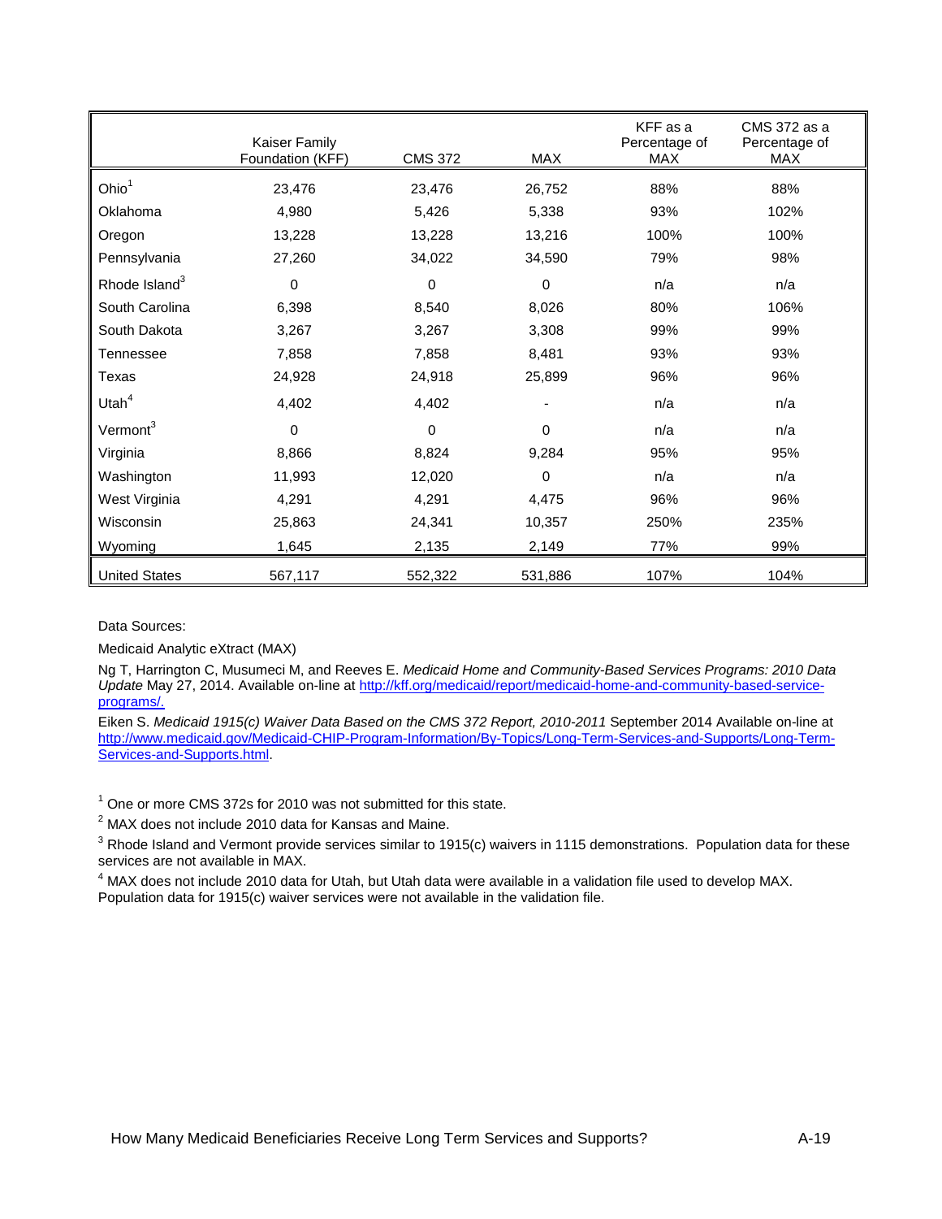| | Kaiser Family Foundation (KFF) | CMS 372 | MAX | KFF as a Percentage of MAX | CMS 372 as a Percentage of MAX |
|---|---|---|---|---|---|
| Ohio[1] | 23,476 | 23,476 | 26,752 | 88% | 88% |
| Oklahoma | 4,980 | 5,426 | 5,338 | 93% | 102% |
| Oregon | 13,228 | 13,228 | 13,216 | 100% | 100% |
| Pennsylvania | 27,260 | 34,022 | 34,590 | 79% | 98% |
| Rhode Island[3] | 0 | 0 | 0 | n/a | n/a |
| South Carolina | 6,398 | 8,540 | 8,026 | 80% | 106% |
| South Dakota | 3,267 | 3,267 | 3,308 | 99% | 99% |
| Tennessee | 7,858 | 7,858 | 8,481 | 93% | 93% |
| Texas | 24,928 | 24,918 | 25,899 | 96% | 96% |
| Utah[4] | 4,402 | 4,402 | - | n/a | n/a |
| Vermont[3] | 0 | 0 | 0 | n/a | n/a |
| Virginia | 8,866 | 8,824 | 9,284 | 95% | 95% |
| Washington | 11,993 | 12,020 | 0 | n/a | n/a |
| West Virginia | 4,291 | 4,291 | 4,475 | 96% | 96% |
| Wisconsin | 25,863 | 24,341 | 10,357 | 250% | 235% |
| Wyoming | 1,645 | 2,135 | 2,149 | 77% | 99% |
| United States | 567,117 | 552,322 | 531,886 | 107% | 104% |

Data Sources:

Medicaid Analytic eXtract (MAX)

Ng T, Harrington C, Musumeci M, and Reeves E. *Medicaid Home and Community-Based Services Programs: 2010 Data Update* May 27, 2014. Available on-line at http://kff.org/medicaid/report/medicaid-home-and-community-based-service-programs/.

Eiken S. *Medicaid 1915(c) Waiver Data Based on the CMS 372 Report, 2010-2011* September 2014 Available on-line at http://www.medicaid.gov/Medicaid-CHIP-Program-Information/By-Topics/Long-Term-Services-and-Supports/Long-Term-Services-and-Supports.html.

[1] One or more CMS 372s for 2010 was not submitted for this state.

[2] MAX does not include 2010 data for Kansas and Maine.

[3] Rhode Island and Vermont provide services similar to 1915(c) waivers in 1115 demonstrations. Population data for these services are not available in MAX.

[4] MAX does not include 2010 data for Utah, but Utah data were available in a validation file used to develop MAX. Population data for 1915(c) waiver services were not available in the validation file.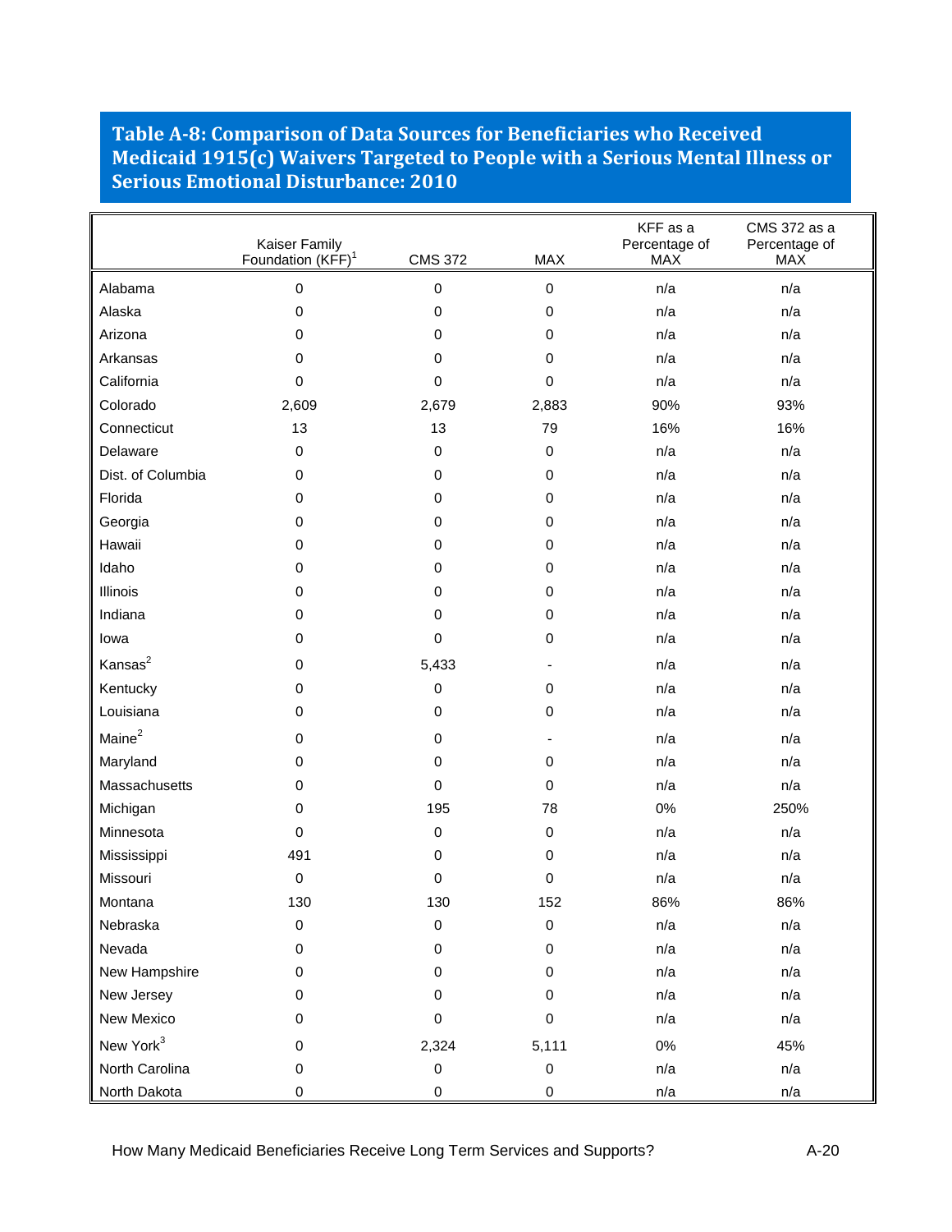## Table A-8: Comparison of Data Sources for Beneficiaries who Received Medicaid 1915(c) Waivers Targeted to People with a Serious Mental Illness or Serious Emotional Disturbance: 2010

| | Kaiser Family Foundation (KFF)[1] | CMS 372 | MAX | KFF as a Percentage of MAX | CMS 372 as a Percentage of MAX |
|---|---|---|---|---|---|
| Alabama | 0 | 0 | 0 | n/a | n/a |
| Alaska | 0 | 0 | 0 | n/a | n/a |
| Arizona | 0 | 0 | 0 | n/a | n/a |
| Arkansas | 0 | 0 | 0 | n/a | n/a |
| California | 0 | 0 | 0 | n/a | n/a |
| Colorado | 2,609 | 2,679 | 2,883 | 90% | 93% |
| Connecticut | 13 | 13 | 79 | 16% | 16% |
| Delaware | 0 | 0 | 0 | n/a | n/a |
| Dist. of Columbia | 0 | 0 | 0 | n/a | n/a |
| Florida | 0 | 0 | 0 | n/a | n/a |
| Georgia | 0 | 0 | 0 | n/a | n/a |
| Hawaii | 0 | 0 | 0 | n/a | n/a |
| Idaho | 0 | 0 | 0 | n/a | n/a |
| Illinois | 0 | 0 | 0 | n/a | n/a |
| Indiana | 0 | 0 | 0 | n/a | n/a |
| Iowa | 0 | 0 | 0 | n/a | n/a |
| Kansas[2] | 0 | 5,433 | - | n/a | n/a |
| Kentucky | 0 | 0 | 0 | n/a | n/a |
| Louisiana | 0 | 0 | 0 | n/a | n/a |
| Maine[2] | 0 | 0 | - | n/a | n/a |
| Maryland | 0 | 0 | 0 | n/a | n/a |
| Massachusetts | 0 | 0 | 0 | n/a | n/a |
| Michigan | 0 | 195 | 78 | 0% | 250% |
| Minnesota | 0 | 0 | 0 | n/a | n/a |
| Mississippi | 491 | 0 | 0 | n/a | n/a |
| Missouri | 0 | 0 | 0 | n/a | n/a |
| Montana | 130 | 130 | 152 | 86% | 86% |
| Nebraska | 0 | 0 | 0 | n/a | n/a |
| Nevada | 0 | 0 | 0 | n/a | n/a |
| New Hampshire | 0 | 0 | 0 | n/a | n/a |
| New Jersey | 0 | 0 | 0 | n/a | n/a |
| New Mexico | 0 | 0 | 0 | n/a | n/a |
| New York[3] | 0 | 2,324 | 5,111 | 0% | 45% |
| North Carolina | 0 | 0 | 0 | n/a | n/a |
| North Dakota | 0 | 0 | 0 | n/a | n/a |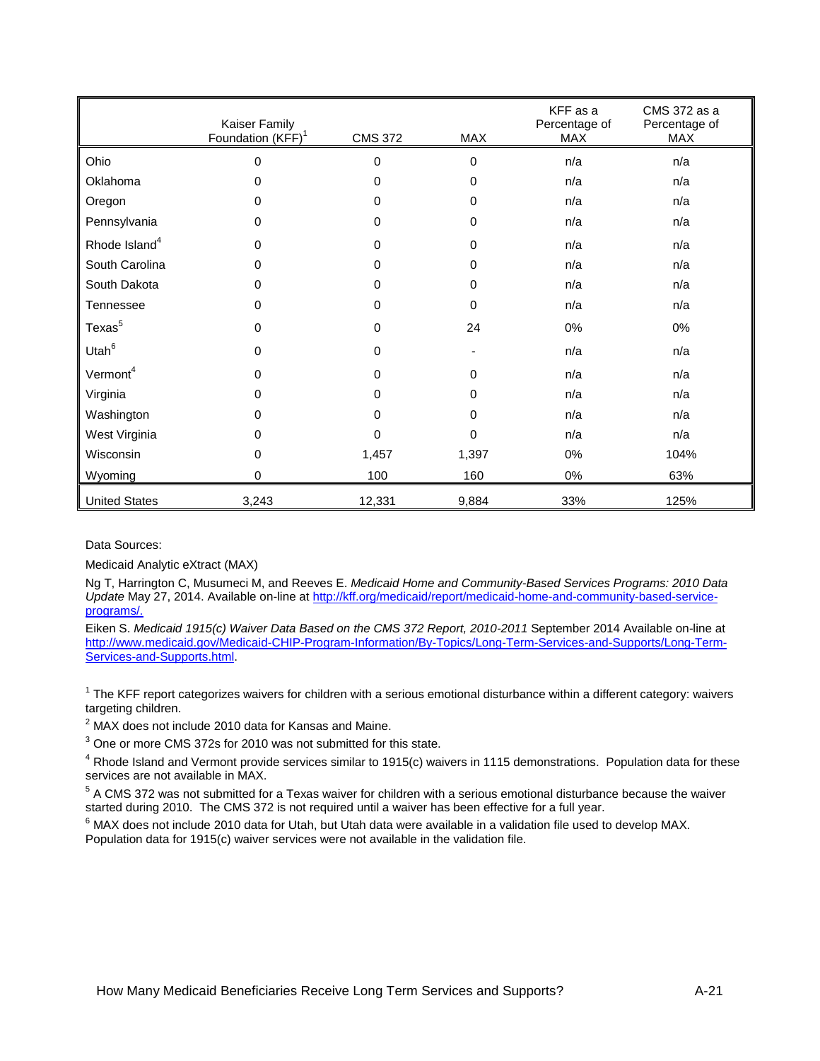| | Kaiser Family Foundation (KFF)[1] | CMS 372 | MAX | KFF as a Percentage of MAX | CMS 372 as a Percentage of MAX |
|---|---|---|---|---|---|
| Ohio | 0 | 0 | 0 | n/a | n/a |
| Oklahoma | 0 | 0 | 0 | n/a | n/a |
| Oregon | 0 | 0 | 0 | n/a | n/a |
| Pennsylvania | 0 | 0 | 0 | n/a | n/a |
| Rhode Island[4] | 0 | 0 | 0 | n/a | n/a |
| South Carolina | 0 | 0 | 0 | n/a | n/a |
| South Dakota | 0 | 0 | 0 | n/a | n/a |
| Tennessee | 0 | 0 | 0 | n/a | n/a |
| Texas[5] | 0 | 0 | 24 | 0% | 0% |
| Utah[6] | 0 | 0 | - | n/a | n/a |
| Vermont[4] | 0 | 0 | 0 | n/a | n/a |
| Virginia | 0 | 0 | 0 | n/a | n/a |
| Washington | 0 | 0 | 0 | n/a | n/a |
| West Virginia | 0 | 0 | 0 | n/a | n/a |
| Wisconsin | 0 | 1,457 | 1,397 | 0% | 104% |
| Wyoming | 0 | 100 | 160 | 0% | 63% |
| United States | 3,243 | 12,331 | 9,884 | 33% | 125% |

Data Sources:

Medicaid Analytic eXtract (MAX)

Ng T, Harrington C, Musumeci M, and Reeves E. *Medicaid Home and Community-Based Services Programs: 2010 Data Update* May 27, 2014. Available on-line at http://kff.org/medicaid/report/medicaid-home-and-community-based-service-programs/.

Eiken S. *Medicaid 1915(c) Waiver Data Based on the CMS 372 Report, 2010-2011* September 2014 Available on-line at http://www.medicaid.gov/Medicaid-CHIP-Program-Information/By-Topics/Long-Term-Services-and-Supports/Long-Term-Services-and-Supports.html.

[1] The KFF report categorizes waivers for children with a serious emotional disturbance within a different category: waivers targeting children.

[2] MAX does not include 2010 data for Kansas and Maine.

[3] One or more CMS 372s for 2010 was not submitted for this state.

[4] Rhode Island and Vermont provide services similar to 1915(c) waivers in 1115 demonstrations. Population data for these services are not available in MAX.

[5] A CMS 372 was not submitted for a Texas waiver for children with a serious emotional disturbance because the waiver started during 2010. The CMS 372 is not required until a waiver has been effective for a full year.

[6] MAX does not include 2010 data for Utah, but Utah data were available in a validation file used to develop MAX. Population data for 1915(c) waiver services were not available in the validation file.